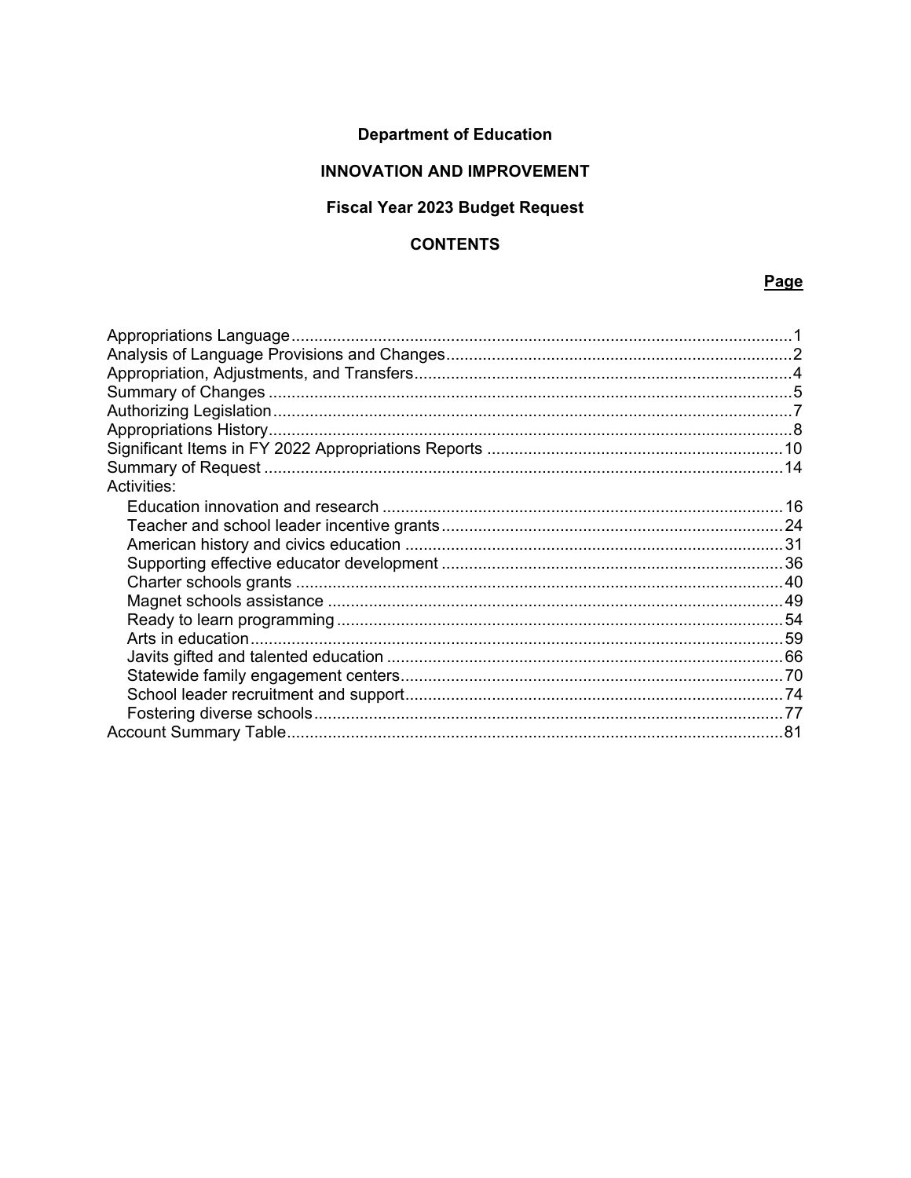# Department of Education

## INNOVATION AND IMPROVEMENT

## Fiscal Year 2023 Budget Request

## CONTENTS

| | Page |
|---|---|
| Appropriations Language | 1 |
| Analysis of Language Provisions and Changes | 2 |
| Appropriation, Adjustments, and Transfers | 4 |
| Summary of Changes | 5 |
| Authorizing Legislation | 7 |
| Appropriations History | 8 |
| Significant Items in FY 2022 Appropriations Reports | 10 |
| Summary of Request | 14 |
| Activities: | |
| Education innovation and research | 16 |
| Teacher and school leader incentive grants | 24 |
| American history and civics education | 31 |
| Supporting effective educator development | 36 |
| Charter schools grants | 40 |
| Magnet schools assistance | 49 |
| Ready to learn programming | 54 |
| Arts in education | 59 |
| Javits gifted and talented education | 66 |
| Statewide family engagement centers | 70 |
| School leader recruitment and support | 74 |
| Fostering diverse schools | 77 |
| Account Summary Table | 81 |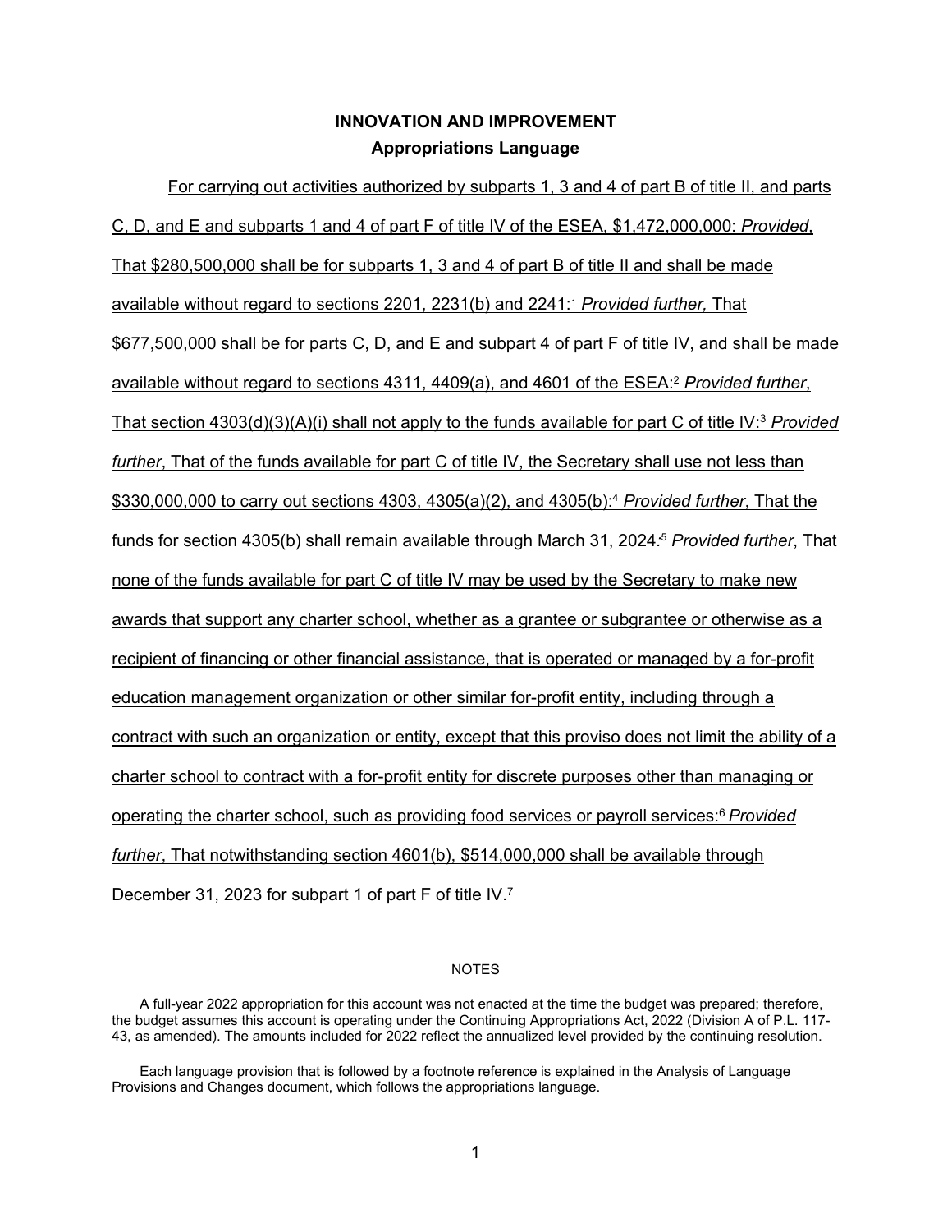# INNOVATION AND IMPROVEMENT

## Appropriations Language

For carrying out activities authorized by subparts 1, 3 and 4 of part B of title II, and parts C, D, and E and subparts 1 and 4 of part F of title IV of the ESEA, $1,472,000,000: *Provided*, That $280,500,000 shall be for subparts 1, 3 and 4 of part B of title II and shall be made available without regard to sections 2201, 2231(b) and 2241:[1] *Provided further,* That $677,500,000 shall be for parts C, D, and E and subpart 4 of part F of title IV, and shall be made available without regard to sections 4311, 4409(a), and 4601 of the ESEA:[2] *Provided further*, That section 4303(d)(3)(A)(i) shall not apply to the funds available for part C of title IV:[3] *Provided further*, That of the funds available for part C of title IV, the Secretary shall use not less than $330,000,000 to carry out sections 4303, 4305(a)(2), and 4305(b):[4] *Provided further,* That the funds for section 4305(b) shall remain available through March 31, 2024:[5] *Provided further*, That none of the funds available for part C of title IV may be used by the Secretary to make new awards that support any charter school, whether as a grantee or subgrantee or otherwise as a recipient of financing or other financial assistance, that is operated or managed by a for-profit education management organization or other similar for-profit entity, including through a contract with such an organization or entity, except that this proviso does not limit the ability of a charter school to contract with a for-profit entity for discrete purposes other than managing or operating the charter school, such as providing food services or payroll services:[6] *Provided further*, That notwithstanding section 4601(b), $514,000,000 shall be available through December 31, 2023 for subpart 1 of part F of title IV.[7]

NOTES

A full-year 2022 appropriation for this account was not enacted at the time the budget was prepared; therefore, the budget assumes this account is operating under the Continuing Appropriations Act, 2022 (Division A of P.L. 117-43, as amended). The amounts included for 2022 reflect the annualized level provided by the continuing resolution.

Each language provision that is followed by a footnote reference is explained in the Analysis of Language Provisions and Changes document, which follows the appropriations language.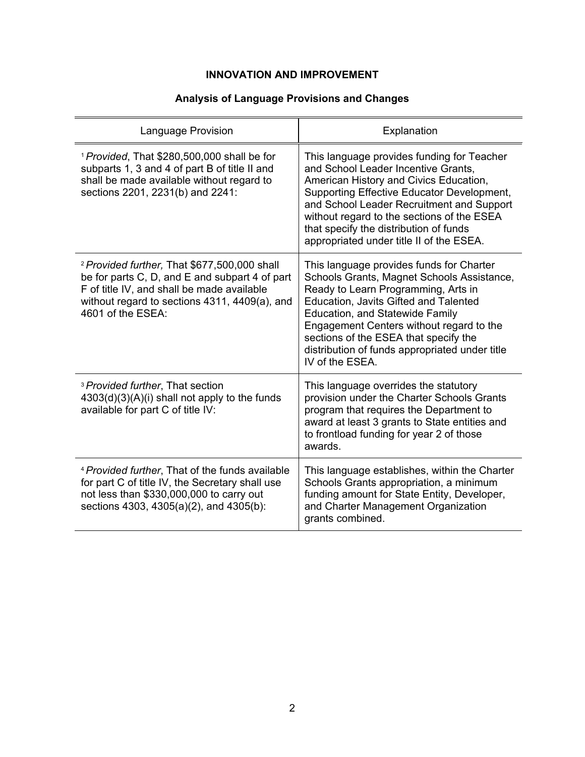# INNOVATION AND IMPROVEMENT

## Analysis of Language Provisions and Changes

| Language Provision | Explanation |
|---|---|
| [1] *Provided*, That $280,500,000 shall be for subparts 1, 3 and 4 of part B of title II and shall be made available without regard to sections 2201, 2231(b) and 2241: | This language provides funding for Teacher and School Leader Incentive Grants, American History and Civics Education, Supporting Effective Educator Development, and School Leader Recruitment and Support without regard to the sections of the ESEA that specify the distribution of funds appropriated under title II of the ESEA. |
| [2] *Provided further,* That $677,500,000 shall be for parts C, D, and E and subpart 4 of part F of title IV, and shall be made available without regard to sections 4311, 4409(a), and 4601 of the ESEA: | This language provides funds for Charter Schools Grants, Magnet Schools Assistance, Ready to Learn Programming, Arts in Education, Javits Gifted and Talented Education, and Statewide Family Engagement Centers without regard to the sections of the ESEA that specify the distribution of funds appropriated under title IV of the ESEA. |
| [3] *Provided further*, That section 4303(d)(3)(A)(i) shall not apply to the funds available for part C of title IV: | This language overrides the statutory provision under the Charter Schools Grants program that requires the Department to award at least 3 grants to State entities and to frontload funding for year 2 of those awards. |
| [4] *Provided further*, That of the funds available for part C of title IV, the Secretary shall use not less than $330,000,000 to carry out sections 4303, 4305(a)(2), and 4305(b): | This language establishes, within the Charter Schools Grants appropriation, a minimum funding amount for State Entity, Developer, and Charter Management Organization grants combined. |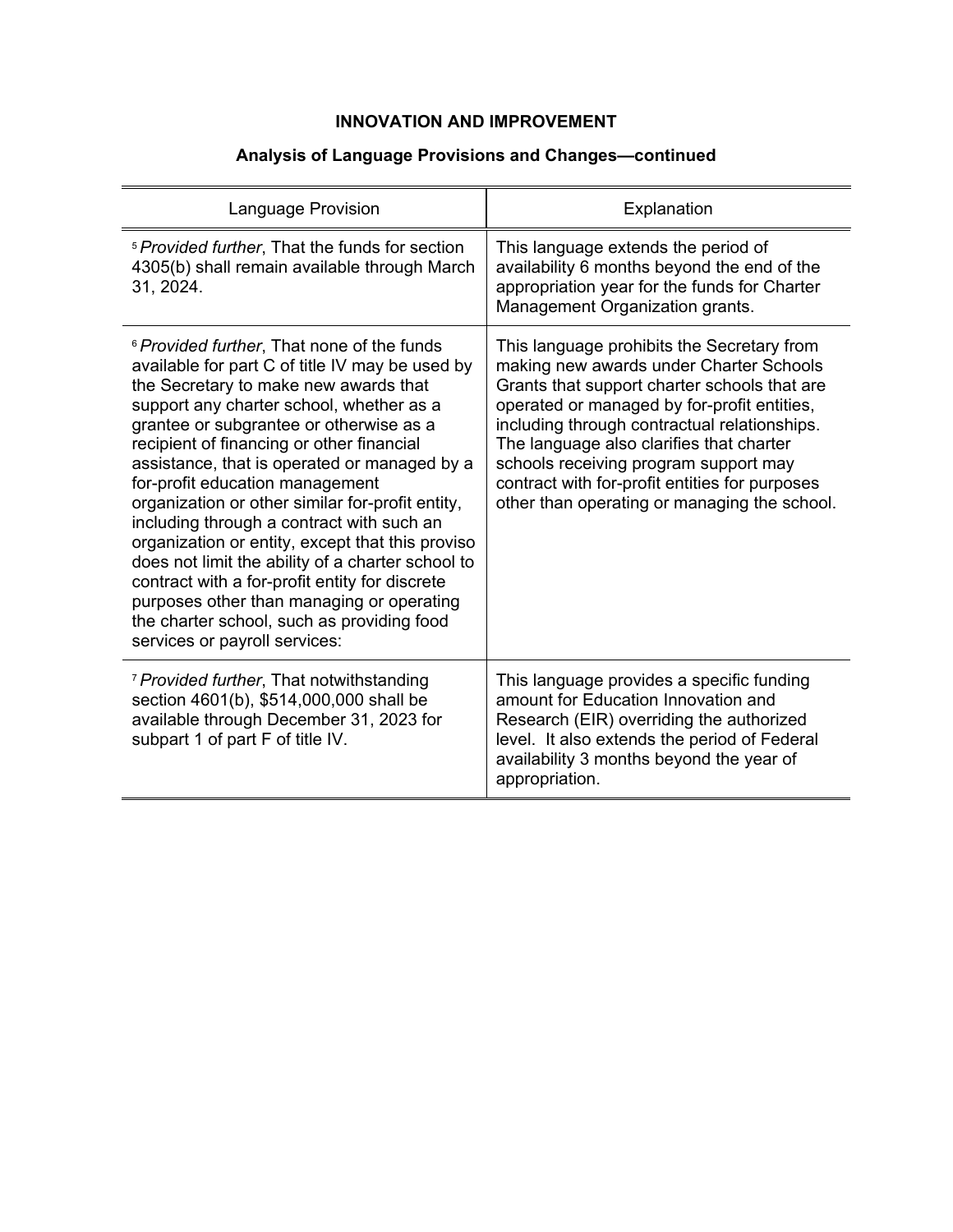## INNOVATION AND IMPROVEMENT

### Analysis of Language Provisions and Changes—continued

| Language Provision | Explanation |
|---|---|
| [5] *Provided further*, That the funds for section 4305(b) shall remain available through March 31, 2024. | This language extends the period of availability 6 months beyond the end of the appropriation year for the funds for Charter Management Organization grants. |
| [6] *Provided further*, That none of the funds available for part C of title IV may be used by the Secretary to make new awards that support any charter school, whether as a grantee or subgrantee or otherwise as a recipient of financing or other financial assistance, that is operated or managed by a for-profit education management organization or other similar for-profit entity, including through a contract with such an organization or entity, except that this proviso does not limit the ability of a charter school to contract with a for-profit entity for discrete purposes other than managing or operating the charter school, such as providing food services or payroll services: | This language prohibits the Secretary from making new awards under Charter Schools Grants that support charter schools that are operated or managed by for-profit entities, including through contractual relationships. The language also clarifies that charter schools receiving program support may contract with for-profit entities for purposes other than operating or managing the school. |
| [7] *Provided further*, That notwithstanding section 4601(b), $514,000,000 shall be available through December 31, 2023 for subpart 1 of part F of title IV. | This language provides a specific funding amount for Education Innovation and Research (EIR) overriding the authorized level. It also extends the period of Federal availability 3 months beyond the year of appropriation. |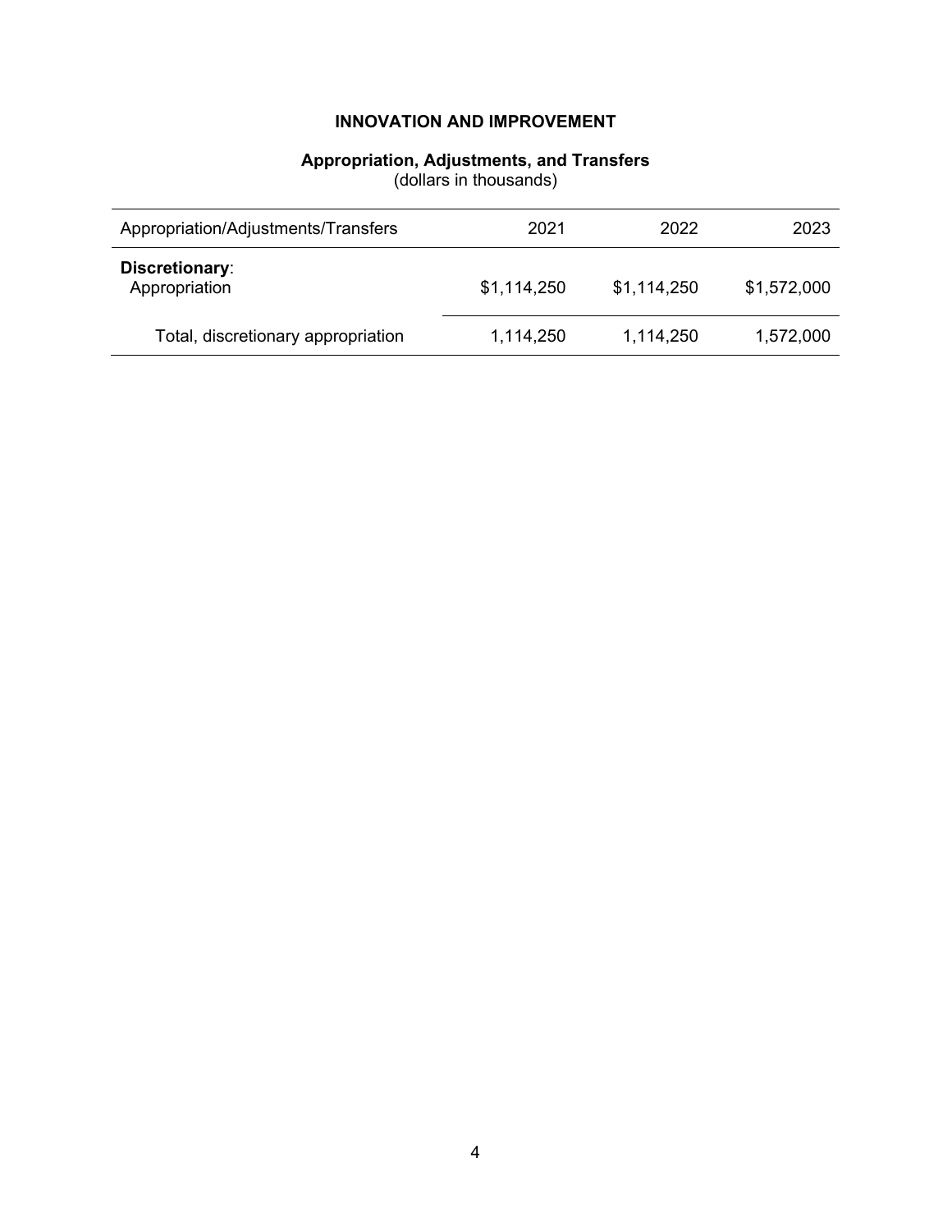# INNOVATION AND IMPROVEMENT

## Appropriation, Adjustments, and Transfers

(dollars in thousands)

| Appropriation/Adjustments/Transfers | 2021 | 2022 | 2023 |
|---|---|---|---|
| **Discretionary**: | | | |
| Appropriation | $1,114,250 | $1,114,250 | $1,572,000 |
| Total, discretionary appropriation | 1,114,250 | 1,114,250 | 1,572,000 |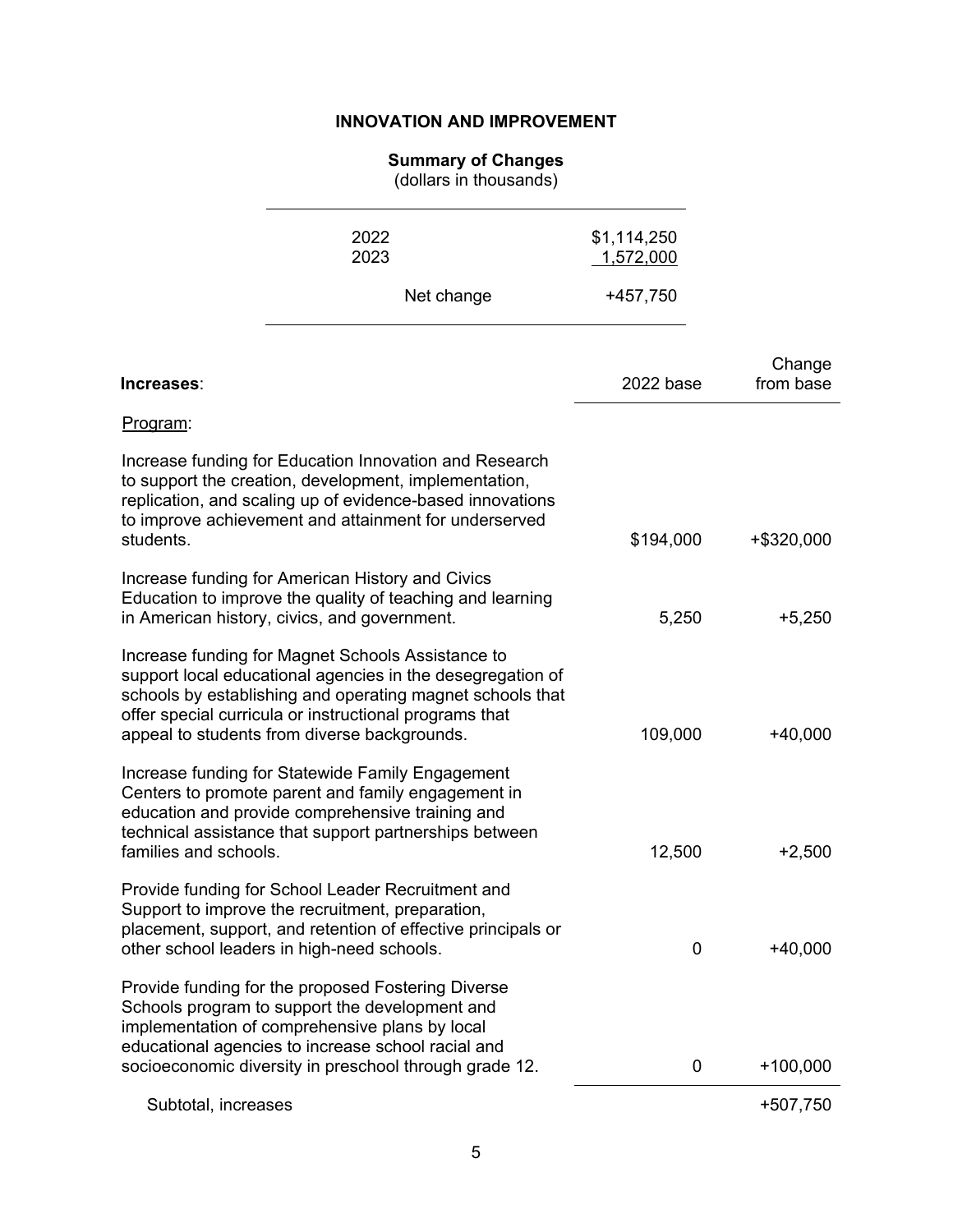# INNOVATION AND IMPROVEMENT

## Summary of Changes

(dollars in thousands)

| | |
|---|---|
| 2022 | $1,114,250 |
| 2023 | 1,572,000 |
| Net change | +457,750 |

| **Increases**: | 2022 base | Change from base |
|---|---|---|
| Program: | | |
| Increase funding for Education Innovation and Research to support the creation, development, implementation, replication, and scaling up of evidence-based innovations to improve achievement and attainment for underserved students. | $194,000 | +$320,000 |
| Increase funding for American History and Civics Education to improve the quality of teaching and learning in American history, civics, and government. | 5,250 | +5,250 |
| Increase funding for Magnet Schools Assistance to support local educational agencies in the desegregation of schools by establishing and operating magnet schools that offer special curricula or instructional programs that appeal to students from diverse backgrounds. | 109,000 | +40,000 |
| Increase funding for Statewide Family Engagement Centers to promote parent and family engagement in education and provide comprehensive training and technical assistance that support partnerships between families and schools. | 12,500 | +2,500 |
| Provide funding for School Leader Recruitment and Support to improve the recruitment, preparation, placement, support, and retention of effective principals or other school leaders in high-need schools. | 0 | +40,000 |
| Provide funding for the proposed Fostering Diverse Schools program to support the development and implementation of comprehensive plans by local educational agencies to increase school racial and socioeconomic diversity in preschool through grade 12. | 0 | +100,000 |
| Subtotal, increases | | +507,750 |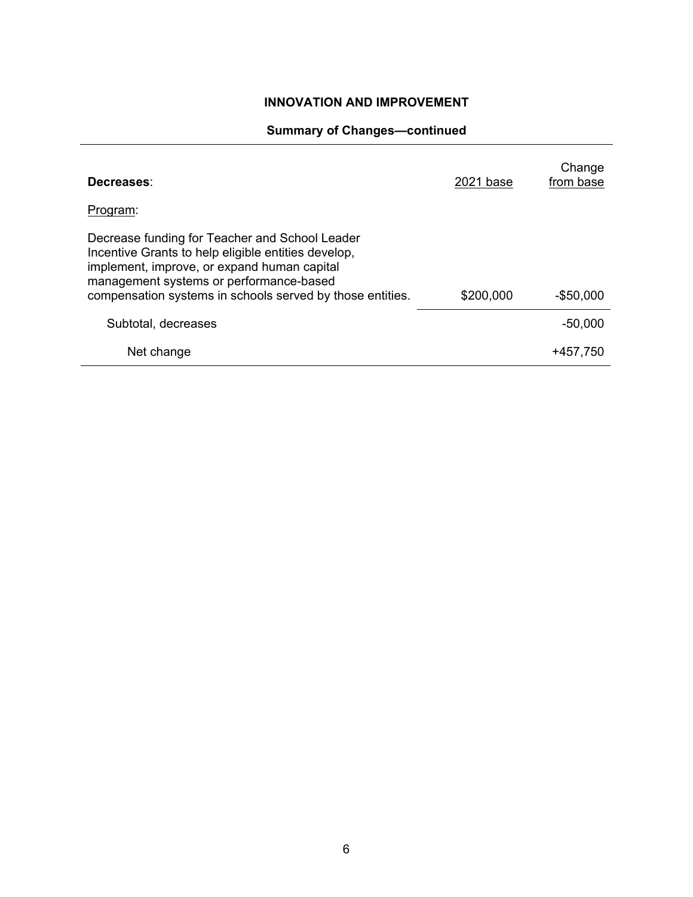## INNOVATION AND IMPROVEMENT

### Summary of Changes—continued

| **Decreases**: | 2021 base | Change from base |
|---|---|---|
| Program: | | |
| Decrease funding for Teacher and School Leader Incentive Grants to help eligible entities develop, implement, improve, or expand human capital management systems or performance-based compensation systems in schools served by those entities. | $200,000 | -$50,000 |
| Subtotal, decreases | | -50,000 |
| Net change | | +457,750 |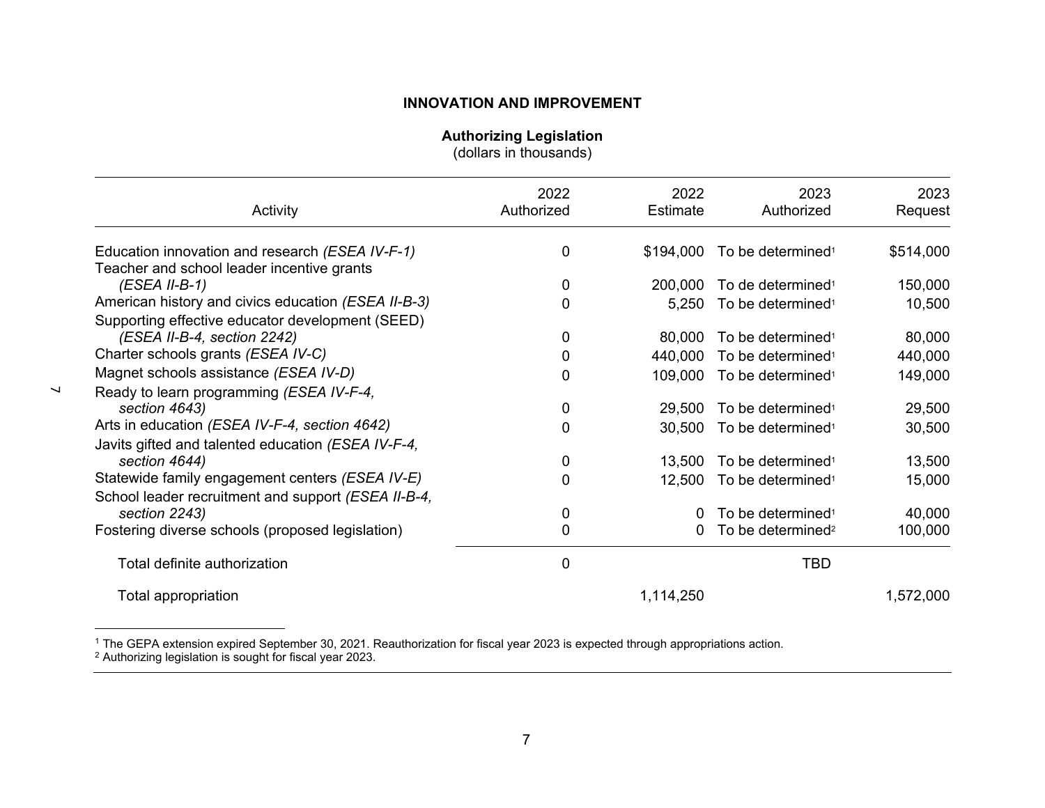## INNOVATION AND IMPROVEMENT

**Authorizing Legislation**
(dollars in thousands)

| Activity | 2022 Authorized | 2022 Estimate | 2023 Authorized | 2023 Request |
|---|---|---|---|---|
| Education innovation and research *(ESEA IV-F-1)* | 0 | $194,000 | To be determined[1] | $514,000 |
| Teacher and school leader incentive grants *(ESEA II-B-1)* | 0 | 200,000 | To de determined[1] | 150,000 |
| American history and civics education *(ESEA II-B-3)* | 0 | 5,250 | To be determined[1] | 10,500 |
| Supporting effective educator development (SEED) *(ESEA II-B-4, section 2242)* | 0 | 80,000 | To be determined[1] | 80,000 |
| Charter schools grants *(ESEA IV-C)* | 0 | 440,000 | To be determined[1] | 440,000 |
| Magnet schools assistance *(ESEA IV-D)* | 0 | 109,000 | To be determined[1] | 149,000 |
| Ready to learn programming *(ESEA IV-F-4, section 4643)* | 0 | 29,500 | To be determined[1] | 29,500 |
| Arts in education *(ESEA IV-F-4, section 4642)* | 0 | 30,500 | To be determined[1] | 30,500 |
| Javits gifted and talented education *(ESEA IV-F-4, section 4644)* | 0 | 13,500 | To be determined[1] | 13,500 |
| Statewide family engagement centers *(ESEA IV-E)* | 0 | 12,500 | To be determined[1] | 15,000 |
| School leader recruitment and support *(ESEA II-B-4, section 2243)* | 0 | 0 | To be determined[1] | 40,000 |
| Fostering diverse schools (proposed legislation) | 0 | 0 | To be determined[2] | 100,000 |
| Total definite authorization | 0 | | TBD | |
| Total appropriation | | 1,114,250 | | 1,572,000 |

[1] The GEPA extension expired September 30, 2021. Reauthorization for fiscal year 2023 is expected through appropriations action.
[2] Authorizing legislation is sought for fiscal year 2023.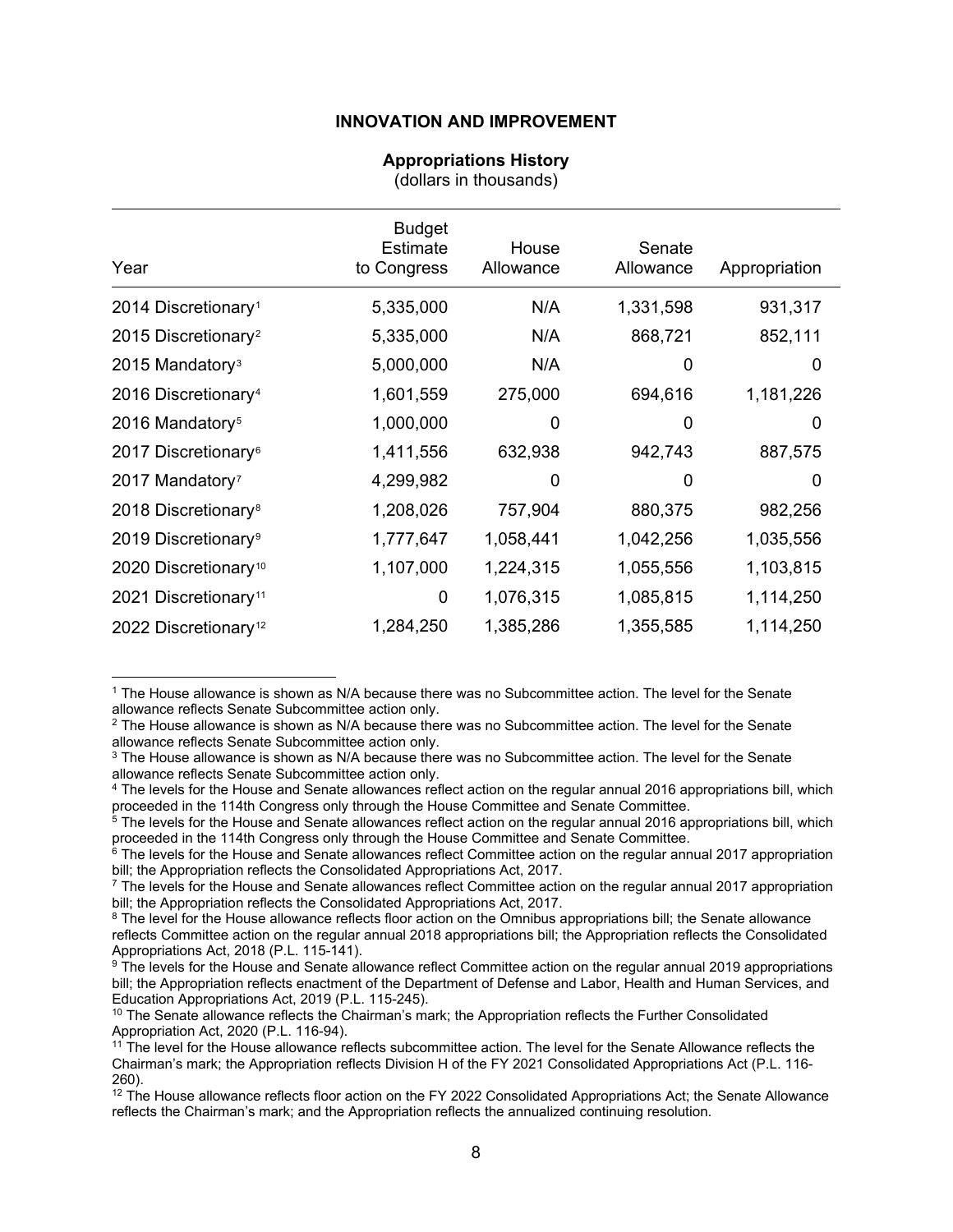## INNOVATION AND IMPROVEMENT

### Appropriations History

(dollars in thousands)

| Year | Budget Estimate to Congress | House Allowance | Senate Allowance | Appropriation |
|---|---|---|---|---|
| 2014 Discretionary[1] | 5,335,000 | N/A | 1,331,598 | 931,317 |
| 2015 Discretionary[2] | 5,335,000 | N/A | 868,721 | 852,111 |
| 2015 Mandatory[3] | 5,000,000 | N/A | 0 | 0 |
| 2016 Discretionary[4] | 1,601,559 | 275,000 | 694,616 | 1,181,226 |
| 2016 Mandatory[5] | 1,000,000 | 0 | 0 | 0 |
| 2017 Discretionary[6] | 1,411,556 | 632,938 | 942,743 | 887,575 |
| 2017 Mandatory[7] | 4,299,982 | 0 | 0 | 0 |
| 2018 Discretionary[8] | 1,208,026 | 757,904 | 880,375 | 982,256 |
| 2019 Discretionary[9] | 1,777,647 | 1,058,441 | 1,042,256 | 1,035,556 |
| 2020 Discretionary[10] | 1,107,000 | 1,224,315 | 1,055,556 | 1,103,815 |
| 2021 Discretionary[11] | 0 | 1,076,315 | 1,085,815 | 1,114,250 |
| 2022 Discretionary[12] | 1,284,250 | 1,385,286 | 1,355,585 | 1,114,250 |

[1] The House allowance is shown as N/A because there was no Subcommittee action. The level for the Senate allowance reflects Senate Subcommittee action only.

[2] The House allowance is shown as N/A because there was no Subcommittee action. The level for the Senate allowance reflects Senate Subcommittee action only.

[3] The House allowance is shown as N/A because there was no Subcommittee action. The level for the Senate allowance reflects Senate Subcommittee action only.

[4] The levels for the House and Senate allowances reflect action on the regular annual 2016 appropriations bill, which proceeded in the 114th Congress only through the House Committee and Senate Committee.

[5] The levels for the House and Senate allowances reflect action on the regular annual 2016 appropriations bill, which proceeded in the 114th Congress only through the House Committee and Senate Committee.

[6] The levels for the House and Senate allowances reflect Committee action on the regular annual 2017 appropriation bill; the Appropriation reflects the Consolidated Appropriations Act, 2017.

[7] The levels for the House and Senate allowances reflect Committee action on the regular annual 2017 appropriation bill; the Appropriation reflects the Consolidated Appropriations Act, 2017.

[8] The level for the House allowance reflects floor action on the Omnibus appropriations bill; the Senate allowance reflects Committee action on the regular annual 2018 appropriations bill; the Appropriation reflects the Consolidated Appropriations Act, 2018 (P.L. 115-141).

[9] The levels for the House and Senate allowance reflect Committee action on the regular annual 2019 appropriations bill; the Appropriation reflects enactment of the Department of Defense and Labor, Health and Human Services, and Education Appropriations Act, 2019 (P.L. 115-245).

[10] The Senate allowance reflects the Chairman's mark; the Appropriation reflects the Further Consolidated Appropriation Act, 2020 (P.L. 116-94).

[11] The level for the House allowance reflects subcommittee action. The level for the Senate Allowance reflects the Chairman's mark; the Appropriation reflects Division H of the FY 2021 Consolidated Appropriations Act (P.L. 116-260).

[12] The House allowance reflects floor action on the FY 2022 Consolidated Appropriations Act; the Senate Allowance reflects the Chairman's mark; and the Appropriation reflects the annualized continuing resolution.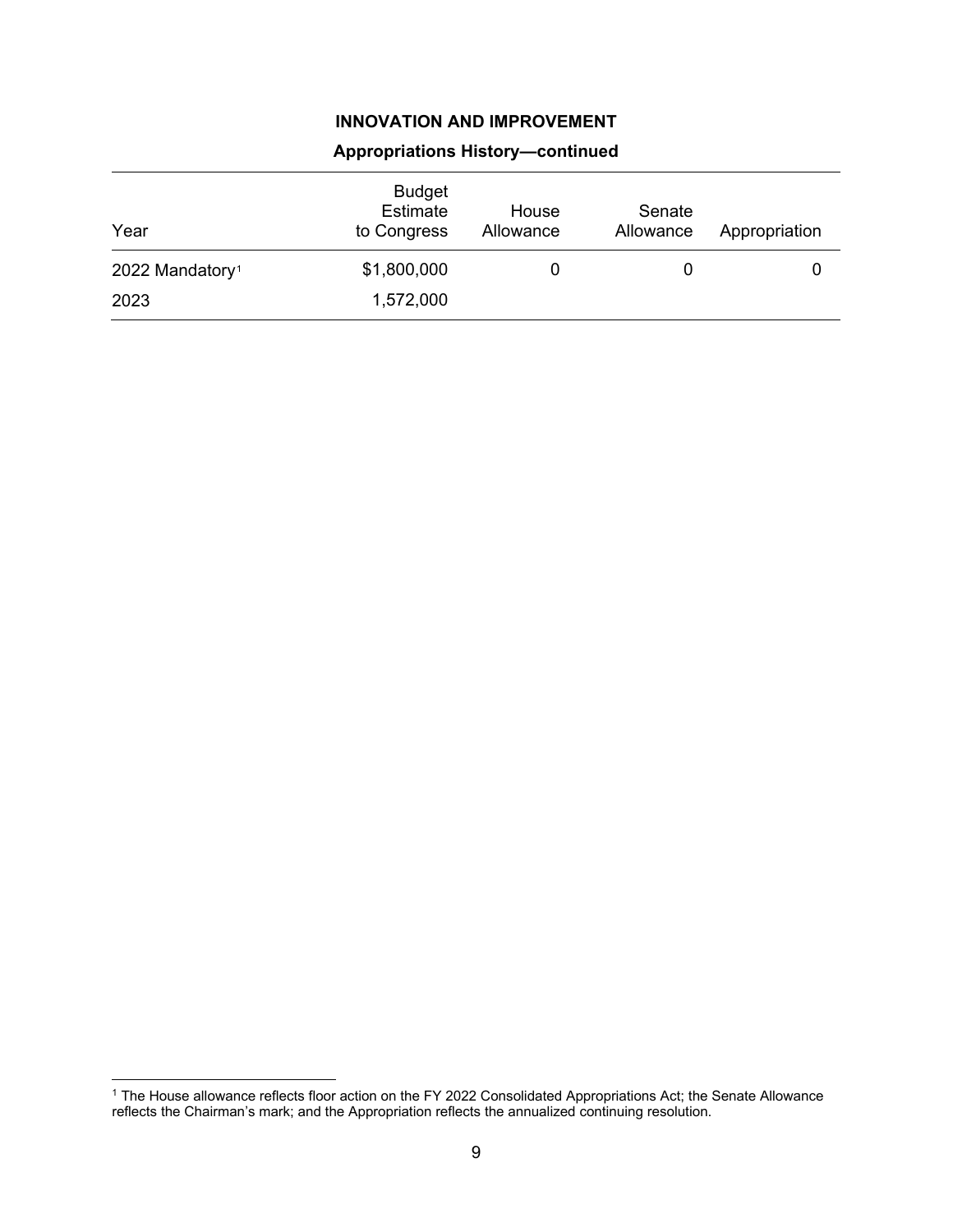## INNOVATION AND IMPROVEMENT

### Appropriations History—continued

| Year | Budget Estimate to Congress | House Allowance | Senate Allowance | Appropriation |
|---|---|---|---|---|
| 2022 Mandatory[1] | $1,800,000 | 0 | 0 | 0 |
| 2023 | 1,572,000 | | | |

[1] The House allowance reflects floor action on the FY 2022 Consolidated Appropriations Act; the Senate Allowance reflects the Chairman's mark; and the Appropriation reflects the annualized continuing resolution.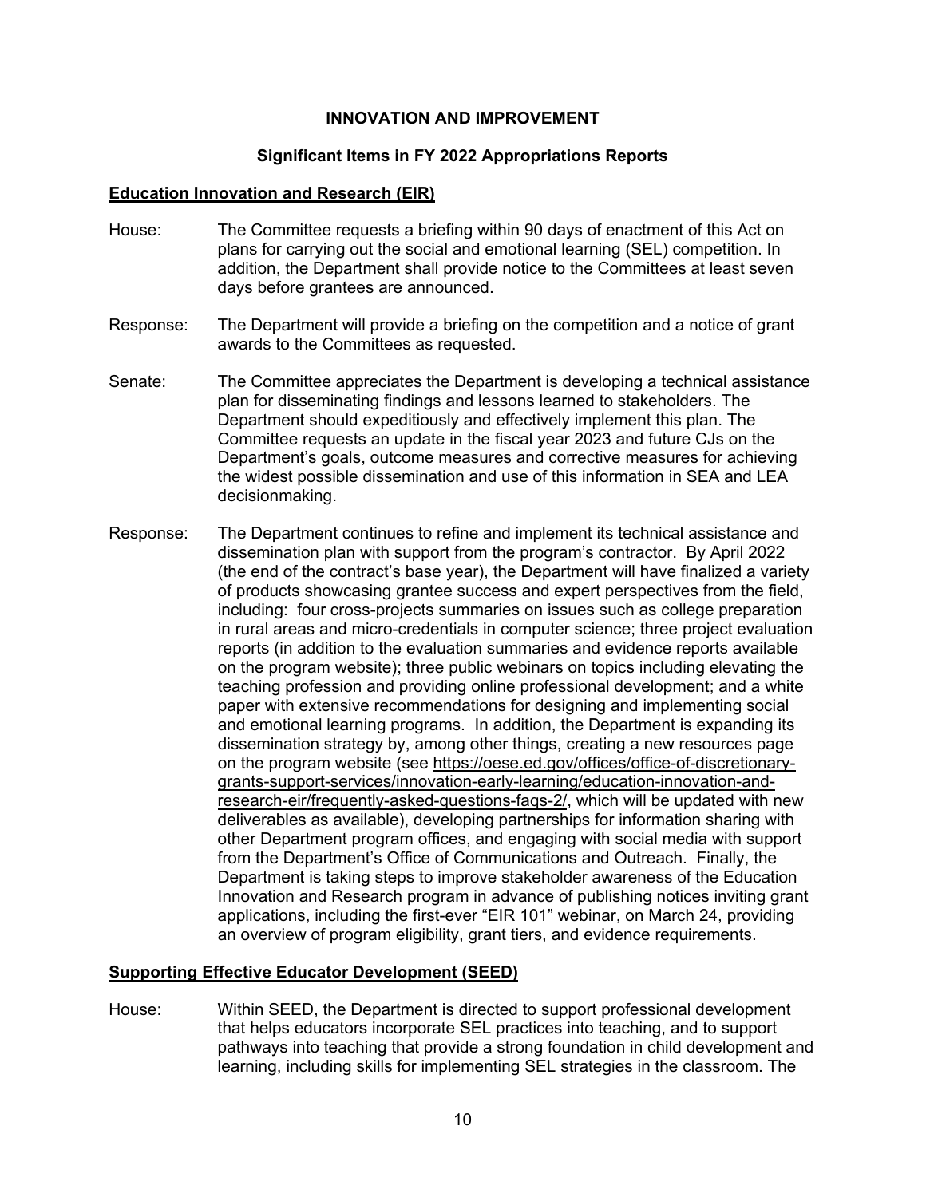**INNOVATION AND IMPROVEMENT**

**Significant Items in FY 2022 Appropriations Reports**

**Education Innovation and Research (EIR)**

House: The Committee requests a briefing within 90 days of enactment of this Act on plans for carrying out the social and emotional learning (SEL) competition. In addition, the Department shall provide notice to the Committees at least seven days before grantees are announced.

Response: The Department will provide a briefing on the competition and a notice of grant awards to the Committees as requested.

Senate: The Committee appreciates the Department is developing a technical assistance plan for disseminating findings and lessons learned to stakeholders. The Department should expeditiously and effectively implement this plan. The Committee requests an update in the fiscal year 2023 and future CJs on the Department's goals, outcome measures and corrective measures for achieving the widest possible dissemination and use of this information in SEA and LEA decisionmaking.

Response: The Department continues to refine and implement its technical assistance and dissemination plan with support from the program's contractor. By April 2022 (the end of the contract's base year), the Department will have finalized a variety of products showcasing grantee success and expert perspectives from the field, including: four cross-projects summaries on issues such as college preparation in rural areas and micro-credentials in computer science; three project evaluation reports (in addition to the evaluation summaries and evidence reports available on the program website); three public webinars on topics including elevating the teaching profession and providing online professional development; and a white paper with extensive recommendations for designing and implementing social and emotional learning programs. In addition, the Department is expanding its dissemination strategy by, among other things, creating a new resources page on the program website (see https://oese.ed.gov/offices/office-of-discretionary-grants-support-services/innovation-early-learning/education-innovation-and-research-eir/frequently-asked-questions-faqs-2/, which will be updated with new deliverables as available), developing partnerships for information sharing with other Department program offices, and engaging with social media with support from the Department's Office of Communications and Outreach. Finally, the Department is taking steps to improve stakeholder awareness of the Education Innovation and Research program in advance of publishing notices inviting grant applications, including the first-ever "EIR 101" webinar, on March 24, providing an overview of program eligibility, grant tiers, and evidence requirements.

**Supporting Effective Educator Development (SEED)**

House: Within SEED, the Department is directed to support professional development that helps educators incorporate SEL practices into teaching, and to support pathways into teaching that provide a strong foundation in child development and learning, including skills for implementing SEL strategies in the classroom. The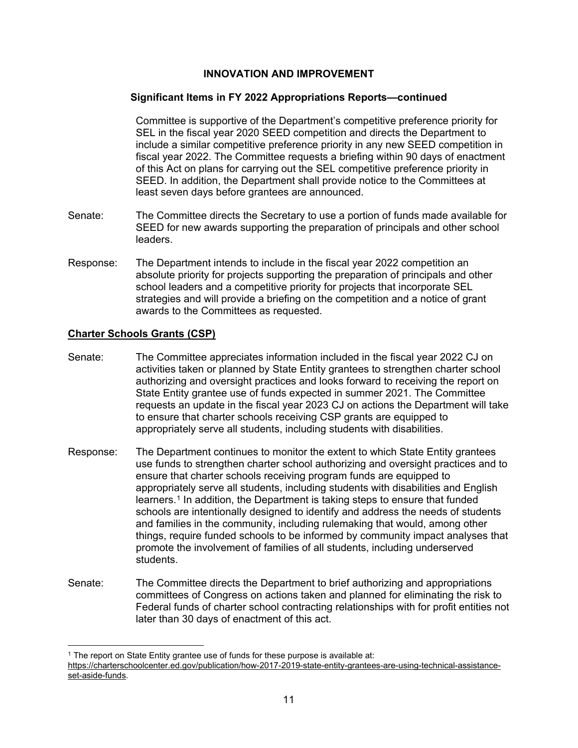## INNOVATION AND IMPROVEMENT

### Significant Items in FY 2022 Appropriations Reports—continued

Committee is supportive of the Department's competitive preference priority for SEL in the fiscal year 2020 SEED competition and directs the Department to include a similar competitive preference priority in any new SEED competition in fiscal year 2022. The Committee requests a briefing within 90 days of enactment of this Act on plans for carrying out the SEL competitive preference priority in SEED. In addition, the Department shall provide notice to the Committees at least seven days before grantees are announced.

Senate: The Committee directs the Secretary to use a portion of funds made available for SEED for new awards supporting the preparation of principals and other school leaders.

Response: The Department intends to include in the fiscal year 2022 competition an absolute priority for projects supporting the preparation of principals and other school leaders and a competitive priority for projects that incorporate SEL strategies and will provide a briefing on the competition and a notice of grant awards to the Committees as requested.

**Charter Schools Grants (CSP)**

Senate: The Committee appreciates information included in the fiscal year 2022 CJ on activities taken or planned by State Entity grantees to strengthen charter school authorizing and oversight practices and looks forward to receiving the report on State Entity grantee use of funds expected in summer 2021. The Committee requests an update in the fiscal year 2023 CJ on actions the Department will take to ensure that charter schools receiving CSP grants are equipped to appropriately serve all students, including students with disabilities.

Response: The Department continues to monitor the extent to which State Entity grantees use funds to strengthen charter school authorizing and oversight practices and to ensure that charter schools receiving program funds are equipped to appropriately serve all students, including students with disabilities and English learners.[1] In addition, the Department is taking steps to ensure that funded schools are intentionally designed to identify and address the needs of students and families in the community, including rulemaking that would, among other things, require funded schools to be informed by community impact analyses that promote the involvement of families of all students, including underserved students.

Senate: The Committee directs the Department to brief authorizing and appropriations committees of Congress on actions taken and planned for eliminating the risk to Federal funds of charter school contracting relationships with for profit entities not later than 30 days of enactment of this act.

---

[1] The report on State Entity grantee use of funds for these purpose is available at: https://charterschoolcenter.ed.gov/publication/how-2017-2019-state-entity-grantees-are-using-technical-assistance-set-aside-funds.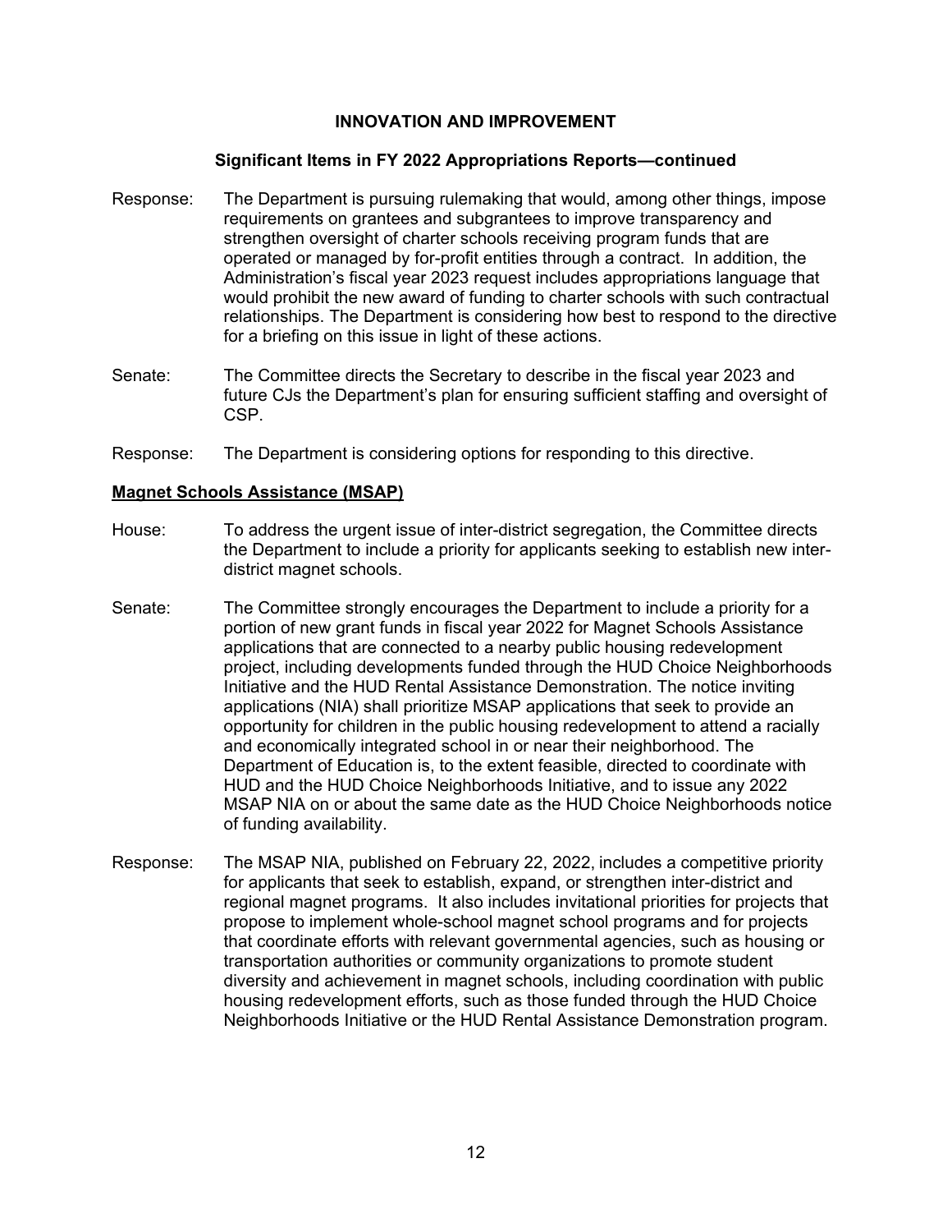## INNOVATION AND IMPROVEMENT

### Significant Items in FY 2022 Appropriations Reports—continued

Response: The Department is pursuing rulemaking that would, among other things, impose requirements on grantees and subgrantees to improve transparency and strengthen oversight of charter schools receiving program funds that are operated or managed by for-profit entities through a contract. In addition, the Administration's fiscal year 2023 request includes appropriations language that would prohibit the new award of funding to charter schools with such contractual relationships. The Department is considering how best to respond to the directive for a briefing on this issue in light of these actions.

Senate: The Committee directs the Secretary to describe in the fiscal year 2023 and future CJs the Department's plan for ensuring sufficient staffing and oversight of CSP.

Response: The Department is considering options for responding to this directive.

**Magnet Schools Assistance (MSAP)**

House: To address the urgent issue of inter-district segregation, the Committee directs the Department to include a priority for applicants seeking to establish new inter-district magnet schools.

Senate: The Committee strongly encourages the Department to include a priority for a portion of new grant funds in fiscal year 2022 for Magnet Schools Assistance applications that are connected to a nearby public housing redevelopment project, including developments funded through the HUD Choice Neighborhoods Initiative and the HUD Rental Assistance Demonstration. The notice inviting applications (NIA) shall prioritize MSAP applications that seek to provide an opportunity for children in the public housing redevelopment to attend a racially and economically integrated school in or near their neighborhood. The Department of Education is, to the extent feasible, directed to coordinate with HUD and the HUD Choice Neighborhoods Initiative, and to issue any 2022 MSAP NIA on or about the same date as the HUD Choice Neighborhoods notice of funding availability.

Response: The MSAP NIA, published on February 22, 2022, includes a competitive priority for applicants that seek to establish, expand, or strengthen inter-district and regional magnet programs. It also includes invitational priorities for projects that propose to implement whole-school magnet school programs and for projects that coordinate efforts with relevant governmental agencies, such as housing or transportation authorities or community organizations to promote student diversity and achievement in magnet schools, including coordination with public housing redevelopment efforts, such as those funded through the HUD Choice Neighborhoods Initiative or the HUD Rental Assistance Demonstration program.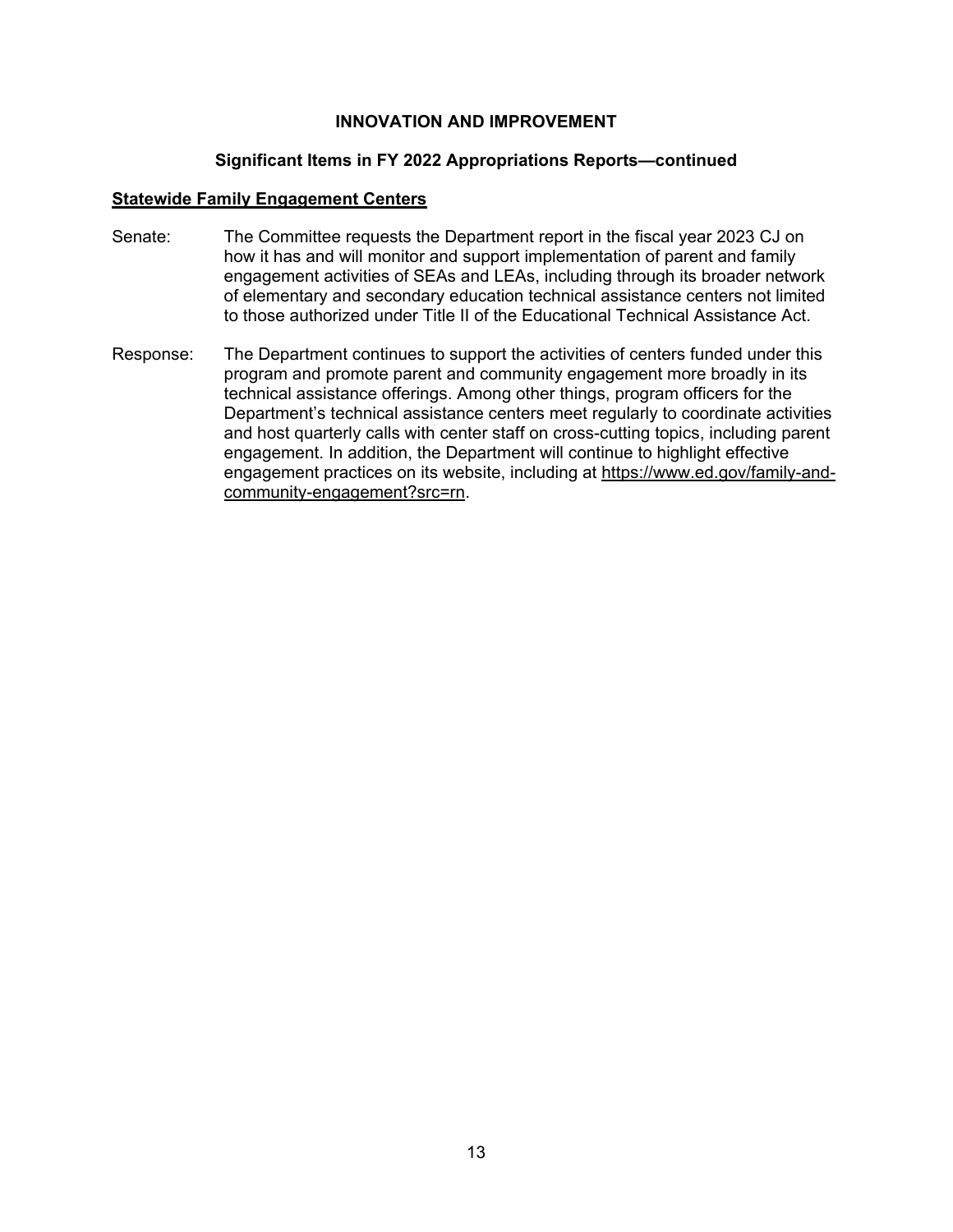## INNOVATION AND IMPROVEMENT

### Significant Items in FY 2022 Appropriations Reports—continued

**Statewide Family Engagement Centers**

Senate: The Committee requests the Department report in the fiscal year 2023 CJ on how it has and will monitor and support implementation of parent and family engagement activities of SEAs and LEAs, including through its broader network of elementary and secondary education technical assistance centers not limited to those authorized under Title II of the Educational Technical Assistance Act.

Response: The Department continues to support the activities of centers funded under this program and promote parent and community engagement more broadly in its technical assistance offerings. Among other things, program officers for the Department's technical assistance centers meet regularly to coordinate activities and host quarterly calls with center staff on cross-cutting topics, including parent engagement. In addition, the Department will continue to highlight effective engagement practices on its website, including at https://www.ed.gov/family-and-community-engagement?src=rn.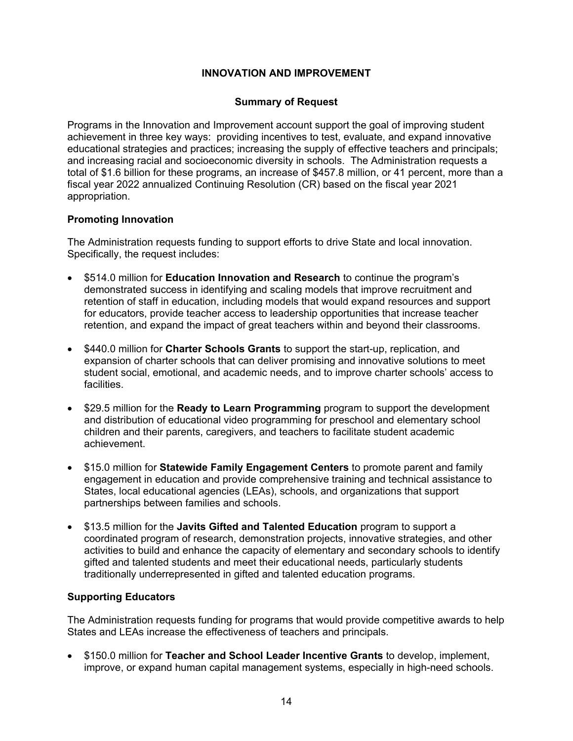## INNOVATION AND IMPROVEMENT

### Summary of Request

Programs in the Innovation and Improvement account support the goal of improving student achievement in three key ways: providing incentives to test, evaluate, and expand innovative educational strategies and practices; increasing the supply of effective teachers and principals; and increasing racial and socioeconomic diversity in schools. The Administration requests a total of $1.6 billion for these programs, an increase of $457.8 million, or 41 percent, more than a fiscal year 2022 annualized Continuing Resolution (CR) based on the fiscal year 2021 appropriation.

**Promoting Innovation**

The Administration requests funding to support efforts to drive State and local innovation. Specifically, the request includes:

- $514.0 million for **Education Innovation and Research** to continue the program's demonstrated success in identifying and scaling models that improve recruitment and retention of staff in education, including models that would expand resources and support for educators, provide teacher access to leadership opportunities that increase teacher retention, and expand the impact of great teachers within and beyond their classrooms.
- $440.0 million for **Charter Schools Grants** to support the start-up, replication, and expansion of charter schools that can deliver promising and innovative solutions to meet student social, emotional, and academic needs, and to improve charter schools' access to facilities.
- $29.5 million for the **Ready to Learn Programming** program to support the development and distribution of educational video programming for preschool and elementary school children and their parents, caregivers, and teachers to facilitate student academic achievement.
- $15.0 million for **Statewide Family Engagement Centers** to promote parent and family engagement in education and provide comprehensive training and technical assistance to States, local educational agencies (LEAs), schools, and organizations that support partnerships between families and schools.
- $13.5 million for the **Javits Gifted and Talented Education** program to support a coordinated program of research, demonstration projects, innovative strategies, and other activities to build and enhance the capacity of elementary and secondary schools to identify gifted and talented students and meet their educational needs, particularly students traditionally underrepresented in gifted and talented education programs.

**Supporting Educators**

The Administration requests funding for programs that would provide competitive awards to help States and LEAs increase the effectiveness of teachers and principals.

- $150.0 million for **Teacher and School Leader Incentive Grants** to develop, implement, improve, or expand human capital management systems, especially in high-need schools.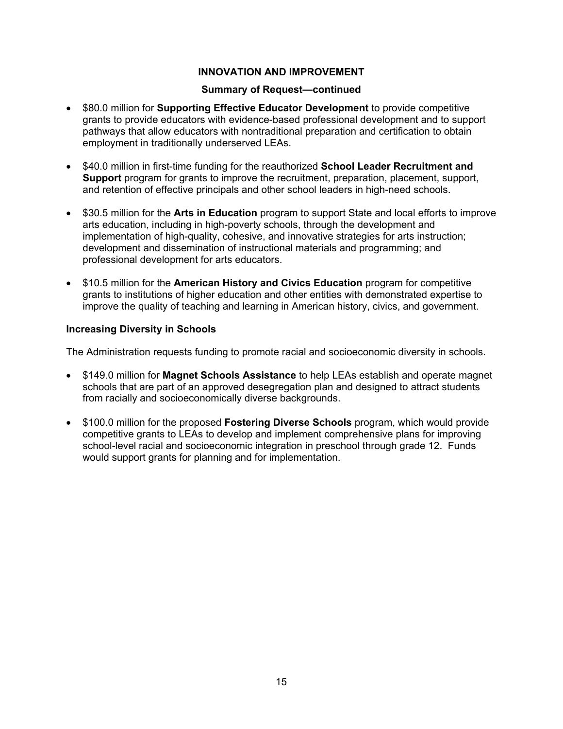## INNOVATION AND IMPROVEMENT

### Summary of Request—continued

- $80.0 million for **Supporting Effective Educator Development** to provide competitive grants to provide educators with evidence-based professional development and to support pathways that allow educators with nontraditional preparation and certification to obtain employment in traditionally underserved LEAs.
- $40.0 million in first-time funding for the reauthorized **School Leader Recruitment and Support** program for grants to improve the recruitment, preparation, placement, support, and retention of effective principals and other school leaders in high-need schools.
- $30.5 million for the **Arts in Education** program to support State and local efforts to improve arts education, including in high-poverty schools, through the development and implementation of high-quality, cohesive, and innovative strategies for arts instruction; development and dissemination of instructional materials and programming; and professional development for arts educators.
- $10.5 million for the **American History and Civics Education** program for competitive grants to institutions of higher education and other entities with demonstrated expertise to improve the quality of teaching and learning in American history, civics, and government.

**Increasing Diversity in Schools**

The Administration requests funding to promote racial and socioeconomic diversity in schools.

- $149.0 million for **Magnet Schools Assistance** to help LEAs establish and operate magnet schools that are part of an approved desegregation plan and designed to attract students from racially and socioeconomically diverse backgrounds.
- $100.0 million for the proposed **Fostering Diverse Schools** program, which would provide competitive grants to LEAs to develop and implement comprehensive plans for improving school-level racial and socioeconomic integration in preschool through grade 12. Funds would support grants for planning and for implementation.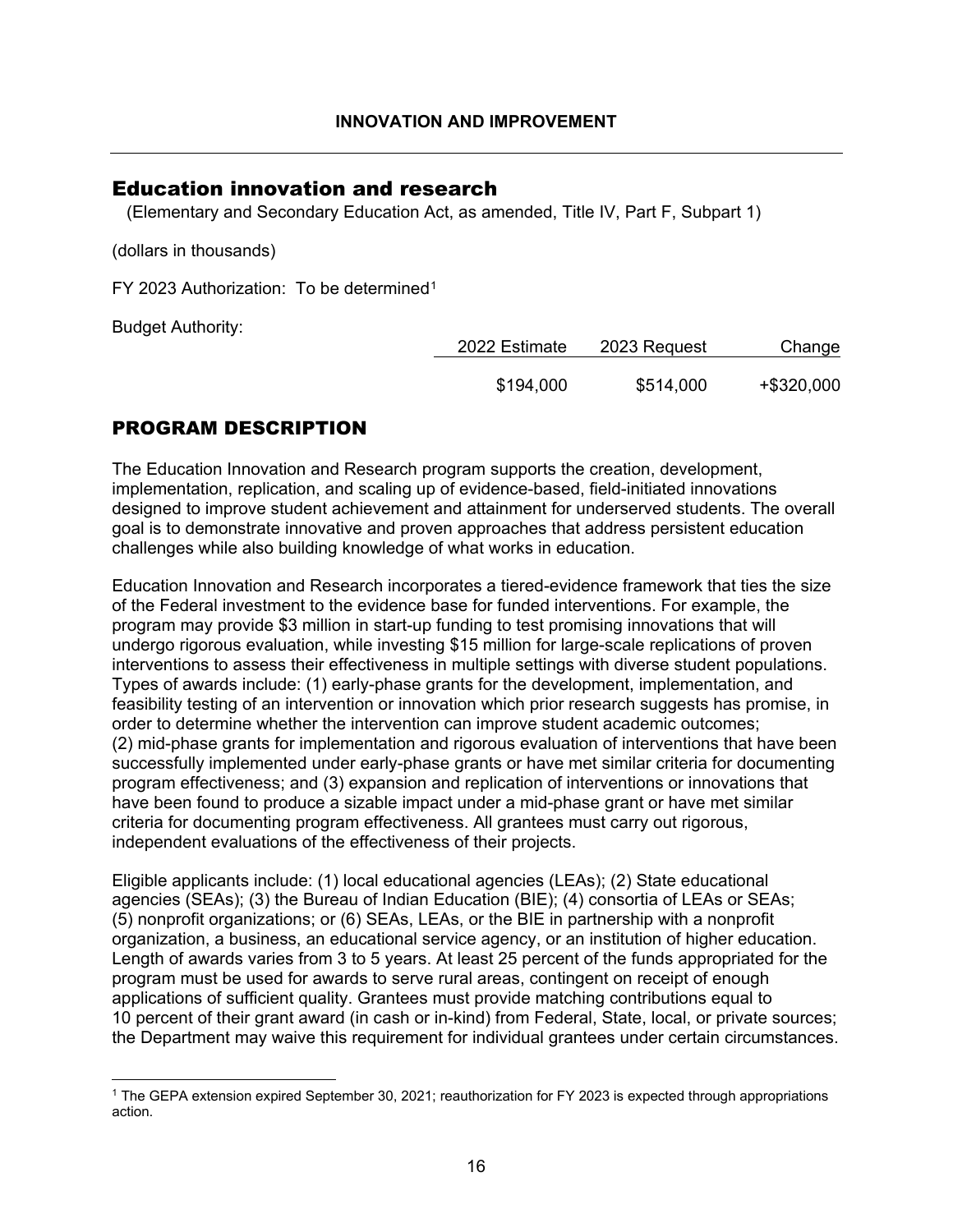# Education innovation and research

(Elementary and Secondary Education Act, as amended, Title IV, Part F, Subpart 1)

(dollars in thousands)

FY 2023 Authorization: To be determined[1]

Budget Authority:

| | 2022 Estimate | 2023 Request | Change |
|---|---|---|---|
| | $194,000 | $514,000 | +$320,000 |

## PROGRAM DESCRIPTION

The Education Innovation and Research program supports the creation, development, implementation, replication, and scaling up of evidence-based, field-initiated innovations designed to improve student achievement and attainment for underserved students. The overall goal is to demonstrate innovative and proven approaches that address persistent education challenges while also building knowledge of what works in education.

Education Innovation and Research incorporates a tiered-evidence framework that ties the size of the Federal investment to the evidence base for funded interventions. For example, the program may provide $3 million in start-up funding to test promising innovations that will undergo rigorous evaluation, while investing $15 million for large-scale replications of proven interventions to assess their effectiveness in multiple settings with diverse student populations. Types of awards include: (1) early-phase grants for the development, implementation, and feasibility testing of an intervention or innovation which prior research suggests has promise, in order to determine whether the intervention can improve student academic outcomes; (2) mid-phase grants for implementation and rigorous evaluation of interventions that have been successfully implemented under early-phase grants or have met similar criteria for documenting program effectiveness; and (3) expansion and replication of interventions or innovations that have been found to produce a sizable impact under a mid-phase grant or have met similar criteria for documenting program effectiveness. All grantees must carry out rigorous, independent evaluations of the effectiveness of their projects.

Eligible applicants include: (1) local educational agencies (LEAs); (2) State educational agencies (SEAs); (3) the Bureau of Indian Education (BIE); (4) consortia of LEAs or SEAs; (5) nonprofit organizations; or (6) SEAs, LEAs, or the BIE in partnership with a nonprofit organization, a business, an educational service agency, or an institution of higher education. Length of awards varies from 3 to 5 years. At least 25 percent of the funds appropriated for the program must be used for awards to serve rural areas, contingent on receipt of enough applications of sufficient quality. Grantees must provide matching contributions equal to 10 percent of their grant award (in cash or in-kind) from Federal, State, local, or private sources; the Department may waive this requirement for individual grantees under certain circumstances.

[1] The GEPA extension expired September 30, 2021; reauthorization for FY 2023 is expected through appropriations action.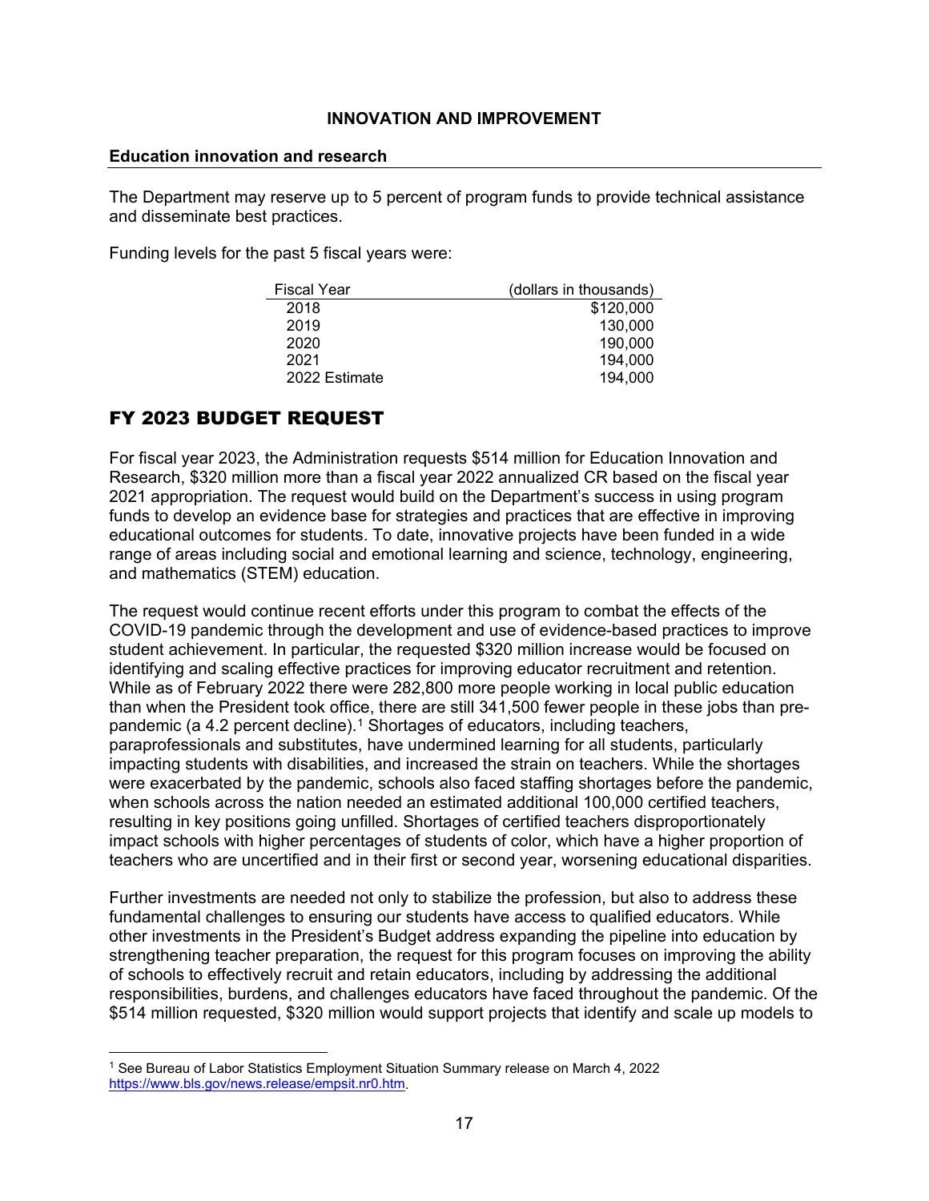**INNOVATION AND IMPROVEMENT**

**Education innovation and research**

The Department may reserve up to 5 percent of program funds to provide technical assistance and disseminate best practices.

Funding levels for the past 5 fiscal years were:

| Fiscal Year | (dollars in thousands) |
|---|---|
| 2018 | $120,000 |
| 2019 | 130,000 |
| 2020 | 190,000 |
| 2021 | 194,000 |
| 2022 Estimate | 194,000 |

## FY 2023 BUDGET REQUEST

For fiscal year 2023, the Administration requests $514 million for Education Innovation and Research, $320 million more than a fiscal year 2022 annualized CR based on the fiscal year 2021 appropriation. The request would build on the Department's success in using program funds to develop an evidence base for strategies and practices that are effective in improving educational outcomes for students. To date, innovative projects have been funded in a wide range of areas including social and emotional learning and science, technology, engineering, and mathematics (STEM) education.

The request would continue recent efforts under this program to combat the effects of the COVID-19 pandemic through the development and use of evidence-based practices to improve student achievement. In particular, the requested $320 million increase would be focused on identifying and scaling effective practices for improving educator recruitment and retention. While as of February 2022 there were 282,800 more people working in local public education than when the President took office, there are still 341,500 fewer people in these jobs than pre-pandemic (a 4.2 percent decline).[1] Shortages of educators, including teachers, paraprofessionals and substitutes, have undermined learning for all students, particularly impacting students with disabilities, and increased the strain on teachers. While the shortages were exacerbated by the pandemic, schools also faced staffing shortages before the pandemic, when schools across the nation needed an estimated additional 100,000 certified teachers, resulting in key positions going unfilled. Shortages of certified teachers disproportionately impact schools with higher percentages of students of color, which have a higher proportion of teachers who are uncertified and in their first or second year, worsening educational disparities.

Further investments are needed not only to stabilize the profession, but also to address these fundamental challenges to ensuring our students have access to qualified educators. While other investments in the President's Budget address expanding the pipeline into education by strengthening teacher preparation, the request for this program focuses on improving the ability of schools to effectively recruit and retain educators, including by addressing the additional responsibilities, burdens, and challenges educators have faced throughout the pandemic. Of the $514 million requested, $320 million would support projects that identify and scale up models to

[1] See Bureau of Labor Statistics Employment Situation Summary release on March 4, 2022 https://www.bls.gov/news.release/empsit.nr0.htm.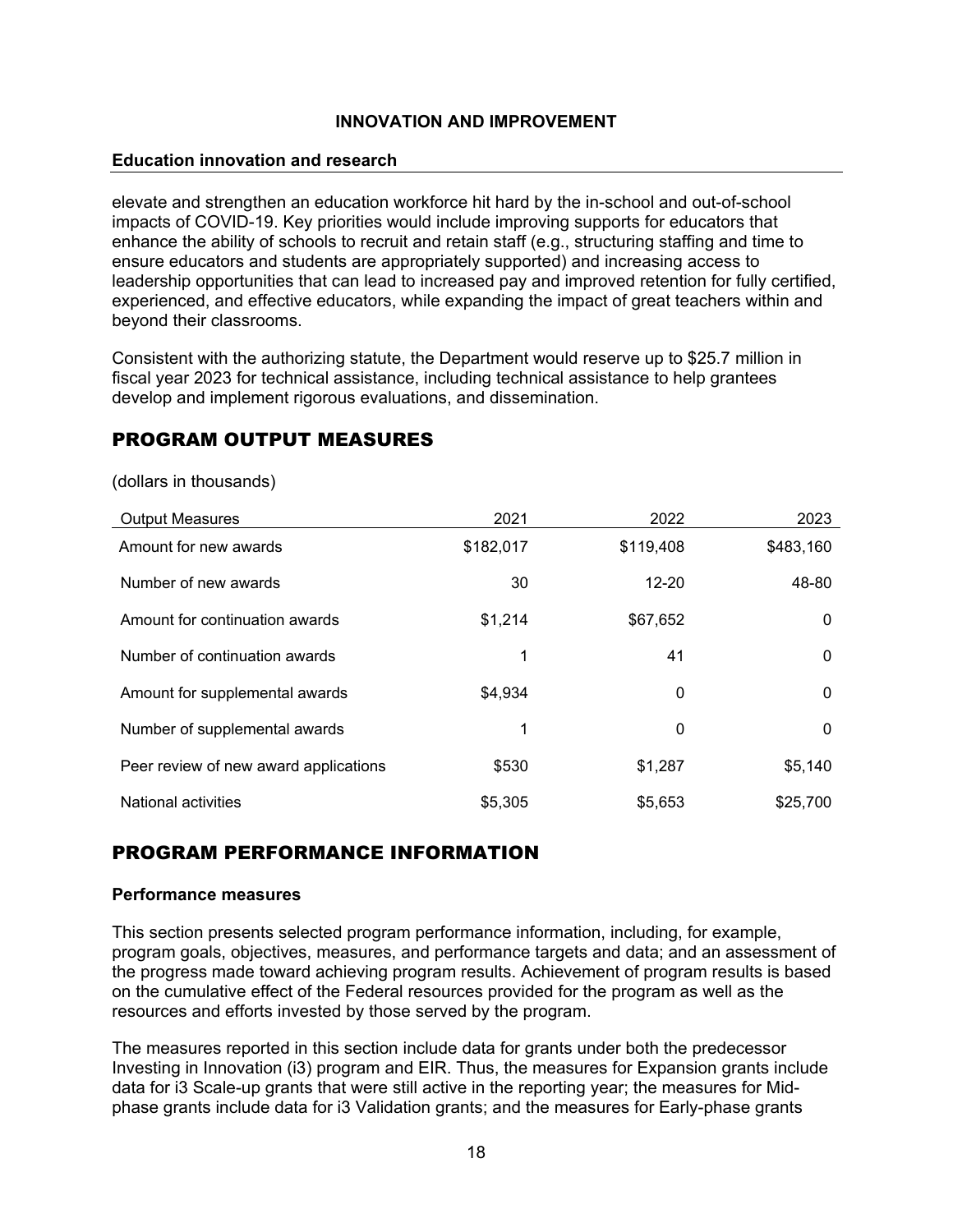elevate and strengthen an education workforce hit hard by the in-school and out-of-school impacts of COVID-19. Key priorities would include improving supports for educators that enhance the ability of schools to recruit and retain staff (e.g., structuring staffing and time to ensure educators and students are appropriately supported) and increasing access to leadership opportunities that can lead to increased pay and improved retention for fully certified, experienced, and effective educators, while expanding the impact of great teachers within and beyond their classrooms.

Consistent with the authorizing statute, the Department would reserve up to $25.7 million in fiscal year 2023 for technical assistance, including technical assistance to help grantees develop and implement rigorous evaluations, and dissemination.

## PROGRAM OUTPUT MEASURES

(dollars in thousands)

| Output Measures | 2021 | 2022 | 2023 |
|---|---|---|---|
| Amount for new awards | $182,017 | $119,408 | $483,160 |
| Number of new awards | 30 | 12-20 | 48-80 |
| Amount for continuation awards | $1,214 | $67,652 | 0 |
| Number of continuation awards | 1 | 41 | 0 |
| Amount for supplemental awards | $4,934 | 0 | 0 |
| Number of supplemental awards | 1 | 0 | 0 |
| Peer review of new award applications | $530 | $1,287 | $5,140 |
| National activities | $5,305 | $5,653 | $25,700 |

## PROGRAM PERFORMANCE INFORMATION

### Performance measures

This section presents selected program performance information, including, for example, program goals, objectives, measures, and performance targets and data; and an assessment of the progress made toward achieving program results. Achievement of program results is based on the cumulative effect of the Federal resources provided for the program as well as the resources and efforts invested by those served by the program.

The measures reported in this section include data for grants under both the predecessor Investing in Innovation (i3) program and EIR. Thus, the measures for Expansion grants include data for i3 Scale-up grants that were still active in the reporting year; the measures for Mid-phase grants include data for i3 Validation grants; and the measures for Early-phase grants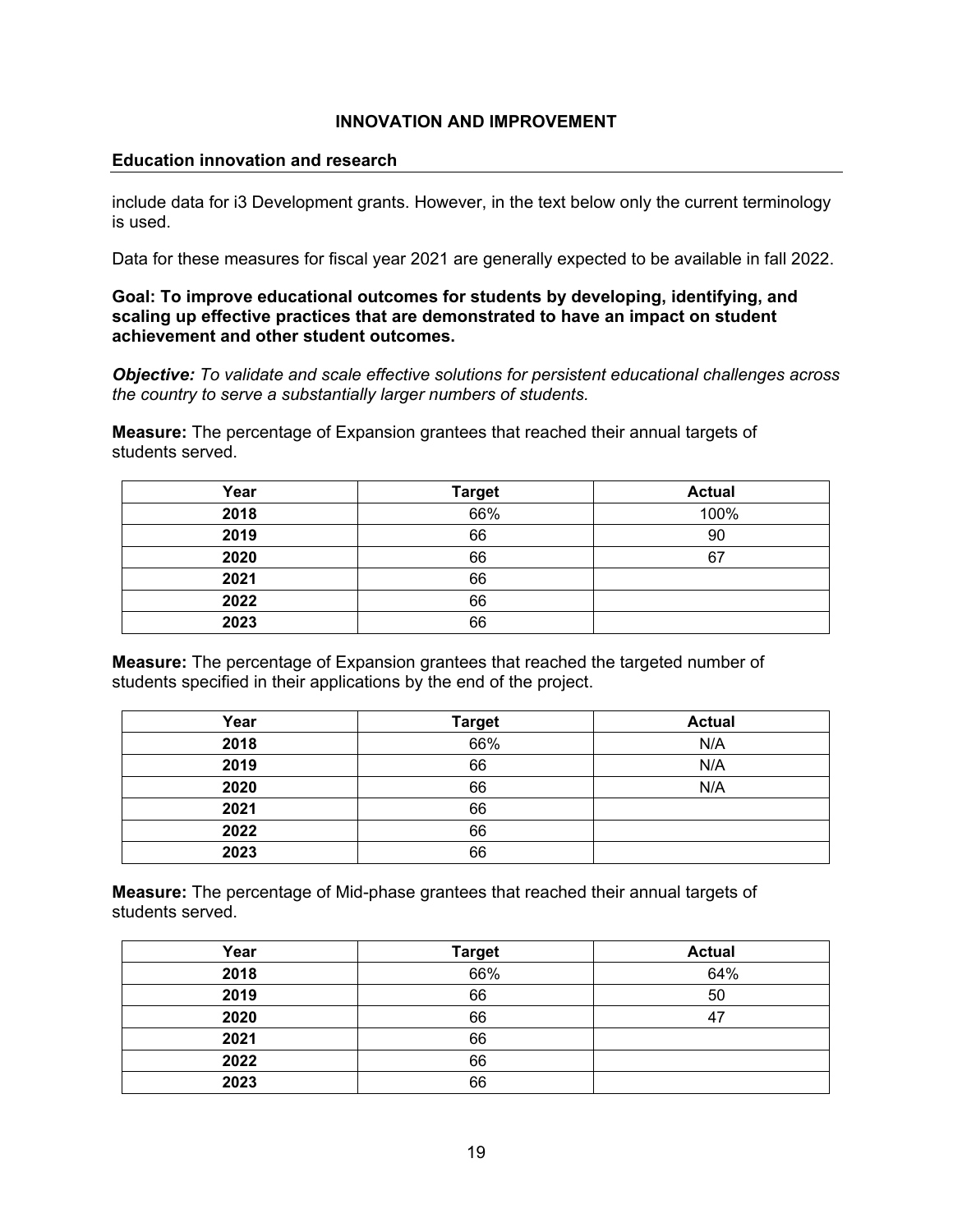# INNOVATION AND IMPROVEMENT

## Education innovation and research

include data for i3 Development grants. However, in the text below only the current terminology is used.

Data for these measures for fiscal year 2021 are generally expected to be available in fall 2022.

**Goal: To improve educational outcomes for students by developing, identifying, and scaling up effective practices that are demonstrated to have an impact on student achievement and other student outcomes.**

***Objective:*** *To validate and scale effective solutions for persistent educational challenges across the country to serve a substantially larger numbers of students.*

**Measure:** The percentage of Expansion grantees that reached their annual targets of students served.

| Year | Target | Actual |
| --- | --- | --- |
| **2018** | 66% | 100% |
| **2019** | 66 | 90 |
| **2020** | 66 | 67 |
| **2021** | 66 | |
| **2022** | 66 | |
| **2023** | 66 | |

**Measure:** The percentage of Expansion grantees that reached the targeted number of students specified in their applications by the end of the project.

| Year | Target | Actual |
| --- | --- | --- |
| **2018** | 66% | N/A |
| **2019** | 66 | N/A |
| **2020** | 66 | N/A |
| **2021** | 66 | |
| **2022** | 66 | |
| **2023** | 66 | |

**Measure:** The percentage of Mid-phase grantees that reached their annual targets of students served.

| Year | Target | Actual |
| --- | --- | --- |
| **2018** | 66% | 64% |
| **2019** | 66 | 50 |
| **2020** | 66 | 47 |
| **2021** | 66 | |
| **2022** | 66 | |
| **2023** | 66 | |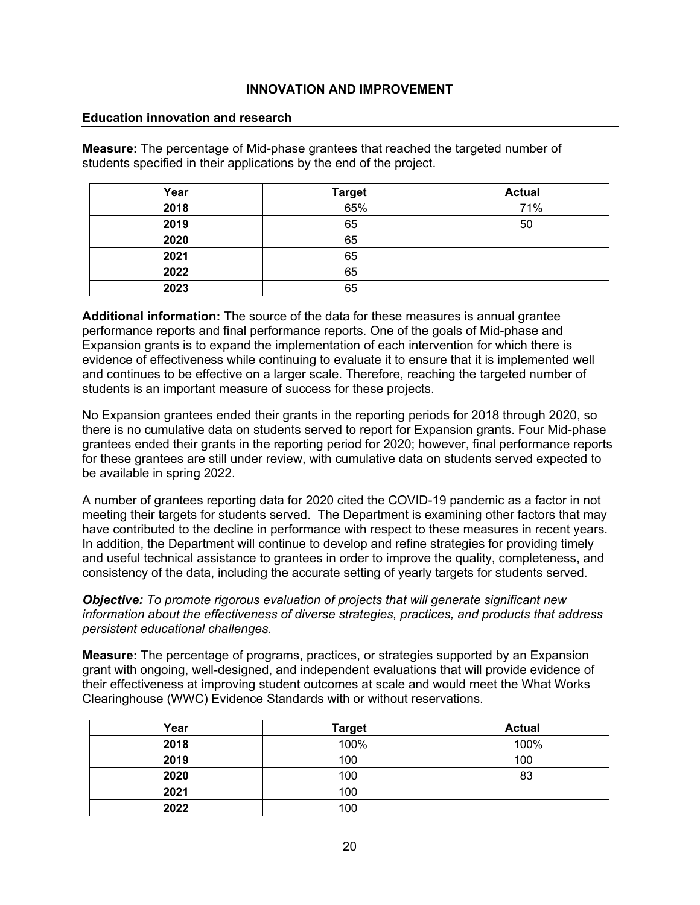## INNOVATION AND IMPROVEMENT

### Education innovation and research

**Measure:** The percentage of Mid-phase grantees that reached the targeted number of students specified in their applications by the end of the project.

| Year | Target | Actual |
|---|---|---|
| **2018** | 65% | 71% |
| **2019** | 65 | 50 |
| **2020** | 65 | |
| **2021** | 65 | |
| **2022** | 65 | |
| **2023** | 65 | |

**Additional information:** The source of the data for these measures is annual grantee performance reports and final performance reports. One of the goals of Mid-phase and Expansion grants is to expand the implementation of each intervention for which there is evidence of effectiveness while continuing to evaluate it to ensure that it is implemented well and continues to be effective on a larger scale. Therefore, reaching the targeted number of students is an important measure of success for these projects.

No Expansion grantees ended their grants in the reporting periods for 2018 through 2020, so there is no cumulative data on students served to report for Expansion grants. Four Mid-phase grantees ended their grants in the reporting period for 2020; however, final performance reports for these grantees are still under review, with cumulative data on students served expected to be available in spring 2022.

A number of grantees reporting data for 2020 cited the COVID-19 pandemic as a factor in not meeting their targets for students served. The Department is examining other factors that may have contributed to the decline in performance with respect to these measures in recent years. In addition, the Department will continue to develop and refine strategies for providing timely and useful technical assistance to grantees in order to improve the quality, completeness, and consistency of the data, including the accurate setting of yearly targets for students served.

***Objective:*** *To promote rigorous evaluation of projects that will generate significant new information about the effectiveness of diverse strategies, practices, and products that address persistent educational challenges.*

**Measure:** The percentage of programs, practices, or strategies supported by an Expansion grant with ongoing, well-designed, and independent evaluations that will provide evidence of their effectiveness at improving student outcomes at scale and would meet the What Works Clearinghouse (WWC) Evidence Standards with or without reservations.

| Year | Target | Actual |
|---|---|---|
| **2018** | 100% | 100% |
| **2019** | 100 | 100 |
| **2020** | 100 | 83 |
| **2021** | 100 | |
| **2022** | 100 | |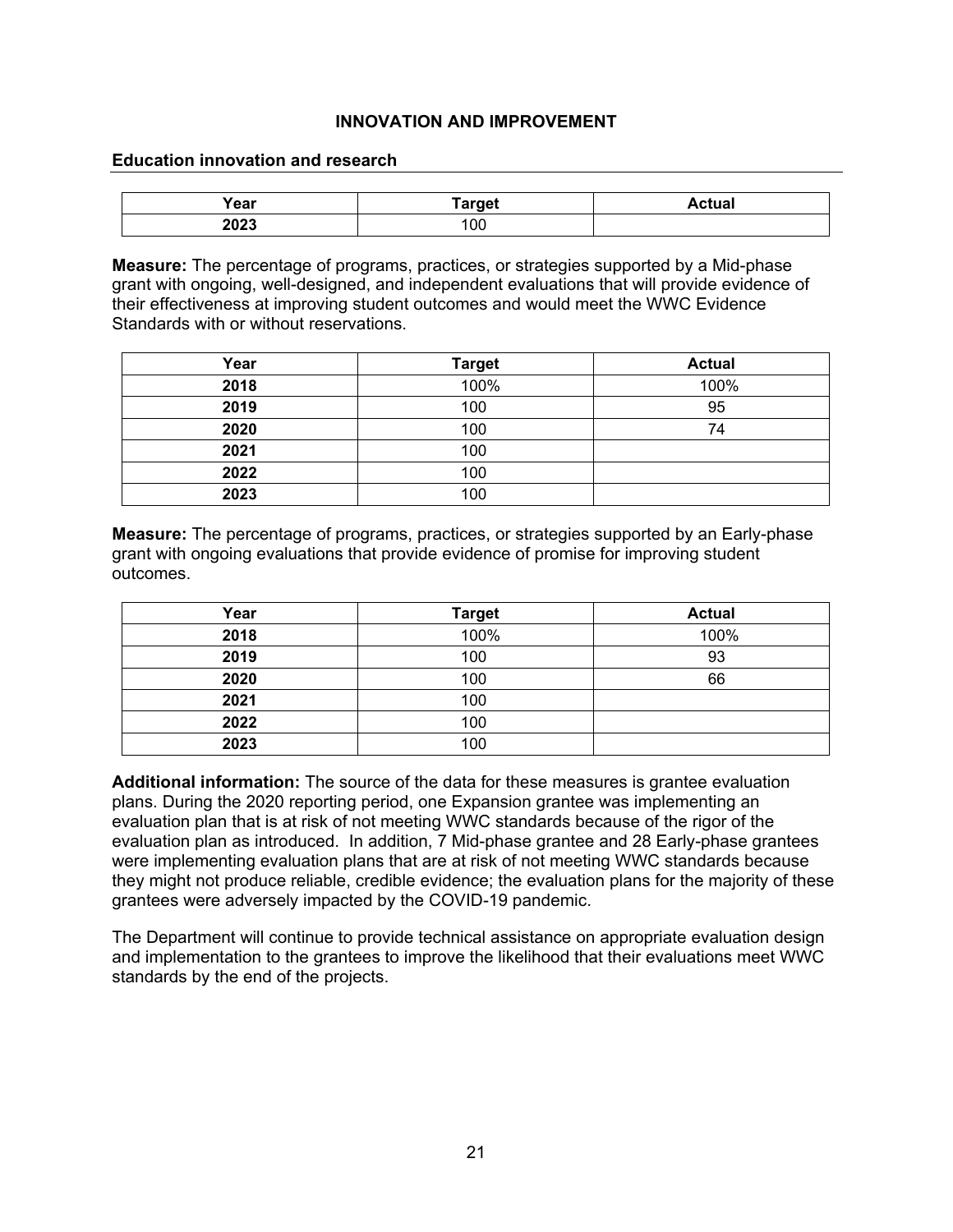## INNOVATION AND IMPROVEMENT

### Education innovation and research

| Year | Target | Actual |
|---|---|---|
| **2023** | 100 | |

**Measure:** The percentage of programs, practices, or strategies supported by a Mid-phase grant with ongoing, well-designed, and independent evaluations that will provide evidence of their effectiveness at improving student outcomes and would meet the WWC Evidence Standards with or without reservations.

| Year | Target | Actual |
|---|---|---|
| **2018** | 100% | 100% |
| **2019** | 100 | 95 |
| **2020** | 100 | 74 |
| **2021** | 100 | |
| **2022** | 100 | |
| **2023** | 100 | |

**Measure:** The percentage of programs, practices, or strategies supported by an Early-phase grant with ongoing evaluations that provide evidence of promise for improving student outcomes.

| Year | Target | Actual |
|---|---|---|
| **2018** | 100% | 100% |
| **2019** | 100 | 93 |
| **2020** | 100 | 66 |
| **2021** | 100 | |
| **2022** | 100 | |
| **2023** | 100 | |

**Additional information:** The source of the data for these measures is grantee evaluation plans. During the 2020 reporting period, one Expansion grantee was implementing an evaluation plan that is at risk of not meeting WWC standards because of the rigor of the evaluation plan as introduced. In addition, 7 Mid-phase grantee and 28 Early-phase grantees were implementing evaluation plans that are at risk of not meeting WWC standards because they might not produce reliable, credible evidence; the evaluation plans for the majority of these grantees were adversely impacted by the COVID-19 pandemic.

The Department will continue to provide technical assistance on appropriate evaluation design and implementation to the grantees to improve the likelihood that their evaluations meet WWC standards by the end of the projects.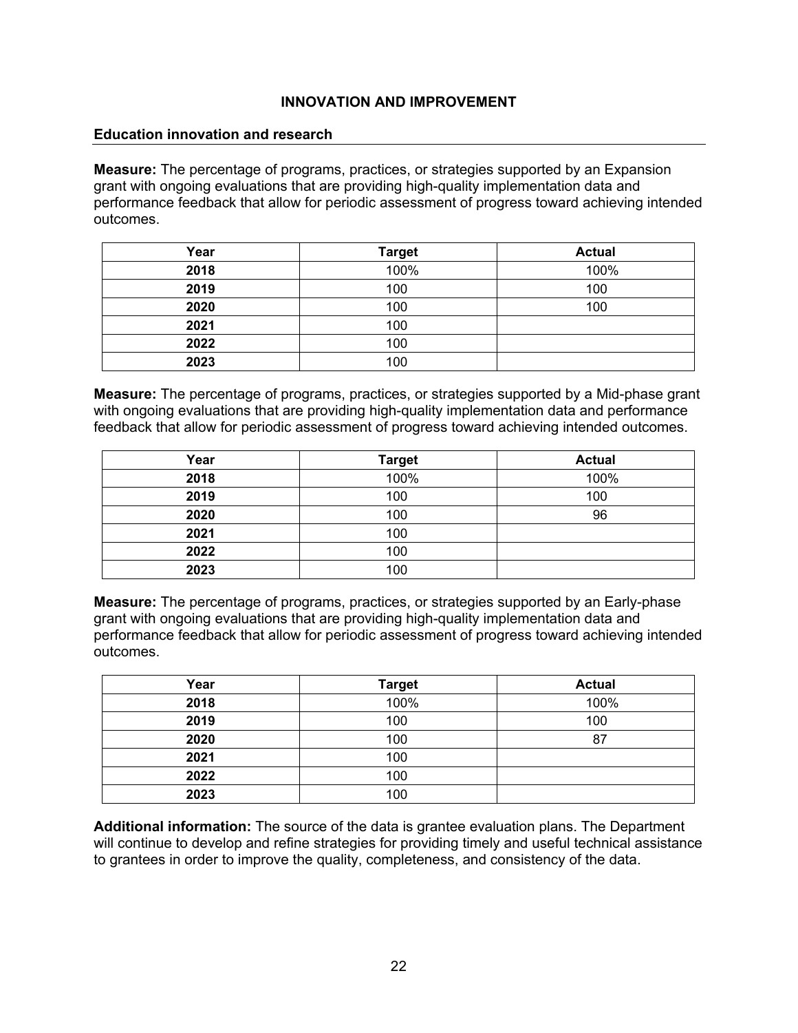## INNOVATION AND IMPROVEMENT

### Education innovation and research

**Measure:** The percentage of programs, practices, or strategies supported by an Expansion grant with ongoing evaluations that are providing high-quality implementation data and performance feedback that allow for periodic assessment of progress toward achieving intended outcomes.

| Year | Target | Actual |
|---|---|---|
| **2018** | 100% | 100% |
| **2019** | 100 | 100 |
| **2020** | 100 | 100 |
| **2021** | 100 | |
| **2022** | 100 | |
| **2023** | 100 | |

**Measure:** The percentage of programs, practices, or strategies supported by a Mid-phase grant with ongoing evaluations that are providing high-quality implementation data and performance feedback that allow for periodic assessment of progress toward achieving intended outcomes.

| Year | Target | Actual |
|---|---|---|
| **2018** | 100% | 100% |
| **2019** | 100 | 100 |
| **2020** | 100 | 96 |
| **2021** | 100 | |
| **2022** | 100 | |
| **2023** | 100 | |

**Measure:** The percentage of programs, practices, or strategies supported by an Early-phase grant with ongoing evaluations that are providing high-quality implementation data and performance feedback that allow for periodic assessment of progress toward achieving intended outcomes.

| Year | Target | Actual |
|---|---|---|
| **2018** | 100% | 100% |
| **2019** | 100 | 100 |
| **2020** | 100 | 87 |
| **2021** | 100 | |
| **2022** | 100 | |
| **2023** | 100 | |

**Additional information:** The source of the data is grantee evaluation plans. The Department will continue to develop and refine strategies for providing timely and useful technical assistance to grantees in order to improve the quality, completeness, and consistency of the data.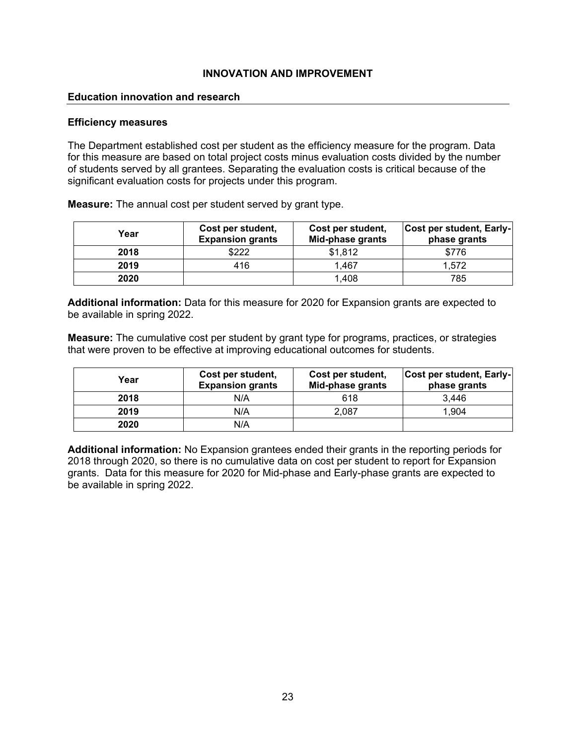## INNOVATION AND IMPROVEMENT

### Education innovation and research

#### Efficiency measures

The Department established cost per student as the efficiency measure for the program. Data for this measure are based on total project costs minus evaluation costs divided by the number of students served by all grantees. Separating the evaluation costs is critical because of the significant evaluation costs for projects under this program.

**Measure:** The annual cost per student served by grant type.

| Year | Cost per student, Expansion grants | Cost per student, Mid-phase grants | Cost per student, Early-phase grants |
|---|---|---|---|
| **2018** | $222 | $1,812 | $776 |
| **2019** | 416 | 1,467 | 1,572 |
| **2020** | | 1,408 | 785 |

**Additional information:** Data for this measure for 2020 for Expansion grants are expected to be available in spring 2022.

**Measure:** The cumulative cost per student by grant type for programs, practices, or strategies that were proven to be effective at improving educational outcomes for students.

| Year | Cost per student, Expansion grants | Cost per student, Mid-phase grants | Cost per student, Early-phase grants |
|---|---|---|---|
| **2018** | N/A | 618 | 3,446 |
| **2019** | N/A | 2,087 | 1,904 |
| **2020** | N/A | | |

**Additional information:** No Expansion grantees ended their grants in the reporting periods for 2018 through 2020, so there is no cumulative data on cost per student to report for Expansion grants. Data for this measure for 2020 for Mid-phase and Early-phase grants are expected to be available in spring 2022.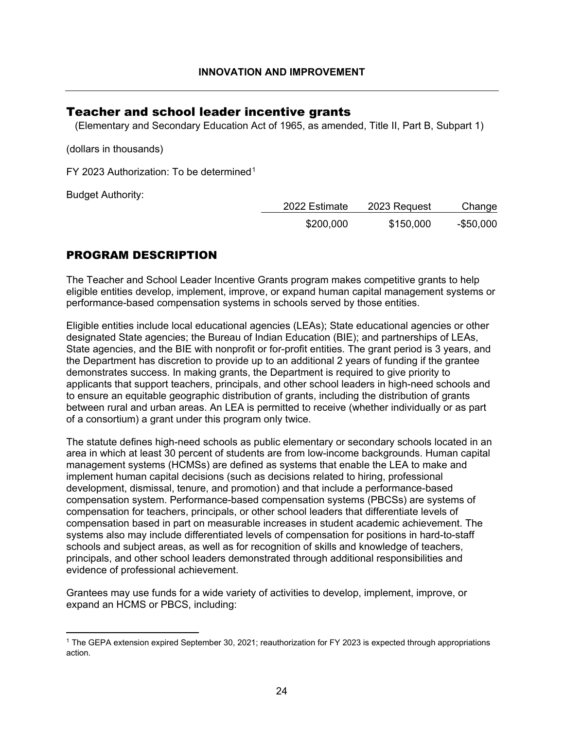# Teacher and school leader incentive grants

(Elementary and Secondary Education Act of 1965, as amended, Title II, Part B, Subpart 1)

(dollars in thousands)

FY 2023 Authorization: To be determined[1]

Budget Authority:

| | 2022 Estimate | 2023 Request | Change |
|---|---|---|---|
| | $200,000 | $150,000 | -$50,000 |

## PROGRAM DESCRIPTION

The Teacher and School Leader Incentive Grants program makes competitive grants to help eligible entities develop, implement, improve, or expand human capital management systems or performance-based compensation systems in schools served by those entities.

Eligible entities include local educational agencies (LEAs); State educational agencies or other designated State agencies; the Bureau of Indian Education (BIE); and partnerships of LEAs, State agencies, and the BIE with nonprofit or for-profit entities. The grant period is 3 years, and the Department has discretion to provide up to an additional 2 years of funding if the grantee demonstrates success. In making grants, the Department is required to give priority to applicants that support teachers, principals, and other school leaders in high-need schools and to ensure an equitable geographic distribution of grants, including the distribution of grants between rural and urban areas. An LEA is permitted to receive (whether individually or as part of a consortium) a grant under this program only twice.

The statute defines high-need schools as public elementary or secondary schools located in an area in which at least 30 percent of students are from low-income backgrounds. Human capital management systems (HCMSs) are defined as systems that enable the LEA to make and implement human capital decisions (such as decisions related to hiring, professional development, dismissal, tenure, and promotion) and that include a performance-based compensation system. Performance-based compensation systems (PBCSs) are systems of compensation for teachers, principals, or other school leaders that differentiate levels of compensation based in part on measurable increases in student academic achievement. The systems also may include differentiated levels of compensation for positions in hard-to-staff schools and subject areas, as well as for recognition of skills and knowledge of teachers, principals, and other school leaders demonstrated through additional responsibilities and evidence of professional achievement.

Grantees may use funds for a wide variety of activities to develop, implement, improve, or expand an HCMS or PBCS, including:

[1] The GEPA extension expired September 30, 2021; reauthorization for FY 2023 is expected through appropriations action.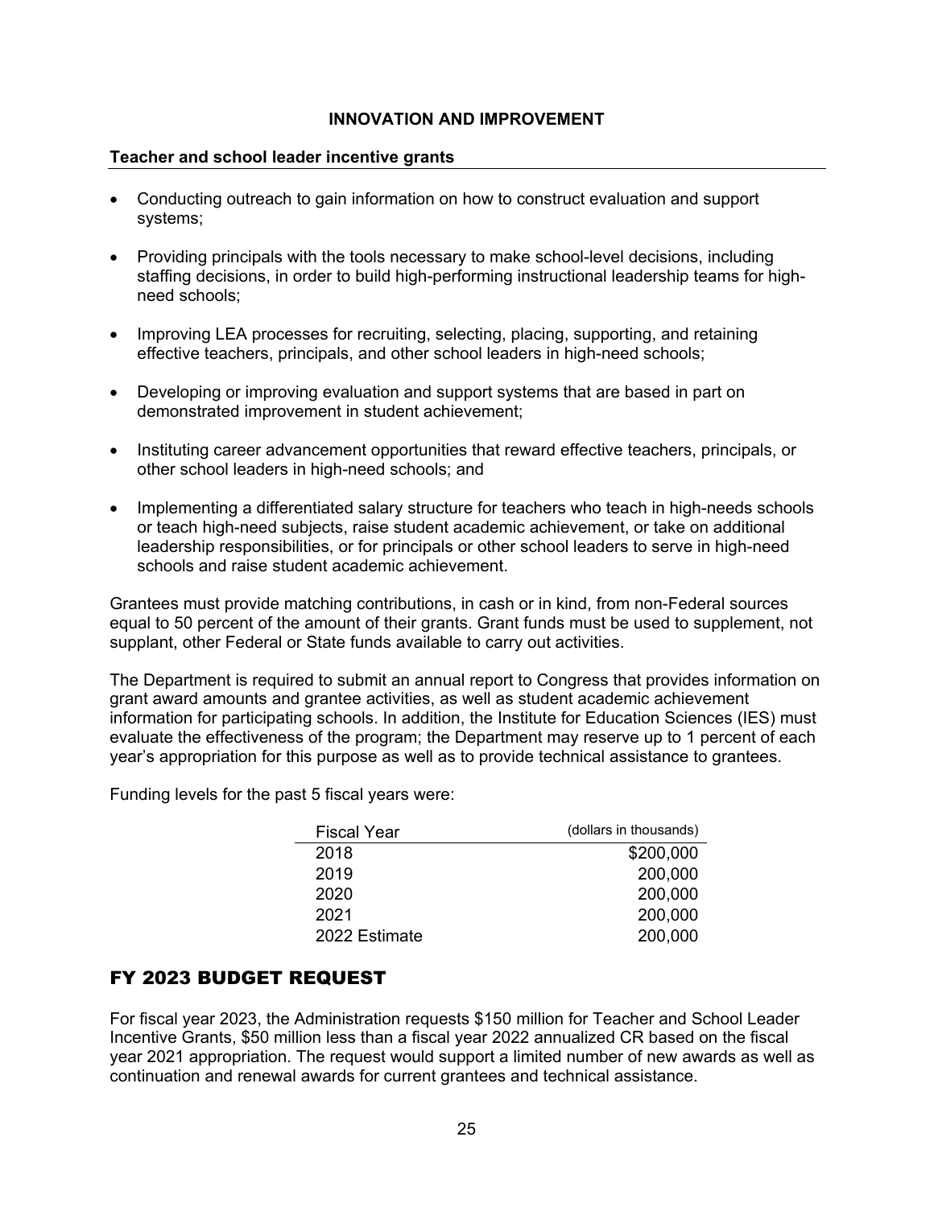## INNOVATION AND IMPROVEMENT

**Teacher and school leader incentive grants**

- Conducting outreach to gain information on how to construct evaluation and support systems;
- Providing principals with the tools necessary to make school-level decisions, including staffing decisions, in order to build high-performing instructional leadership teams for high-need schools;
- Improving LEA processes for recruiting, selecting, placing, supporting, and retaining effective teachers, principals, and other school leaders in high-need schools;
- Developing or improving evaluation and support systems that are based in part on demonstrated improvement in student achievement;
- Instituting career advancement opportunities that reward effective teachers, principals, or other school leaders in high-need schools; and
- Implementing a differentiated salary structure for teachers who teach in high-needs schools or teach high-need subjects, raise student academic achievement, or take on additional leadership responsibilities, or for principals or other school leaders to serve in high-need schools and raise student academic achievement.

Grantees must provide matching contributions, in cash or in kind, from non-Federal sources equal to 50 percent of the amount of their grants. Grant funds must be used to supplement, not supplant, other Federal or State funds available to carry out activities.

The Department is required to submit an annual report to Congress that provides information on grant award amounts and grantee activities, as well as student academic achievement information for participating schools. In addition, the Institute for Education Sciences (IES) must evaluate the effectiveness of the program; the Department may reserve up to 1 percent of each year's appropriation for this purpose as well as to provide technical assistance to grantees.

Funding levels for the past 5 fiscal years were:

| Fiscal Year | (dollars in thousands) |
|---|---:|
| 2018 | $200,000 |
| 2019 | 200,000 |
| 2020 | 200,000 |
| 2021 | 200,000 |
| 2022 Estimate | 200,000 |

## FY 2023 BUDGET REQUEST

For fiscal year 2023, the Administration requests $150 million for Teacher and School Leader Incentive Grants, $50 million less than a fiscal year 2022 annualized CR based on the fiscal year 2021 appropriation. The request would support a limited number of new awards as well as continuation and renewal awards for current grantees and technical assistance.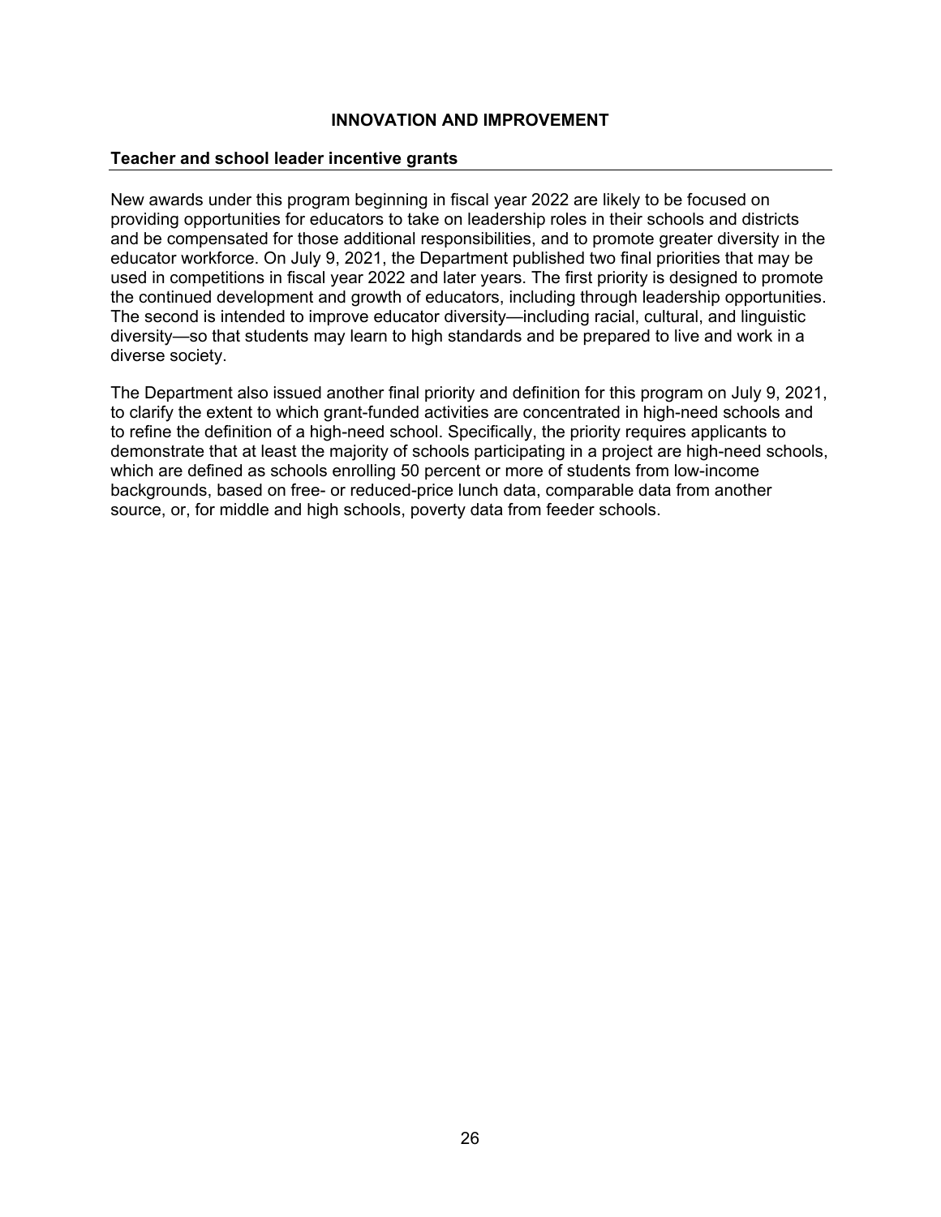## INNOVATION AND IMPROVEMENT

### Teacher and school leader incentive grants

New awards under this program beginning in fiscal year 2022 are likely to be focused on providing opportunities for educators to take on leadership roles in their schools and districts and be compensated for those additional responsibilities, and to promote greater diversity in the educator workforce. On July 9, 2021, the Department published two final priorities that may be used in competitions in fiscal year 2022 and later years. The first priority is designed to promote the continued development and growth of educators, including through leadership opportunities. The second is intended to improve educator diversity—including racial, cultural, and linguistic diversity—so that students may learn to high standards and be prepared to live and work in a diverse society.

The Department also issued another final priority and definition for this program on July 9, 2021, to clarify the extent to which grant-funded activities are concentrated in high-need schools and to refine the definition of a high-need school. Specifically, the priority requires applicants to demonstrate that at least the majority of schools participating in a project are high-need schools, which are defined as schools enrolling 50 percent or more of students from low-income backgrounds, based on free- or reduced-price lunch data, comparable data from another source, or, for middle and high schools, poverty data from feeder schools.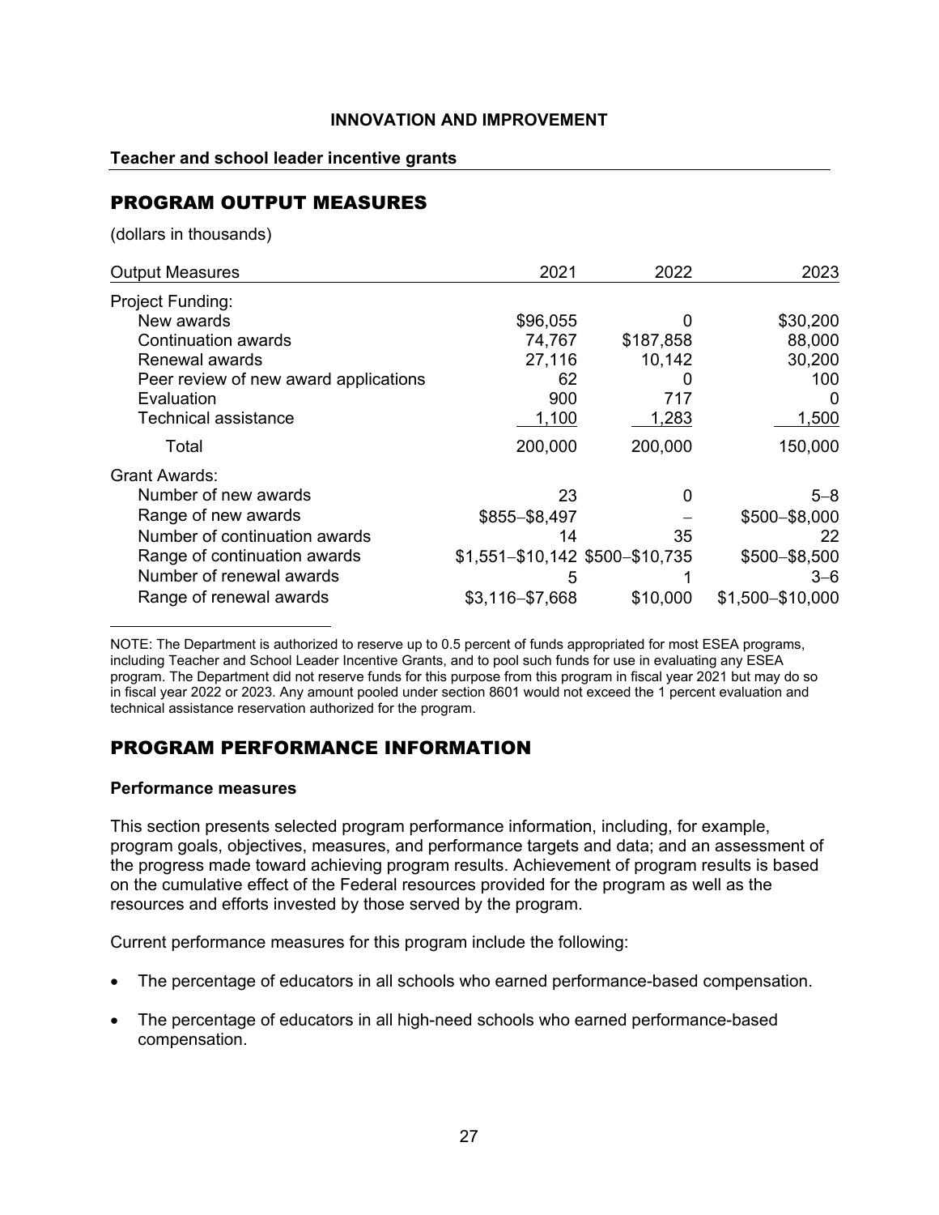**INNOVATION AND IMPROVEMENT**

**Teacher and school leader incentive grants**

## PROGRAM OUTPUT MEASURES

(dollars in thousands)

| Output Measures | 2021 | 2022 | 2023 |
|---|---|---|---|
| Project Funding: | | | |
| New awards | $96,055 | 0 | $30,200 |
| Continuation awards | 74,767 | $187,858 | 88,000 |
| Renewal awards | 27,116 | 10,142 | 30,200 |
| Peer review of new award applications | 62 | 0 | 100 |
| Evaluation | 900 | 717 | 0 |
| Technical assistance | 1,100 | 1,283 | 1,500 |
| Total | 200,000 | 200,000 | 150,000 |
| Grant Awards: | | | |
| Number of new awards | 23 | 0 | 5–8 |
| Range of new awards | $855–$8,497 | – | $500–$8,000 |
| Number of continuation awards | 14 | 35 | 22 |
| Range of continuation awards | $1,551–$10,142 | $500–$10,735 | $500–$8,500 |
| Number of renewal awards | 5 | 1 | 3–6 |
| Range of renewal awards | $3,116–$7,668 | $10,000 | $1,500–$10,000 |

NOTE: The Department is authorized to reserve up to 0.5 percent of funds appropriated for most ESEA programs, including Teacher and School Leader Incentive Grants, and to pool such funds for use in evaluating any ESEA program. The Department did not reserve funds for this purpose from this program in fiscal year 2021 but may do so in fiscal year 2022 or 2023. Any amount pooled under section 8601 would not exceed the 1 percent evaluation and technical assistance reservation authorized for the program.

## PROGRAM PERFORMANCE INFORMATION

### Performance measures

This section presents selected program performance information, including, for example, program goals, objectives, measures, and performance targets and data; and an assessment of the progress made toward achieving program results. Achievement of program results is based on the cumulative effect of the Federal resources provided for the program as well as the resources and efforts invested by those served by the program.

Current performance measures for this program include the following:

- The percentage of educators in all schools who earned performance-based compensation.
- The percentage of educators in all high-need schools who earned performance-based compensation.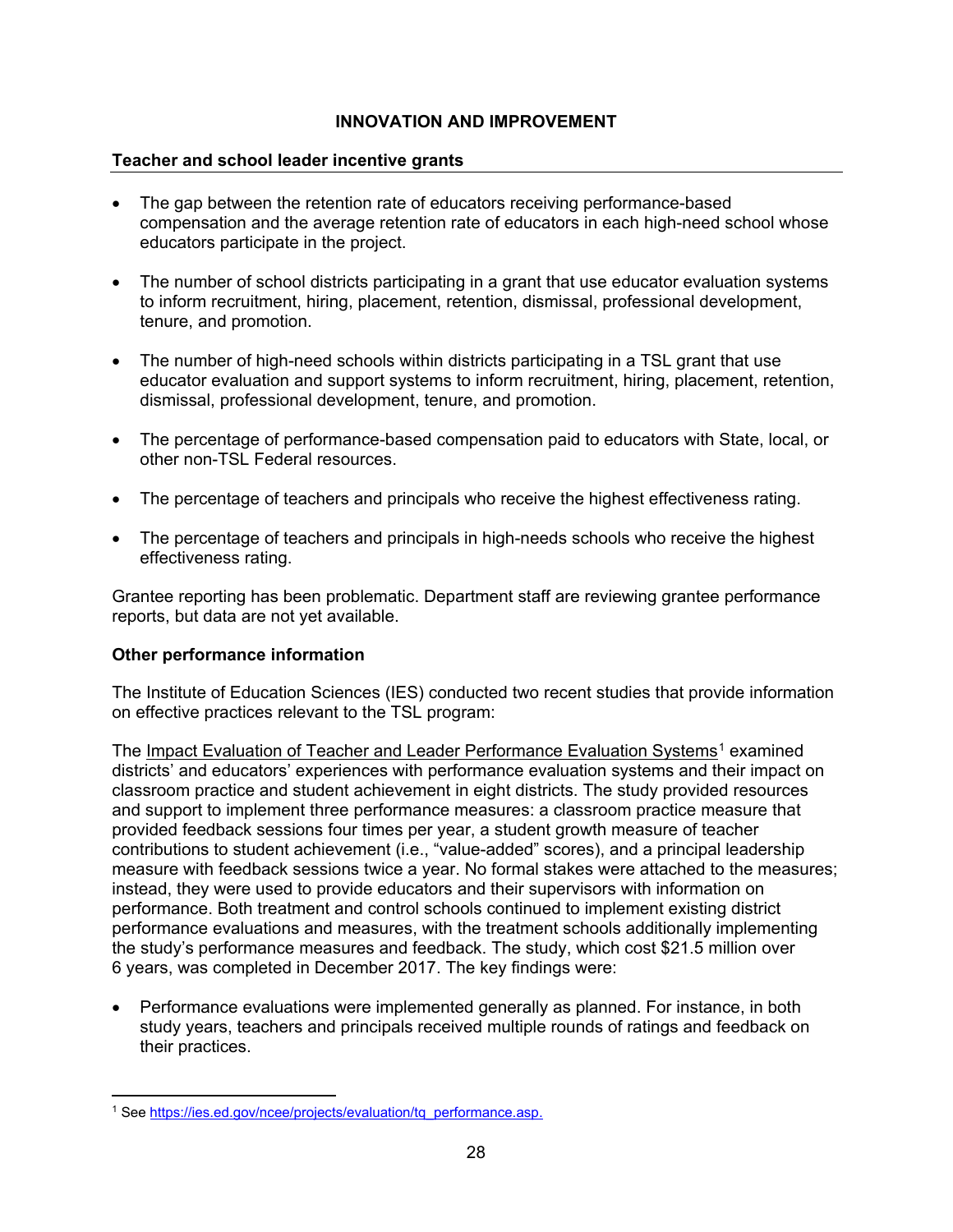**INNOVATION AND IMPROVEMENT**

**Teacher and school leader incentive grants**

- The gap between the retention rate of educators receiving performance-based compensation and the average retention rate of educators in each high-need school whose educators participate in the project.
- The number of school districts participating in a grant that use educator evaluation systems to inform recruitment, hiring, placement, retention, dismissal, professional development, tenure, and promotion.
- The number of high-need schools within districts participating in a TSL grant that use educator evaluation and support systems to inform recruitment, hiring, placement, retention, dismissal, professional development, tenure, and promotion.
- The percentage of performance-based compensation paid to educators with State, local, or other non-TSL Federal resources.
- The percentage of teachers and principals who receive the highest effectiveness rating.
- The percentage of teachers and principals in high-needs schools who receive the highest effectiveness rating.

Grantee reporting has been problematic. Department staff are reviewing grantee performance reports, but data are not yet available.

**Other performance information**

The Institute of Education Sciences (IES) conducted two recent studies that provide information on effective practices relevant to the TSL program:

The Impact Evaluation of Teacher and Leader Performance Evaluation Systems[1] examined districts' and educators' experiences with performance evaluation systems and their impact on classroom practice and student achievement in eight districts. The study provided resources and support to implement three performance measures: a classroom practice measure that provided feedback sessions four times per year, a student growth measure of teacher contributions to student achievement (i.e., "value-added" scores), and a principal leadership measure with feedback sessions twice a year. No formal stakes were attached to the measures; instead, they were used to provide educators and their supervisors with information on performance. Both treatment and control schools continued to implement existing district performance evaluations and measures, with the treatment schools additionally implementing the study's performance measures and feedback. The study, which cost $21.5 million over 6 years, was completed in December 2017. The key findings were:

- Performance evaluations were implemented generally as planned. For instance, in both study years, teachers and principals received multiple rounds of ratings and feedback on their practices.

[1] See https://ies.ed.gov/ncee/projects/evaluation/tq_performance.asp.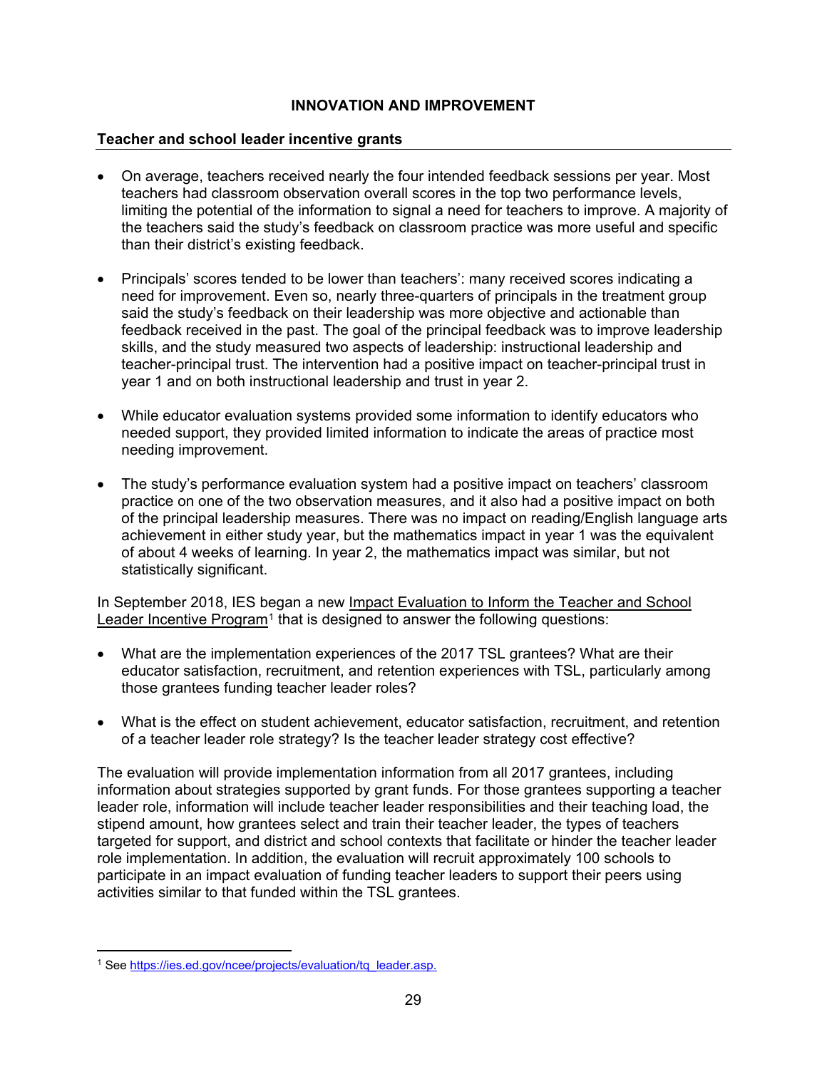## INNOVATION AND IMPROVEMENT

### Teacher and school leader incentive grants

- On average, teachers received nearly the four intended feedback sessions per year. Most teachers had classroom observation overall scores in the top two performance levels, limiting the potential of the information to signal a need for teachers to improve. A majority of the teachers said the study's feedback on classroom practice was more useful and specific than their district's existing feedback.

- Principals' scores tended to be lower than teachers': many received scores indicating a need for improvement. Even so, nearly three-quarters of principals in the treatment group said the study's feedback on their leadership was more objective and actionable than feedback received in the past. The goal of the principal feedback was to improve leadership skills, and the study measured two aspects of leadership: instructional leadership and teacher-principal trust. The intervention had a positive impact on teacher-principal trust in year 1 and on both instructional leadership and trust in year 2.

- While educator evaluation systems provided some information to identify educators who needed support, they provided limited information to indicate the areas of practice most needing improvement.

- The study's performance evaluation system had a positive impact on teachers' classroom practice on one of the two observation measures, and it also had a positive impact on both of the principal leadership measures. There was no impact on reading/English language arts achievement in either study year, but the mathematics impact in year 1 was the equivalent of about 4 weeks of learning. In year 2, the mathematics impact was similar, but not statistically significant.

In September 2018, IES began a new Impact Evaluation to Inform the Teacher and School Leader Incentive Program[1] that is designed to answer the following questions:

- What are the implementation experiences of the 2017 TSL grantees? What are their educator satisfaction, recruitment, and retention experiences with TSL, particularly among those grantees funding teacher leader roles?

- What is the effect on student achievement, educator satisfaction, recruitment, and retention of a teacher leader role strategy? Is the teacher leader strategy cost effective?

The evaluation will provide implementation information from all 2017 grantees, including information about strategies supported by grant funds. For those grantees supporting a teacher leader role, information will include teacher leader responsibilities and their teaching load, the stipend amount, how grantees select and train their teacher leader, the types of teachers targeted for support, and district and school contexts that facilitate or hinder the teacher leader role implementation. In addition, the evaluation will recruit approximately 100 schools to participate in an impact evaluation of funding teacher leaders to support their peers using activities similar to that funded within the TSL grantees.

---

[1] See https://ies.ed.gov/ncee/projects/evaluation/tq_leader.asp.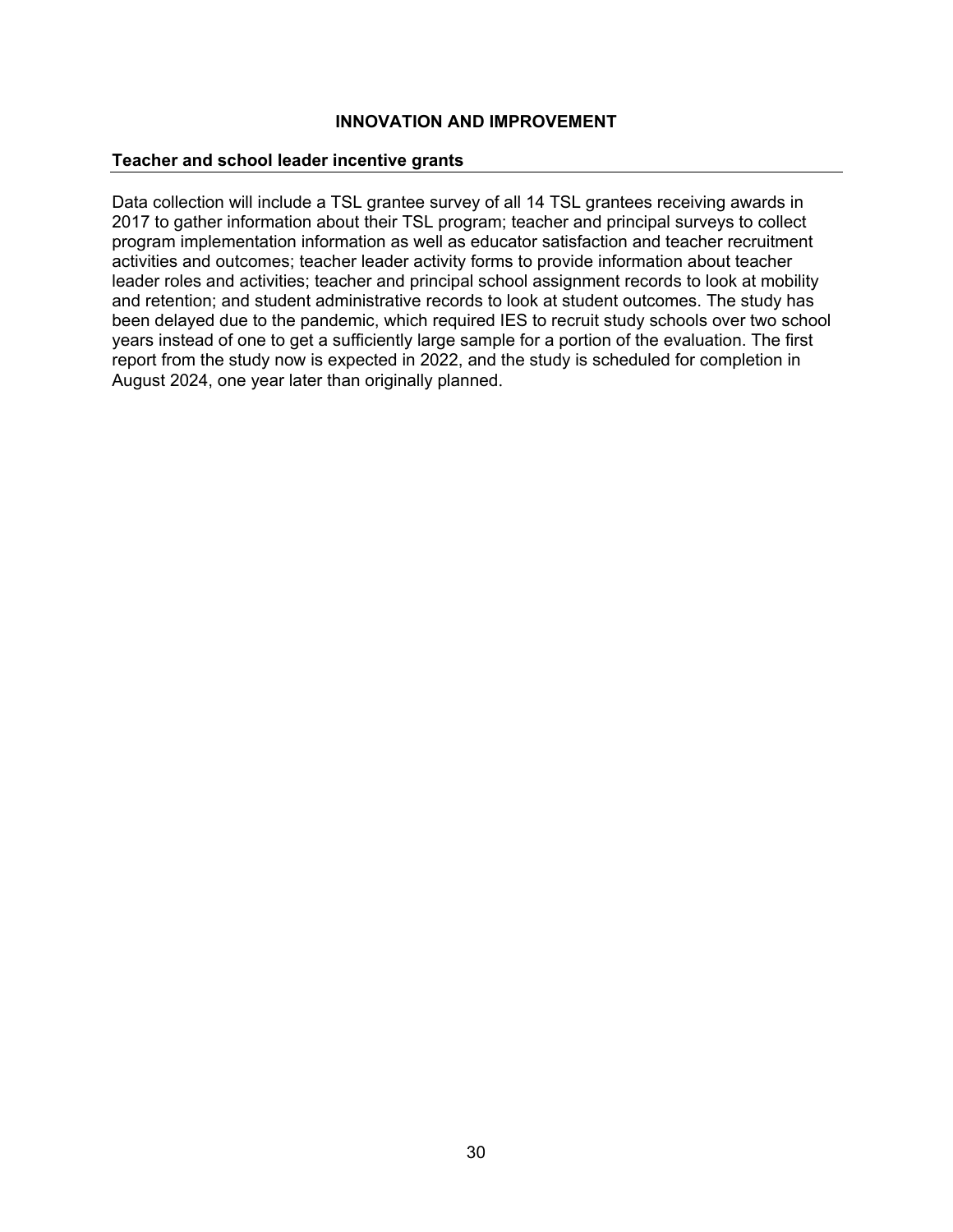## INNOVATION AND IMPROVEMENT

### Teacher and school leader incentive grants

Data collection will include a TSL grantee survey of all 14 TSL grantees receiving awards in 2017 to gather information about their TSL program; teacher and principal surveys to collect program implementation information as well as educator satisfaction and teacher recruitment activities and outcomes; teacher leader activity forms to provide information about teacher leader roles and activities; teacher and principal school assignment records to look at mobility and retention; and student administrative records to look at student outcomes. The study has been delayed due to the pandemic, which required IES to recruit study schools over two school years instead of one to get a sufficiently large sample for a portion of the evaluation. The first report from the study now is expected in 2022, and the study is scheduled for completion in August 2024, one year later than originally planned.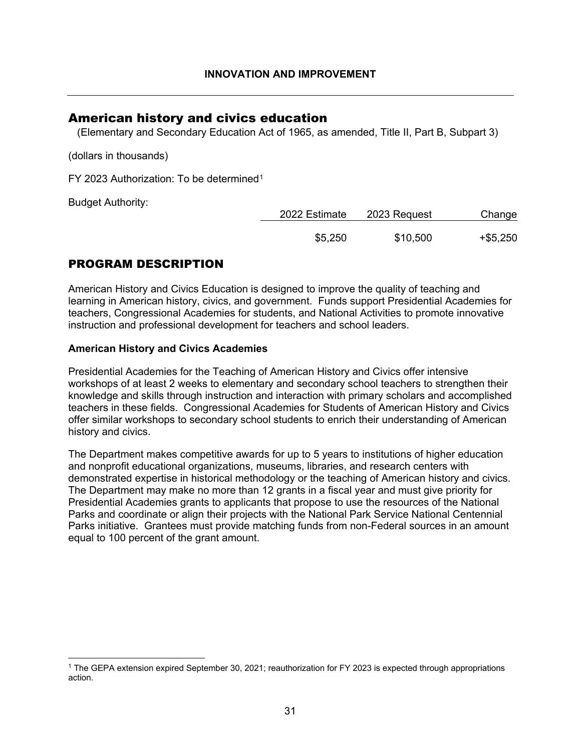## American history and civics education

(Elementary and Secondary Education Act of 1965, as amended, Title II, Part B, Subpart 3)

(dollars in thousands)

FY 2023 Authorization: To be determined[1]

Budget Authority:

| | 2022 Estimate | 2023 Request | Change |
|---|---|---|---|
| | $5,250 | $10,500 | +$5,250 |

## PROGRAM DESCRIPTION

American History and Civics Education is designed to improve the quality of teaching and learning in American history, civics, and government. Funds support Presidential Academies for teachers, Congressional Academies for students, and National Activities to promote innovative instruction and professional development for teachers and school leaders.

**American History and Civics Academies**

Presidential Academies for the Teaching of American History and Civics offer intensive workshops of at least 2 weeks to elementary and secondary school teachers to strengthen their knowledge and skills through instruction and interaction with primary scholars and accomplished teachers in these fields. Congressional Academies for Students of American History and Civics offer similar workshops to secondary school students to enrich their understanding of American history and civics.

The Department makes competitive awards for up to 5 years to institutions of higher education and nonprofit educational organizations, museums, libraries, and research centers with demonstrated expertise in historical methodology or the teaching of American history and civics. The Department may make no more than 12 grants in a fiscal year and must give priority for Presidential Academies grants to applicants that propose to use the resources of the National Parks and coordinate or align their projects with the National Park Service National Centennial Parks initiative. Grantees must provide matching funds from non-Federal sources in an amount equal to 100 percent of the grant amount.

[1] The GEPA extension expired September 30, 2021; reauthorization for FY 2023 is expected through appropriations action.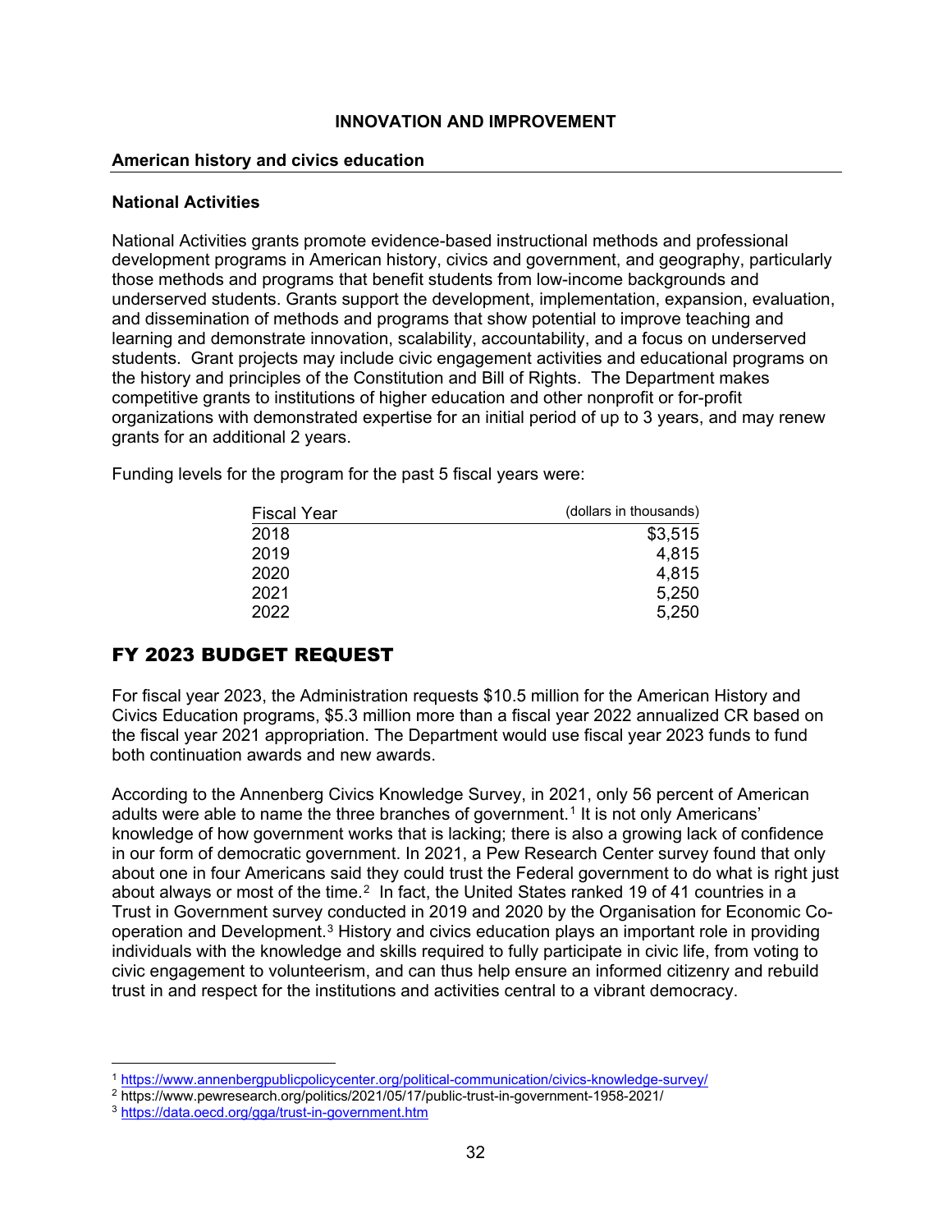## INNOVATION AND IMPROVEMENT

### American history and civics education

#### National Activities

National Activities grants promote evidence-based instructional methods and professional development programs in American history, civics and government, and geography, particularly those methods and programs that benefit students from low-income backgrounds and underserved students. Grants support the development, implementation, expansion, evaluation, and dissemination of methods and programs that show potential to improve teaching and learning and demonstrate innovation, scalability, accountability, and a focus on underserved students. Grant projects may include civic engagement activities and educational programs on the history and principles of the Constitution and Bill of Rights. The Department makes competitive grants to institutions of higher education and other nonprofit or for-profit organizations with demonstrated expertise for an initial period of up to 3 years, and may renew grants for an additional 2 years.

Funding levels for the program for the past 5 fiscal years were:

| Fiscal Year | (dollars in thousands) |
|---|---:|
| 2018 | $3,515 |
| 2019 | 4,815 |
| 2020 | 4,815 |
| 2021 | 5,250 |
| 2022 | 5,250 |

## FY 2023 BUDGET REQUEST

For fiscal year 2023, the Administration requests $10.5 million for the American History and Civics Education programs, $5.3 million more than a fiscal year 2022 annualized CR based on the fiscal year 2021 appropriation. The Department would use fiscal year 2023 funds to fund both continuation awards and new awards.

According to the Annenberg Civics Knowledge Survey, in 2021, only 56 percent of American adults were able to name the three branches of government.[1] It is not only Americans' knowledge of how government works that is lacking; there is also a growing lack of confidence in our form of democratic government. In 2021, a Pew Research Center survey found that only about one in four Americans said they could trust the Federal government to do what is right just about always or most of the time.[2] In fact, the United States ranked 19 of 41 countries in a Trust in Government survey conducted in 2019 and 2020 by the Organisation for Economic Co-operation and Development.[3] History and civics education plays an important role in providing individuals with the knowledge and skills required to fully participate in civic life, from voting to civic engagement to volunteerism, and can thus help ensure an informed citizenry and rebuild trust in and respect for the institutions and activities central to a vibrant democracy.

---

[1] https://www.annenbergpublicpolicycenter.org/political-communication/civics-knowledge-survey/

[2] https://www.pewresearch.org/politics/2021/05/17/public-trust-in-government-1958-2021/

[3] https://data.oecd.org/gga/trust-in-government.htm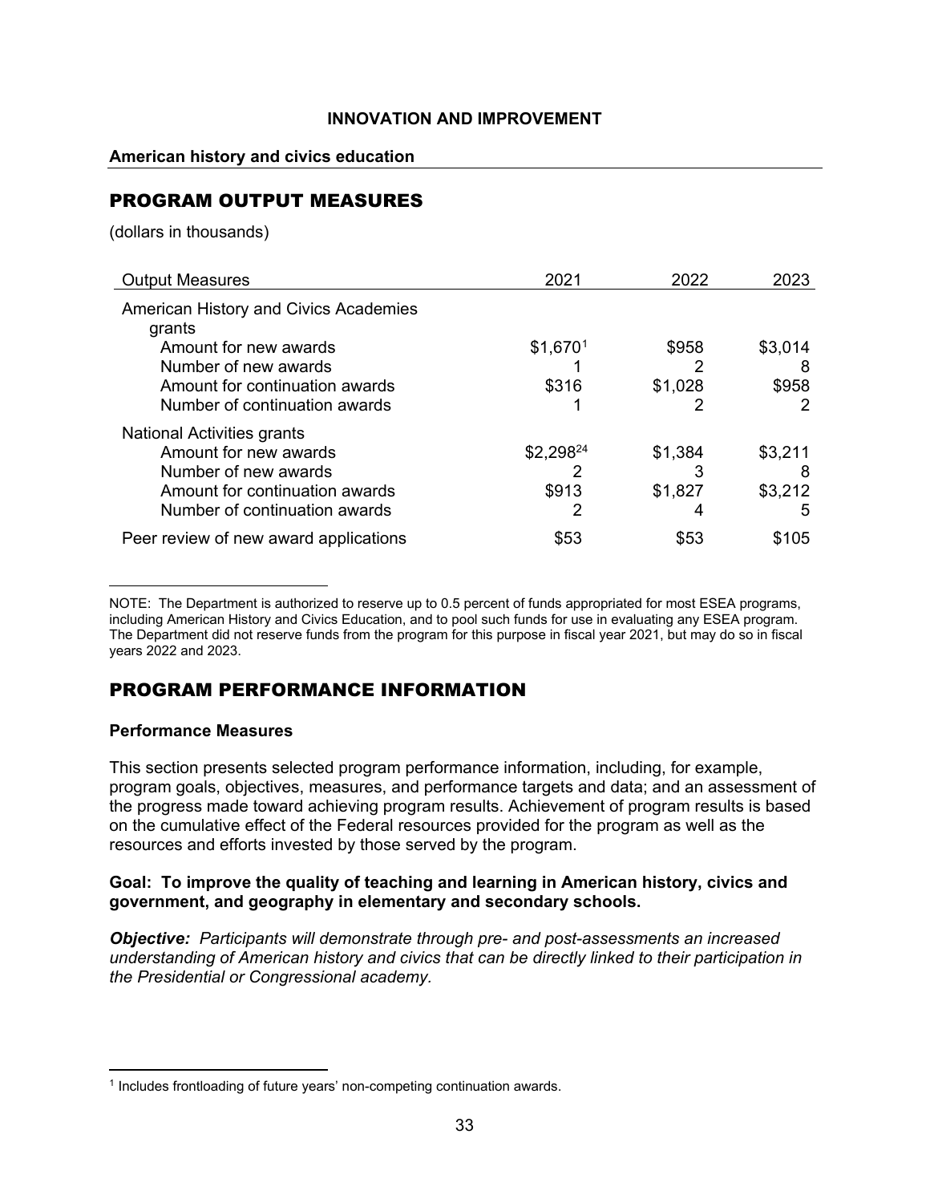**INNOVATION AND IMPROVEMENT**

**American history and civics education**

## PROGRAM OUTPUT MEASURES

(dollars in thousands)

| Output Measures | 2021 | 2022 | 2023 |
|---|---|---|---|
| American History and Civics Academies grants | | | |
| Amount for new awards | $1,670[1] | $958 | $3,014 |
| Number of new awards | 1 | 2 | 8 |
| Amount for continuation awards | $316 | $1,028 | $958 |
| Number of continuation awards | 1 | 2 | 2 |
| National Activities grants | | | |
| Amount for new awards | $2,298[24] | $1,384 | $3,211 |
| Number of new awards | 2 | 3 | 8 |
| Amount for continuation awards | $913 | $1,827 | $3,212 |
| Number of continuation awards | 2 | 4 | 5 |
| Peer review of new award applications | $53 | $53 | $105 |

NOTE: The Department is authorized to reserve up to 0.5 percent of funds appropriated for most ESEA programs, including American History and Civics Education, and to pool such funds for use in evaluating any ESEA program. The Department did not reserve funds from the program for this purpose in fiscal year 2021, but may do so in fiscal years 2022 and 2023.

## PROGRAM PERFORMANCE INFORMATION

### Performance Measures

This section presents selected program performance information, including, for example, program goals, objectives, measures, and performance targets and data; and an assessment of the progress made toward achieving program results. Achievement of program results is based on the cumulative effect of the Federal resources provided for the program as well as the resources and efforts invested by those served by the program.

**Goal: To improve the quality of teaching and learning in American history, civics and government, and geography in elementary and secondary schools.**

***Objective:*** *Participants will demonstrate through pre- and post-assessments an increased understanding of American history and civics that can be directly linked to their participation in the Presidential or Congressional academy.*

[1] Includes frontloading of future years' non-competing continuation awards.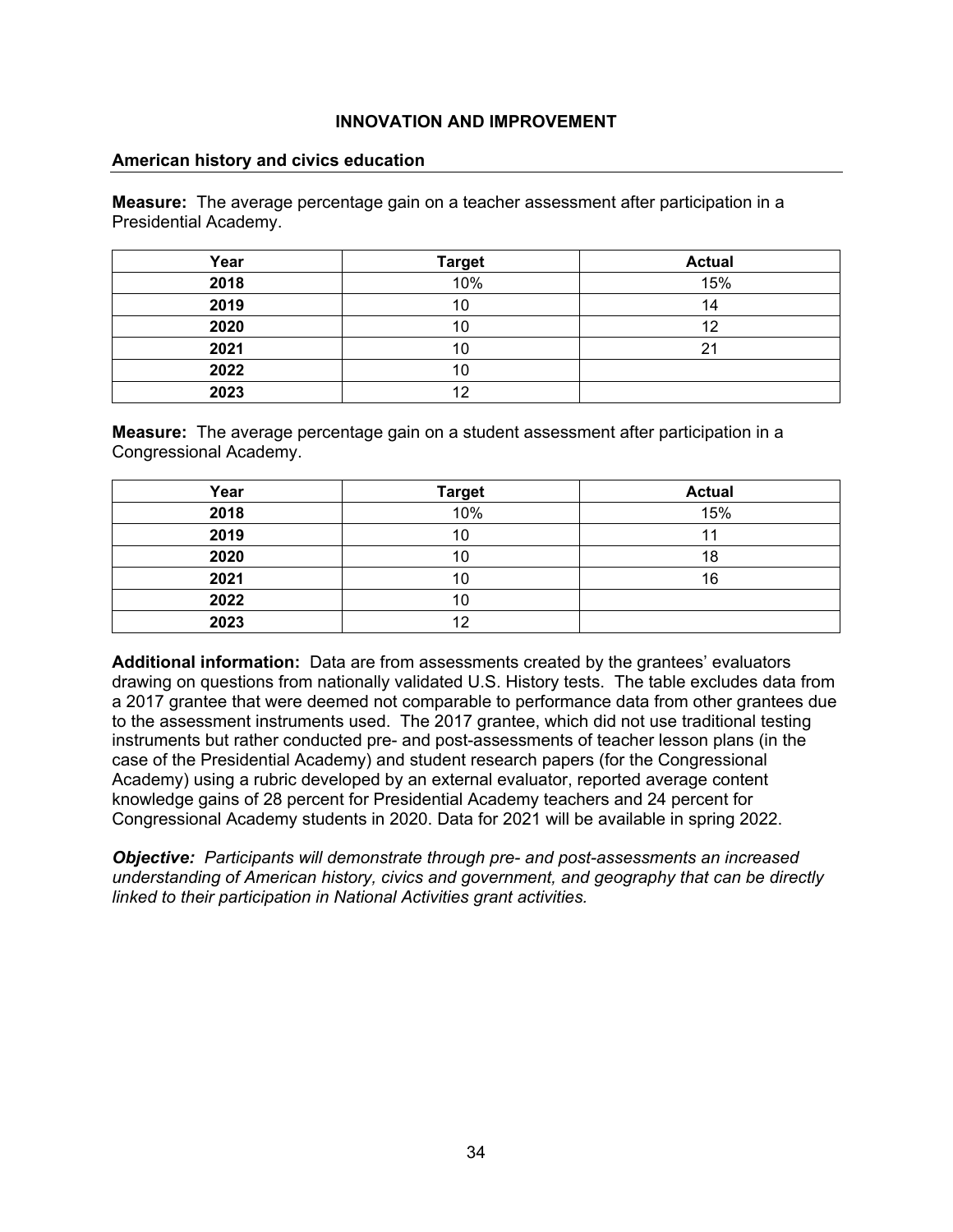## INNOVATION AND IMPROVEMENT

### American history and civics education

**Measure:** The average percentage gain on a teacher assessment after participation in a Presidential Academy.

| Year | Target | Actual |
|---|---|---|
| **2018** | 10% | 15% |
| **2019** | 10 | 14 |
| **2020** | 10 | 12 |
| **2021** | 10 | 21 |
| **2022** | 10 | |
| **2023** | 12 | |

**Measure:** The average percentage gain on a student assessment after participation in a Congressional Academy.

| Year | Target | Actual |
|---|---|---|
| **2018** | 10% | 15% |
| **2019** | 10 | 11 |
| **2020** | 10 | 18 |
| **2021** | 10 | 16 |
| **2022** | 10 | |
| **2023** | 12 | |

**Additional information:** Data are from assessments created by the grantees' evaluators drawing on questions from nationally validated U.S. History tests. The table excludes data from a 2017 grantee that were deemed not comparable to performance data from other grantees due to the assessment instruments used. The 2017 grantee, which did not use traditional testing instruments but rather conducted pre- and post-assessments of teacher lesson plans (in the case of the Presidential Academy) and student research papers (for the Congressional Academy) using a rubric developed by an external evaluator, reported average content knowledge gains of 28 percent for Presidential Academy teachers and 24 percent for Congressional Academy students in 2020. Data for 2021 will be available in spring 2022.

***Objective:** Participants will demonstrate through pre- and post-assessments an increased understanding of American history, civics and government, and geography that can be directly linked to their participation in National Activities grant activities.*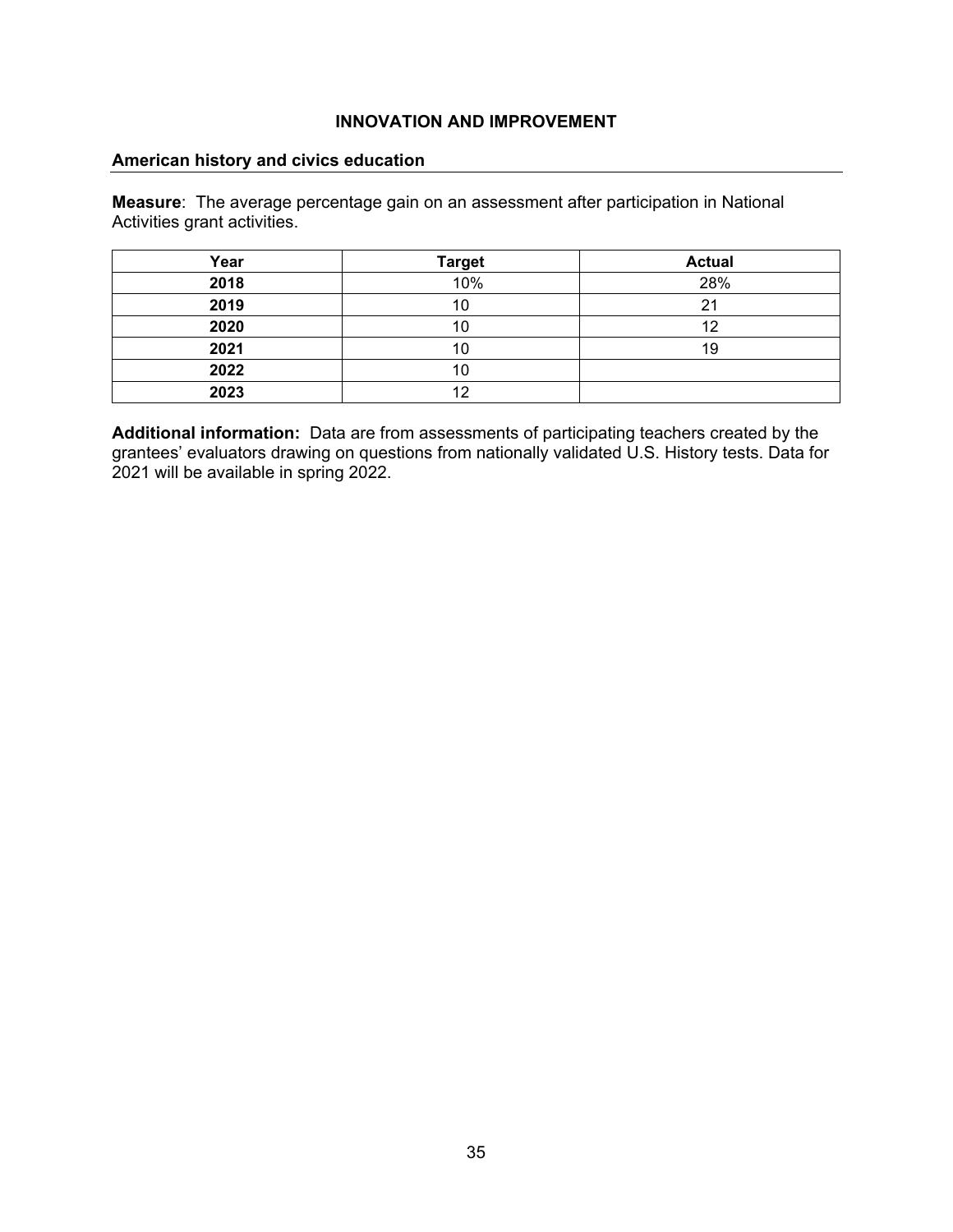## INNOVATION AND IMPROVEMENT

### American history and civics education

**Measure**: The average percentage gain on an assessment after participation in National Activities grant activities.

| Year | Target | Actual |
| --- | --- | --- |
| **2018** | 10% | 28% |
| **2019** | 10 | 21 |
| **2020** | 10 | 12 |
| **2021** | 10 | 19 |
| **2022** | 10 | |
| **2023** | 12 | |

**Additional information:** Data are from assessments of participating teachers created by the grantees' evaluators drawing on questions from nationally validated U.S. History tests. Data for 2021 will be available in spring 2022.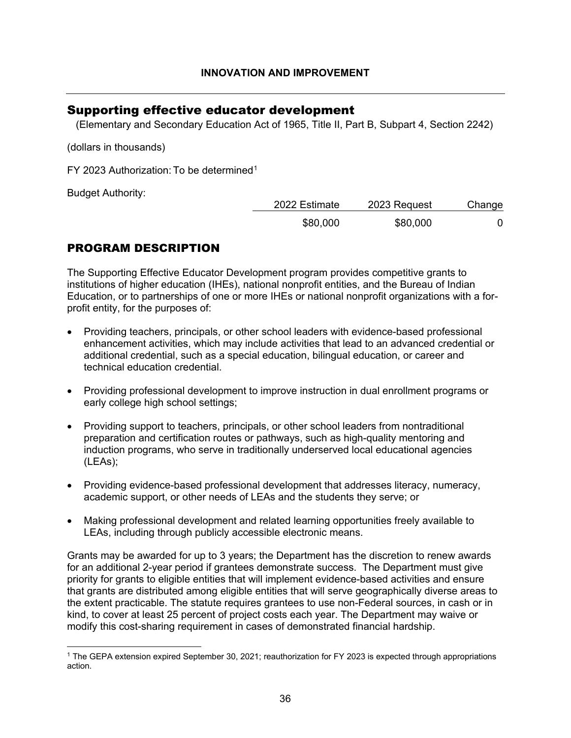**INNOVATION AND IMPROVEMENT**

## Supporting effective educator development

(Elementary and Secondary Education Act of 1965, Title II, Part B, Subpart 4, Section 2242)

(dollars in thousands)

FY 2023 Authorization: To be determined[1]

Budget Authority:

| | 2022 Estimate | 2023 Request | Change |
|---|---|---|---|
| | $80,000 | $80,000 | 0 |

## PROGRAM DESCRIPTION

The Supporting Effective Educator Development program provides competitive grants to institutions of higher education (IHEs), national nonprofit entities, and the Bureau of Indian Education, or to partnerships of one or more IHEs or national nonprofit organizations with a for-profit entity, for the purposes of:

- Providing teachers, principals, or other school leaders with evidence-based professional enhancement activities, which may include activities that lead to an advanced credential or additional credential, such as a special education, bilingual education, or career and technical education credential.
- Providing professional development to improve instruction in dual enrollment programs or early college high school settings;
- Providing support to teachers, principals, or other school leaders from nontraditional preparation and certification routes or pathways, such as high-quality mentoring and induction programs, who serve in traditionally underserved local educational agencies (LEAs);
- Providing evidence-based professional development that addresses literacy, numeracy, academic support, or other needs of LEAs and the students they serve; or
- Making professional development and related learning opportunities freely available to LEAs, including through publicly accessible electronic means.

Grants may be awarded for up to 3 years; the Department has the discretion to renew awards for an additional 2-year period if grantees demonstrate success. The Department must give priority for grants to eligible entities that will implement evidence-based activities and ensure that grants are distributed among eligible entities that will serve geographically diverse areas to the extent practicable. The statute requires grantees to use non-Federal sources, in cash or in kind, to cover at least 25 percent of project costs each year. The Department may waive or modify this cost-sharing requirement in cases of demonstrated financial hardship.

[1] The GEPA extension expired September 30, 2021; reauthorization for FY 2023 is expected through appropriations action.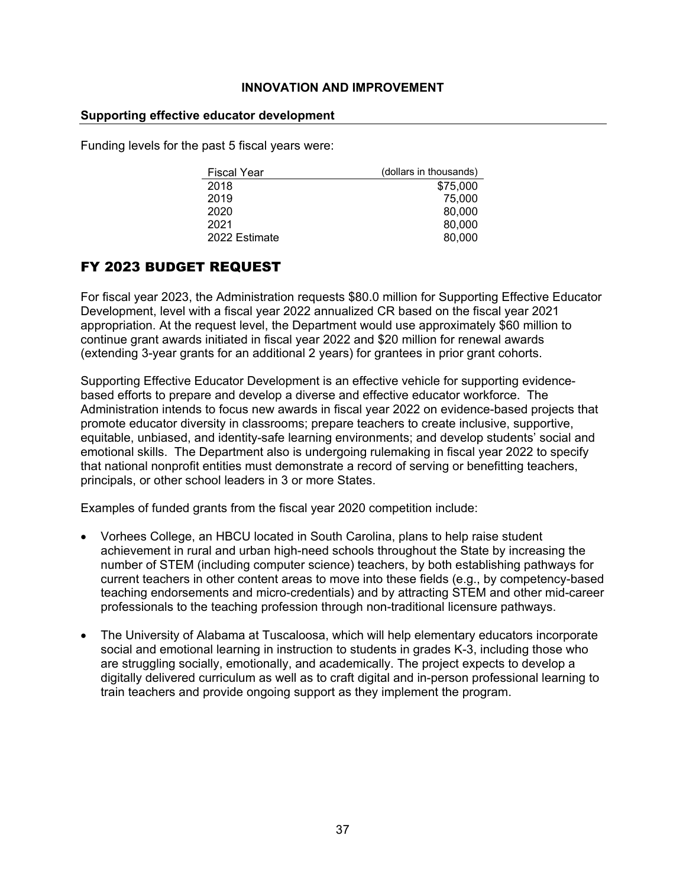## INNOVATION AND IMPROVEMENT

### Supporting effective educator development

Funding levels for the past 5 fiscal years were:

| Fiscal Year | (dollars in thousands) |
|---|---:|
| 2018 | $75,000 |
| 2019 | 75,000 |
| 2020 | 80,000 |
| 2021 | 80,000 |
| 2022 Estimate | 80,000 |

## FY 2023 BUDGET REQUEST

For fiscal year 2023, the Administration requests $80.0 million for Supporting Effective Educator Development, level with a fiscal year 2022 annualized CR based on the fiscal year 2021 appropriation. At the request level, the Department would use approximately $60 million to continue grant awards initiated in fiscal year 2022 and $20 million for renewal awards (extending 3-year grants for an additional 2 years) for grantees in prior grant cohorts.

Supporting Effective Educator Development is an effective vehicle for supporting evidence-based efforts to prepare and develop a diverse and effective educator workforce. The Administration intends to focus new awards in fiscal year 2022 on evidence-based projects that promote educator diversity in classrooms; prepare teachers to create inclusive, supportive, equitable, unbiased, and identity-safe learning environments; and develop students' social and emotional skills. The Department also is undergoing rulemaking in fiscal year 2022 to specify that national nonprofit entities must demonstrate a record of serving or benefitting teachers, principals, or other school leaders in 3 or more States.

Examples of funded grants from the fiscal year 2020 competition include:

- Vorhees College, an HBCU located in South Carolina, plans to help raise student achievement in rural and urban high-need schools throughout the State by increasing the number of STEM (including computer science) teachers, by both establishing pathways for current teachers in other content areas to move into these fields (e.g., by competency-based teaching endorsements and micro-credentials) and by attracting STEM and other mid-career professionals to the teaching profession through non-traditional licensure pathways.
- The University of Alabama at Tuscaloosa, which will help elementary educators incorporate social and emotional learning in instruction to students in grades K-3, including those who are struggling socially, emotionally, and academically. The project expects to develop a digitally delivered curriculum as well as to craft digital and in-person professional learning to train teachers and provide ongoing support as they implement the program.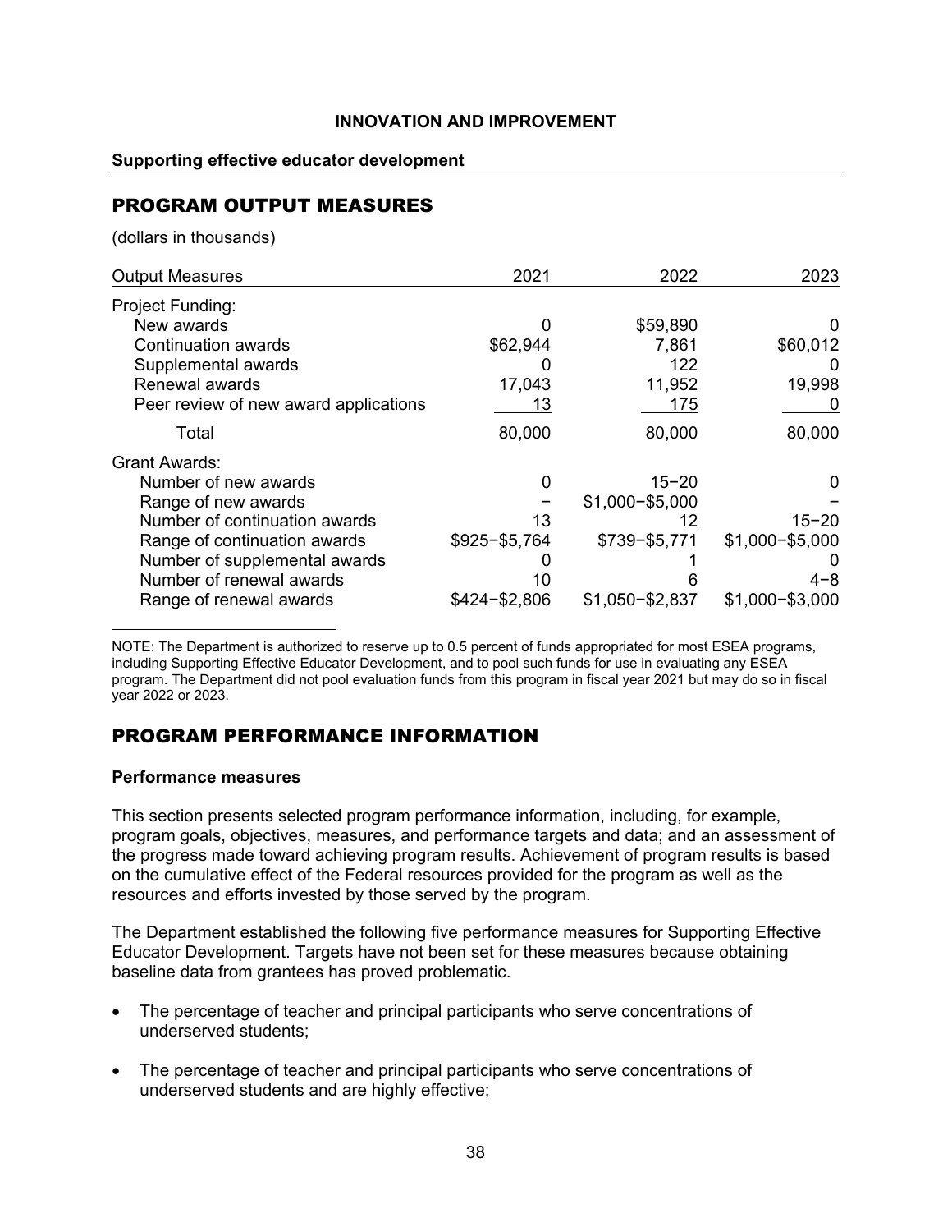**INNOVATION AND IMPROVEMENT**

**Supporting effective educator development**

## PROGRAM OUTPUT MEASURES

(dollars in thousands)

| Output Measures | 2021 | 2022 | 2023 |
|---|---|---|---|
| Project Funding: | | | |
| New awards | 0 | $59,890 | 0 |
| Continuation awards | $62,944 | 7,861 | $60,012 |
| Supplemental awards | 0 | 122 | 0 |
| Renewal awards | 17,043 | 11,952 | 19,998 |
| Peer review of new award applications | 13 | 175 | 0 |
| Total | 80,000 | 80,000 | 80,000 |
| Grant Awards: | | | |
| Number of new awards | 0 | 15−20 | 0 |
| Range of new awards | − | $1,000−$5,000 | − |
| Number of continuation awards | 13 | 12 | 15−20 |
| Range of continuation awards | $925−$5,764 | $739−$5,771 | $1,000−$5,000 |
| Number of supplemental awards | 0 | 1 | 0 |
| Number of renewal awards | 10 | 6 | 4−8 |
| Range of renewal awards | $424−$2,806 | $1,050−$2,837 | $1,000−$3,000 |

NOTE: The Department is authorized to reserve up to 0.5 percent of funds appropriated for most ESEA programs, including Supporting Effective Educator Development, and to pool such funds for use in evaluating any ESEA program. The Department did not pool evaluation funds from this program in fiscal year 2021 but may do so in fiscal year 2022 or 2023.

## PROGRAM PERFORMANCE INFORMATION

**Performance measures**

This section presents selected program performance information, including, for example, program goals, objectives, measures, and performance targets and data; and an assessment of the progress made toward achieving program results. Achievement of program results is based on the cumulative effect of the Federal resources provided for the program as well as the resources and efforts invested by those served by the program.

The Department established the following five performance measures for Supporting Effective Educator Development. Targets have not been set for these measures because obtaining baseline data from grantees has proved problematic.

- The percentage of teacher and principal participants who serve concentrations of underserved students;
- The percentage of teacher and principal participants who serve concentrations of underserved students and are highly effective;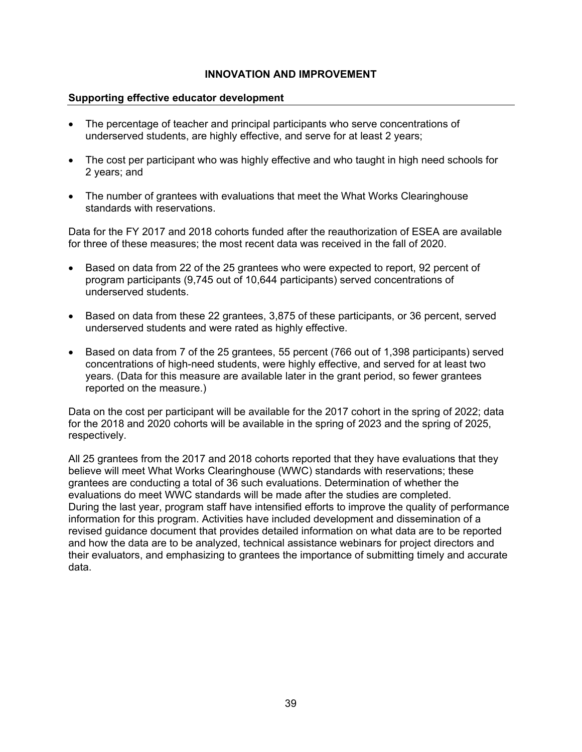## INNOVATION AND IMPROVEMENT

### Supporting effective educator development

- The percentage of teacher and principal participants who serve concentrations of underserved students, are highly effective, and serve for at least 2 years;
- The cost per participant who was highly effective and who taught in high need schools for 2 years; and
- The number of grantees with evaluations that meet the What Works Clearinghouse standards with reservations.

Data for the FY 2017 and 2018 cohorts funded after the reauthorization of ESEA are available for three of these measures; the most recent data was received in the fall of 2020.

- Based on data from 22 of the 25 grantees who were expected to report, 92 percent of program participants (9,745 out of 10,644 participants) served concentrations of underserved students.
- Based on data from these 22 grantees, 3,875 of these participants, or 36 percent, served underserved students and were rated as highly effective.
- Based on data from 7 of the 25 grantees, 55 percent (766 out of 1,398 participants) served concentrations of high-need students, were highly effective, and served for at least two years. (Data for this measure are available later in the grant period, so fewer grantees reported on the measure.)

Data on the cost per participant will be available for the 2017 cohort in the spring of 2022; data for the 2018 and 2020 cohorts will be available in the spring of 2023 and the spring of 2025, respectively.

All 25 grantees from the 2017 and 2018 cohorts reported that they have evaluations that they believe will meet What Works Clearinghouse (WWC) standards with reservations; these grantees are conducting a total of 36 such evaluations. Determination of whether the evaluations do meet WWC standards will be made after the studies are completed. During the last year, program staff have intensified efforts to improve the quality of performance information for this program. Activities have included development and dissemination of a revised guidance document that provides detailed information on what data are to be reported and how the data are to be analyzed, technical assistance webinars for project directors and their evaluators, and emphasizing to grantees the importance of submitting timely and accurate data.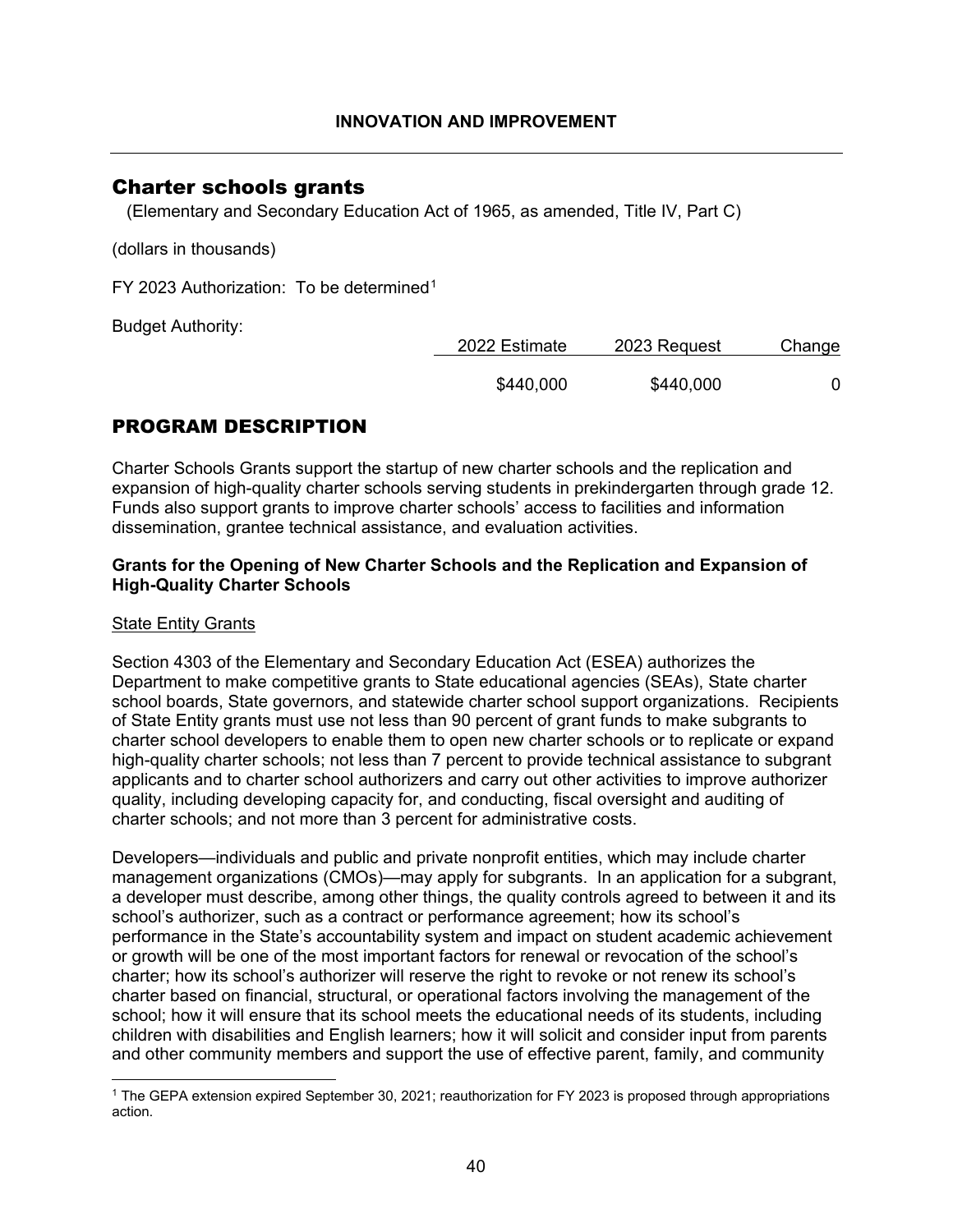**INNOVATION AND IMPROVEMENT**

# Charter schools grants

(Elementary and Secondary Education Act of 1965, as amended, Title IV, Part C)

(dollars in thousands)

FY 2023 Authorization: To be determined[1]

Budget Authority:

| | 2022 Estimate | 2023 Request | Change |
|---|---|---|---|
| | $440,000 | $440,000 | 0 |

## PROGRAM DESCRIPTION

Charter Schools Grants support the startup of new charter schools and the replication and expansion of high-quality charter schools serving students in prekindergarten through grade 12. Funds also support grants to improve charter schools' access to facilities and information dissemination, grantee technical assistance, and evaluation activities.

### Grants for the Opening of New Charter Schools and the Replication and Expansion of High-Quality Charter Schools

State Entity Grants

Section 4303 of the Elementary and Secondary Education Act (ESEA) authorizes the Department to make competitive grants to State educational agencies (SEAs), State charter school boards, State governors, and statewide charter school support organizations. Recipients of State Entity grants must use not less than 90 percent of grant funds to make subgrants to charter school developers to enable them to open new charter schools or to replicate or expand high-quality charter schools; not less than 7 percent to provide technical assistance to subgrant applicants and to charter school authorizers and carry out other activities to improve authorizer quality, including developing capacity for, and conducting, fiscal oversight and auditing of charter schools; and not more than 3 percent for administrative costs.

Developers—individuals and public and private nonprofit entities, which may include charter management organizations (CMOs)—may apply for subgrants. In an application for a subgrant, a developer must describe, among other things, the quality controls agreed to between it and its school's authorizer, such as a contract or performance agreement; how its school's performance in the State's accountability system and impact on student academic achievement or growth will be one of the most important factors for renewal or revocation of the school's charter; how its school's authorizer will reserve the right to revoke or not renew its school's charter based on financial, structural, or operational factors involving the management of the school; how it will ensure that its school meets the educational needs of its students, including children with disabilities and English learners; how it will solicit and consider input from parents and other community members and support the use of effective parent, family, and community

[1] The GEPA extension expired September 30, 2021; reauthorization for FY 2023 is proposed through appropriations action.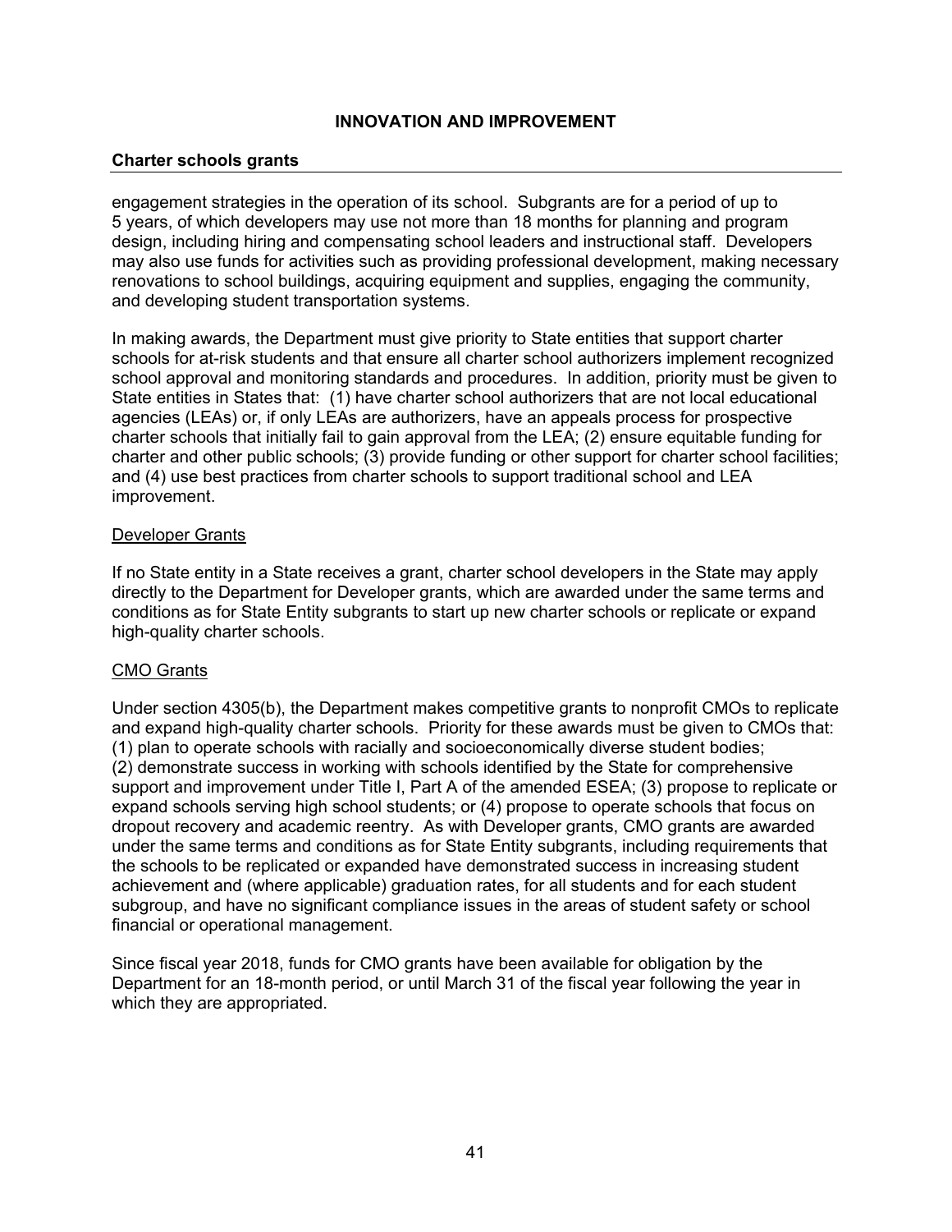## Charter schools grants

engagement strategies in the operation of its school. Subgrants are for a period of up to 5 years, of which developers may use not more than 18 months for planning and program design, including hiring and compensating school leaders and instructional staff. Developers may also use funds for activities such as providing professional development, making necessary renovations to school buildings, acquiring equipment and supplies, engaging the community, and developing student transportation systems.

In making awards, the Department must give priority to State entities that support charter schools for at-risk students and that ensure all charter school authorizers implement recognized school approval and monitoring standards and procedures. In addition, priority must be given to State entities in States that: (1) have charter school authorizers that are not local educational agencies (LEAs) or, if only LEAs are authorizers, have an appeals process for prospective charter schools that initially fail to gain approval from the LEA; (2) ensure equitable funding for charter and other public schools; (3) provide funding or other support for charter school facilities; and (4) use best practices from charter schools to support traditional school and LEA improvement.

### Developer Grants

If no State entity in a State receives a grant, charter school developers in the State may apply directly to the Department for Developer grants, which are awarded under the same terms and conditions as for State Entity subgrants to start up new charter schools or replicate or expand high-quality charter schools.

### CMO Grants

Under section 4305(b), the Department makes competitive grants to nonprofit CMOs to replicate and expand high-quality charter schools. Priority for these awards must be given to CMOs that: (1) plan to operate schools with racially and socioeconomically diverse student bodies; (2) demonstrate success in working with schools identified by the State for comprehensive support and improvement under Title I, Part A of the amended ESEA; (3) propose to replicate or expand schools serving high school students; or (4) propose to operate schools that focus on dropout recovery and academic reentry. As with Developer grants, CMO grants are awarded under the same terms and conditions as for State Entity subgrants, including requirements that the schools to be replicated or expanded have demonstrated success in increasing student achievement and (where applicable) graduation rates, for all students and for each student subgroup, and have no significant compliance issues in the areas of student safety or school financial or operational management.

Since fiscal year 2018, funds for CMO grants have been available for obligation by the Department for an 18-month period, or until March 31 of the fiscal year following the year in which they are appropriated.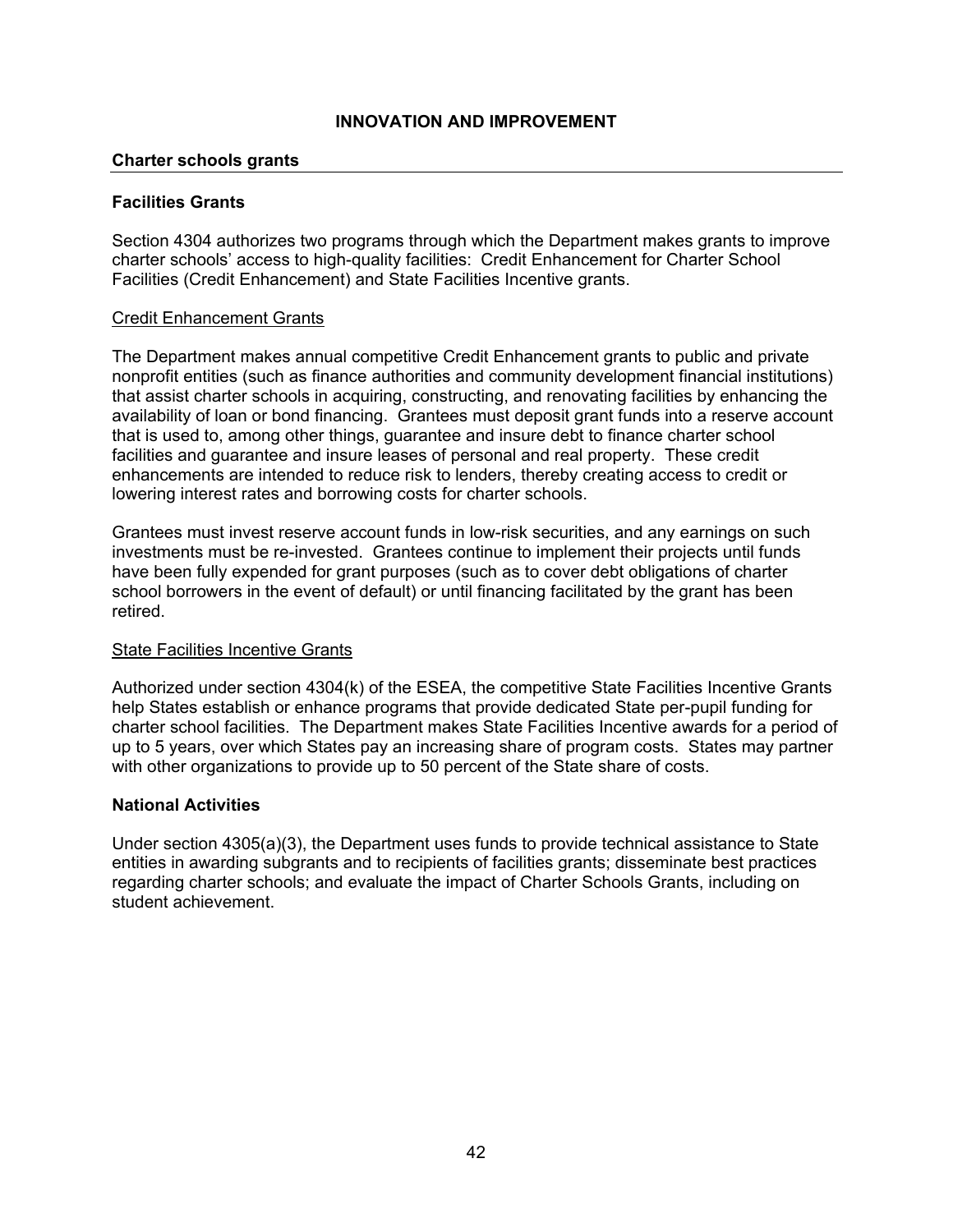## INNOVATION AND IMPROVEMENT

### Charter schools grants

### Facilities Grants

Section 4304 authorizes two programs through which the Department makes grants to improve charter schools' access to high-quality facilities: Credit Enhancement for Charter School Facilities (Credit Enhancement) and State Facilities Incentive grants.

Credit Enhancement Grants

The Department makes annual competitive Credit Enhancement grants to public and private nonprofit entities (such as finance authorities and community development financial institutions) that assist charter schools in acquiring, constructing, and renovating facilities by enhancing the availability of loan or bond financing. Grantees must deposit grant funds into a reserve account that is used to, among other things, guarantee and insure debt to finance charter school facilities and guarantee and insure leases of personal and real property. These credit enhancements are intended to reduce risk to lenders, thereby creating access to credit or lowering interest rates and borrowing costs for charter schools.

Grantees must invest reserve account funds in low-risk securities, and any earnings on such investments must be re-invested. Grantees continue to implement their projects until funds have been fully expended for grant purposes (such as to cover debt obligations of charter school borrowers in the event of default) or until financing facilitated by the grant has been retired.

State Facilities Incentive Grants

Authorized under section 4304(k) of the ESEA, the competitive State Facilities Incentive Grants help States establish or enhance programs that provide dedicated State per-pupil funding for charter school facilities. The Department makes State Facilities Incentive awards for a period of up to 5 years, over which States pay an increasing share of program costs. States may partner with other organizations to provide up to 50 percent of the State share of costs.

### National Activities

Under section 4305(a)(3), the Department uses funds to provide technical assistance to State entities in awarding subgrants and to recipients of facilities grants; disseminate best practices regarding charter schools; and evaluate the impact of Charter Schools Grants, including on student achievement.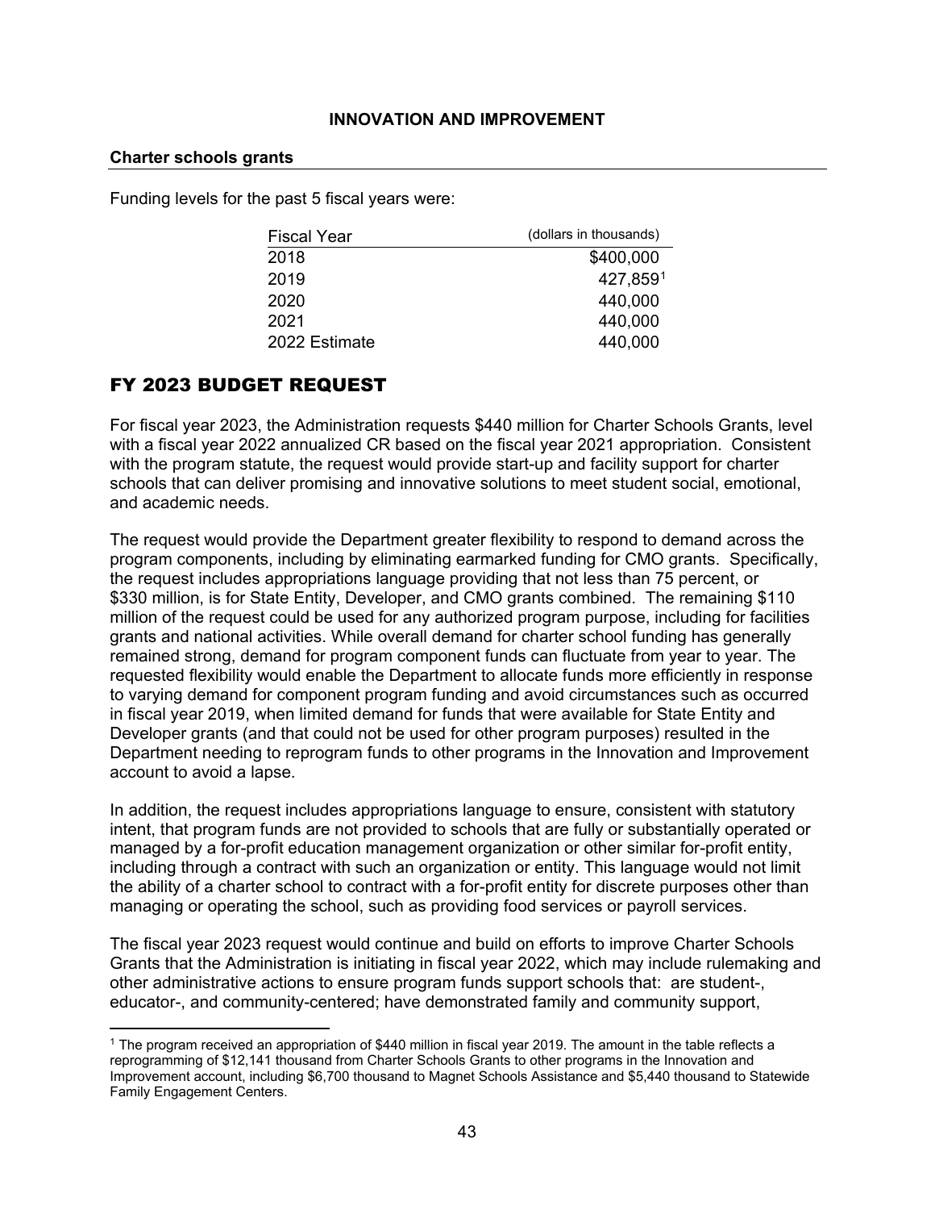## INNOVATION AND IMPROVEMENT

### Charter schools grants

Funding levels for the past 5 fiscal years were:

| Fiscal Year | (dollars in thousands) |
|---|---|
| 2018 | $400,000 |
| 2019 | 427,859[1] |
| 2020 | 440,000 |
| 2021 | 440,000 |
| 2022 Estimate | 440,000 |

## FY 2023 BUDGET REQUEST

For fiscal year 2023, the Administration requests $440 million for Charter Schools Grants, level with a fiscal year 2022 annualized CR based on the fiscal year 2021 appropriation. Consistent with the program statute, the request would provide start-up and facility support for charter schools that can deliver promising and innovative solutions to meet student social, emotional, and academic needs.

The request would provide the Department greater flexibility to respond to demand across the program components, including by eliminating earmarked funding for CMO grants. Specifically, the request includes appropriations language providing that not less than 75 percent, or $330 million, is for State Entity, Developer, and CMO grants combined. The remaining $110 million of the request could be used for any authorized program purpose, including for facilities grants and national activities. While overall demand for charter school funding has generally remained strong, demand for program component funds can fluctuate from year to year. The requested flexibility would enable the Department to allocate funds more efficiently in response to varying demand for component program funding and avoid circumstances such as occurred in fiscal year 2019, when limited demand for funds that were available for State Entity and Developer grants (and that could not be used for other program purposes) resulted in the Department needing to reprogram funds to other programs in the Innovation and Improvement account to avoid a lapse.

In addition, the request includes appropriations language to ensure, consistent with statutory intent, that program funds are not provided to schools that are fully or substantially operated or managed by a for-profit education management organization or other similar for-profit entity, including through a contract with such an organization or entity. This language would not limit the ability of a charter school to contract with a for-profit entity for discrete purposes other than managing or operating the school, such as providing food services or payroll services.

The fiscal year 2023 request would continue and build on efforts to improve Charter Schools Grants that the Administration is initiating in fiscal year 2022, which may include rulemaking and other administrative actions to ensure program funds support schools that: are student-, educator-, and community-centered; have demonstrated family and community support,

---

[1] The program received an appropriation of $440 million in fiscal year 2019. The amount in the table reflects a reprogramming of $12,141 thousand from Charter Schools Grants to other programs in the Innovation and Improvement account, including $6,700 thousand to Magnet Schools Assistance and $5,440 thousand to Statewide Family Engagement Centers.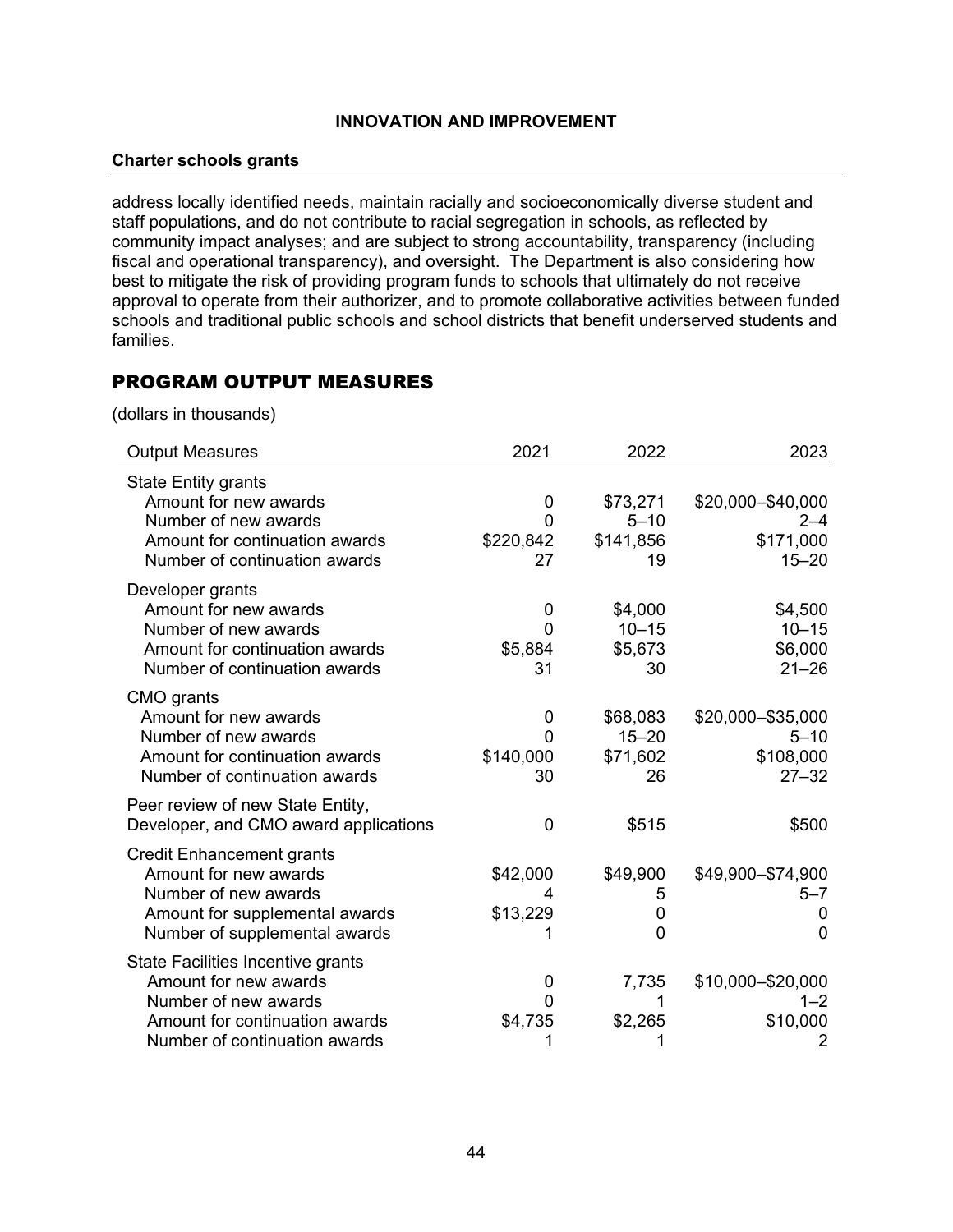**Charter schools grants**

address locally identified needs, maintain racially and socioeconomically diverse student and staff populations, and do not contribute to racial segregation in schools, as reflected by community impact analyses; and are subject to strong accountability, transparency (including fiscal and operational transparency), and oversight. The Department is also considering how best to mitigate the risk of providing program funds to schools that ultimately do not receive approval to operate from their authorizer, and to promote collaborative activities between funded schools and traditional public schools and school districts that benefit underserved students and families.

## PROGRAM OUTPUT MEASURES

(dollars in thousands)

| Output Measures | 2021 | 2022 | 2023 |
|---|---|---|---|
| **State Entity grants** | | | |
| Amount for new awards | 0 | $73,271 | $20,000–$40,000 |
| Number of new awards | 0 | 5–10 | 2–4 |
| Amount for continuation awards | $220,842 | $141,856 | $171,000 |
| Number of continuation awards | 27 | 19 | 15–20 |
| **Developer grants** | | | |
| Amount for new awards | 0 | $4,000 | $4,500 |
| Number of new awards | 0 | 10–15 | 10–15 |
| Amount for continuation awards | $5,884 | $5,673 | $6,000 |
| Number of continuation awards | 31 | 30 | 21–26 |
| **CMO grants** | | | |
| Amount for new awards | 0 | $68,083 | $20,000–$35,000 |
| Number of new awards | 0 | 15–20 | 5–10 |
| Amount for continuation awards | $140,000 | $71,602 | $108,000 |
| Number of continuation awards | 30 | 26 | 27–32 |
| Peer review of new State Entity, Developer, and CMO award applications | 0 | $515 | $500 |
| **Credit Enhancement grants** | | | |
| Amount for new awards | $42,000 | $49,900 | $49,900–$74,900 |
| Number of new awards | 4 | 5 | 5–7 |
| Amount for supplemental awards | $13,229 | 0 | 0 |
| Number of supplemental awards | 1 | 0 | 0 |
| **State Facilities Incentive grants** | | | |
| Amount for new awards | 0 | 7,735 | $10,000–$20,000 |
| Number of new awards | 0 | 1 | 1–2 |
| Amount for continuation awards | $4,735 | $2,265 | $10,000 |
| Number of continuation awards | 1 | 1 | 2 |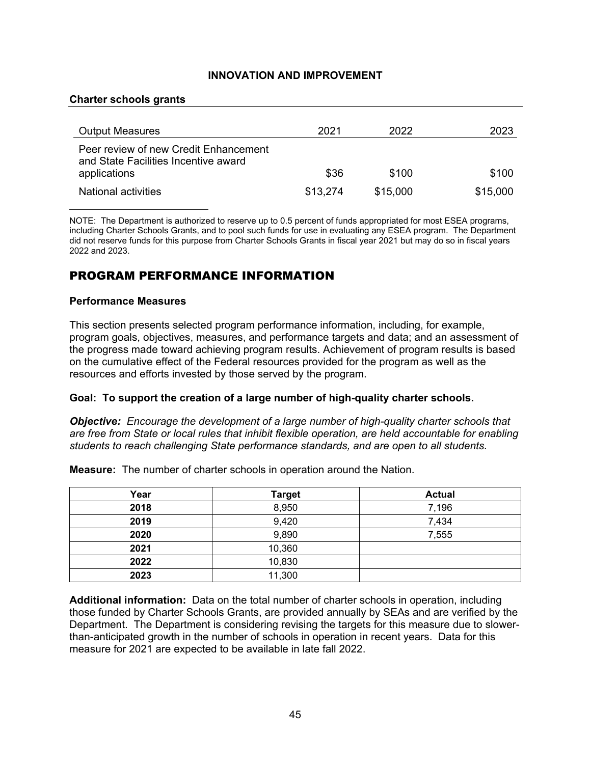**INNOVATION AND IMPROVEMENT**

**Charter schools grants**

| Output Measures | 2021 | 2022 | 2023 |
|---|---|---|---|
| Peer review of new Credit Enhancement and State Facilities Incentive award applications | $36 | $100 | $100 |
| National activities | $13,274 | $15,000 | $15,000 |

NOTE: The Department is authorized to reserve up to 0.5 percent of funds appropriated for most ESEA programs, including Charter Schools Grants, and to pool such funds for use in evaluating any ESEA program. The Department did not reserve funds for this purpose from Charter Schools Grants in fiscal year 2021 but may do so in fiscal years 2022 and 2023.

## PROGRAM PERFORMANCE INFORMATION

### Performance Measures

This section presents selected program performance information, including, for example, program goals, objectives, measures, and performance targets and data; and an assessment of the progress made toward achieving program results. Achievement of program results is based on the cumulative effect of the Federal resources provided for the program as well as the resources and efforts invested by those served by the program.

**Goal: To support the creation of a large number of high-quality charter schools.**

***Objective:*** *Encourage the development of a large number of high-quality charter schools that are free from State or local rules that inhibit flexible operation, are held accountable for enabling students to reach challenging State performance standards, and are open to all students.*

**Measure:** The number of charter schools in operation around the Nation.

| Year | Target | Actual |
|---|---|---|
| **2018** | 8,950 | 7,196 |
| **2019** | 9,420 | 7,434 |
| **2020** | 9,890 | 7,555 |
| **2021** | 10,360 | |
| **2022** | 10,830 | |
| **2023** | 11,300 | |

**Additional information:** Data on the total number of charter schools in operation, including those funded by Charter Schools Grants, are provided annually by SEAs and are verified by the Department. The Department is considering revising the targets for this measure due to slower-than-anticipated growth in the number of schools in operation in recent years. Data for this measure for 2021 are expected to be available in late fall 2022.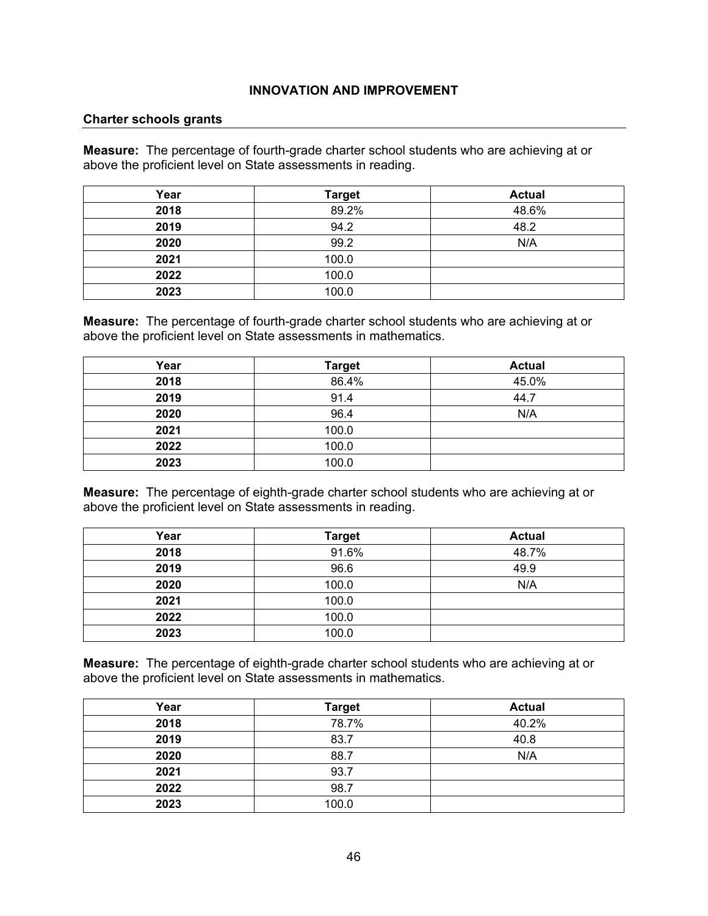## INNOVATION AND IMPROVEMENT

### Charter schools grants

**Measure:** The percentage of fourth-grade charter school students who are achieving at or above the proficient level on State assessments in reading.

| Year | Target | Actual |
|---|---|---|
| 2018 | 89.2% | 48.6% |
| 2019 | 94.2 | 48.2 |
| 2020 | 99.2 | N/A |
| 2021 | 100.0 | |
| 2022 | 100.0 | |
| 2023 | 100.0 | |

**Measure:** The percentage of fourth-grade charter school students who are achieving at or above the proficient level on State assessments in mathematics.

| Year | Target | Actual |
|---|---|---|
| 2018 | 86.4% | 45.0% |
| 2019 | 91.4 | 44.7 |
| 2020 | 96.4 | N/A |
| 2021 | 100.0 | |
| 2022 | 100.0 | |
| 2023 | 100.0 | |

**Measure:** The percentage of eighth-grade charter school students who are achieving at or above the proficient level on State assessments in reading.

| Year | Target | Actual |
|---|---|---|
| 2018 | 91.6% | 48.7% |
| 2019 | 96.6 | 49.9 |
| 2020 | 100.0 | N/A |
| 2021 | 100.0 | |
| 2022 | 100.0 | |
| 2023 | 100.0 | |

**Measure:** The percentage of eighth-grade charter school students who are achieving at or above the proficient level on State assessments in mathematics.

| Year | Target | Actual |
|---|---|---|
| 2018 | 78.7% | 40.2% |
| 2019 | 83.7 | 40.8 |
| 2020 | 88.7 | N/A |
| 2021 | 93.7 | |
| 2022 | 98.7 | |
| 2023 | 100.0 | |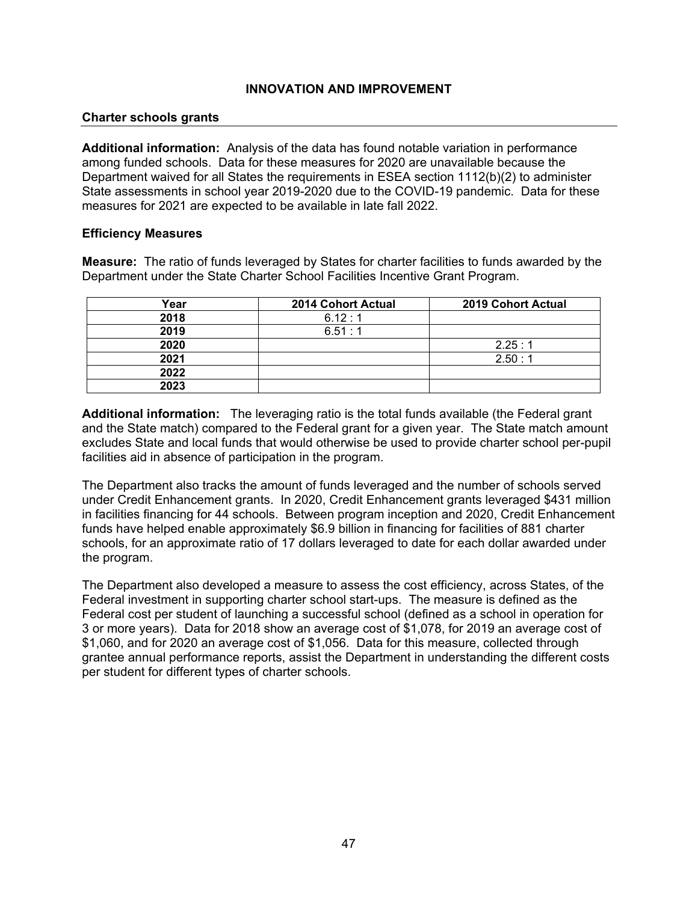## INNOVATION AND IMPROVEMENT

### Charter schools grants

**Additional information:** Analysis of the data has found notable variation in performance among funded schools. Data for these measures for 2020 are unavailable because the Department waived for all States the requirements in ESEA section 1112(b)(2) to administer State assessments in school year 2019-2020 due to the COVID-19 pandemic. Data for these measures for 2021 are expected to be available in late fall 2022.

### Efficiency Measures

**Measure:** The ratio of funds leveraged by States for charter facilities to funds awarded by the Department under the State Charter School Facilities Incentive Grant Program.

| Year | 2014 Cohort Actual | 2019 Cohort Actual |
|---|---|---|
| 2018 | 6.12 : 1 | |
| 2019 | 6.51 : 1 | |
| 2020 | | 2.25 : 1 |
| 2021 | | 2.50 : 1 |
| 2022 | | |
| 2023 | | |

**Additional information:** The leveraging ratio is the total funds available (the Federal grant and the State match) compared to the Federal grant for a given year. The State match amount excludes State and local funds that would otherwise be used to provide charter school per-pupil facilities aid in absence of participation in the program.

The Department also tracks the amount of funds leveraged and the number of schools served under Credit Enhancement grants. In 2020, Credit Enhancement grants leveraged $431 million in facilities financing for 44 schools. Between program inception and 2020, Credit Enhancement funds have helped enable approximately $6.9 billion in financing for facilities of 881 charter schools, for an approximate ratio of 17 dollars leveraged to date for each dollar awarded under the program.

The Department also developed a measure to assess the cost efficiency, across States, of the Federal investment in supporting charter school start-ups. The measure is defined as the Federal cost per student of launching a successful school (defined as a school in operation for 3 or more years). Data for 2018 show an average cost of $1,078, for 2019 an average cost of $1,060, and for 2020 an average cost of $1,056. Data for this measure, collected through grantee annual performance reports, assist the Department in understanding the different costs per student for different types of charter schools.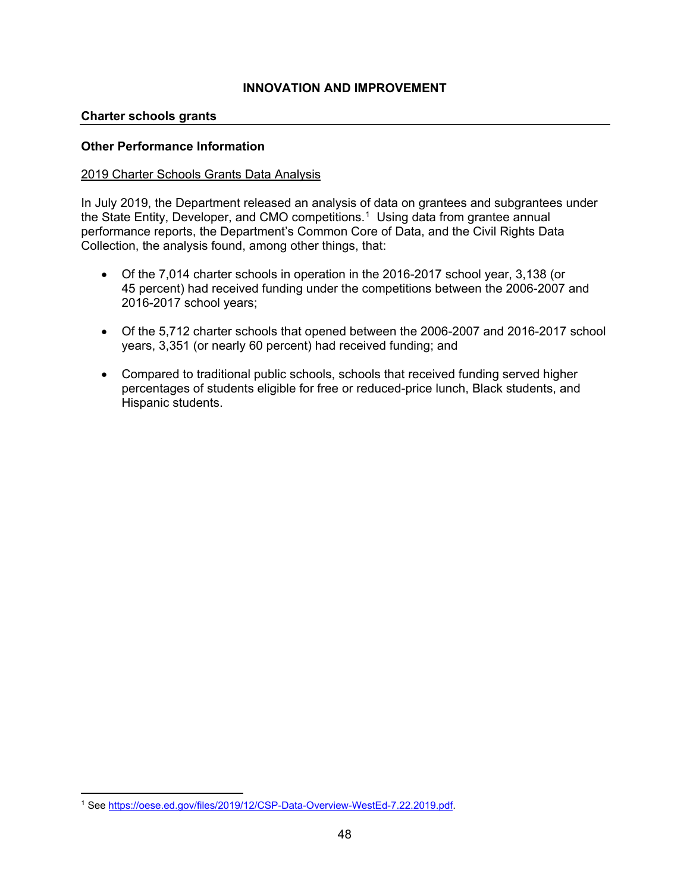## INNOVATION AND IMPROVEMENT

**Charter schools grants**

---

### Other Performance Information

2019 Charter Schools Grants Data Analysis

In July 2019, the Department released an analysis of data on grantees and subgrantees under the State Entity, Developer, and CMO competitions.[1] Using data from grantee annual performance reports, the Department's Common Core of Data, and the Civil Rights Data Collection, the analysis found, among other things, that:

- Of the 7,014 charter schools in operation in the 2016-2017 school year, 3,138 (or 45 percent) had received funding under the competitions between the 2006-2007 and 2016-2017 school years;
- Of the 5,712 charter schools that opened between the 2006-2007 and 2016-2017 school years, 3,351 (or nearly 60 percent) had received funding; and
- Compared to traditional public schools, schools that received funding served higher percentages of students eligible for free or reduced-price lunch, Black students, and Hispanic students.

---

[1] See https://oese.ed.gov/files/2019/12/CSP-Data-Overview-WestEd-7.22.2019.pdf.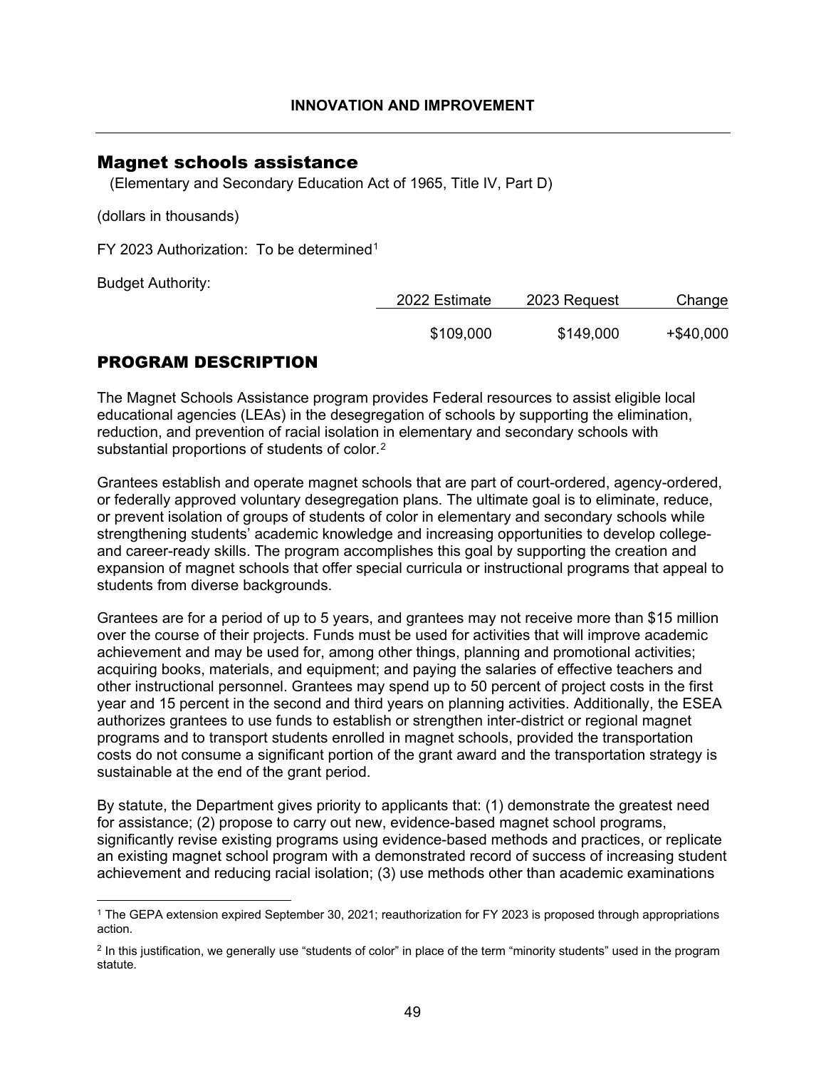INNOVATION AND IMPROVEMENT

## Magnet schools assistance

(Elementary and Secondary Education Act of 1965, Title IV, Part D)

(dollars in thousands)

FY 2023 Authorization: To be determined[1]

Budget Authority:

| | 2022 Estimate | 2023 Request | Change |
|---|---|---|---|
| | $109,000 | $149,000 | +$40,000 |

## PROGRAM DESCRIPTION

The Magnet Schools Assistance program provides Federal resources to assist eligible local educational agencies (LEAs) in the desegregation of schools by supporting the elimination, reduction, and prevention of racial isolation in elementary and secondary schools with substantial proportions of students of color.[2]

Grantees establish and operate magnet schools that are part of court-ordered, agency-ordered, or federally approved voluntary desegregation plans. The ultimate goal is to eliminate, reduce, or prevent isolation of groups of students of color in elementary and secondary schools while strengthening students' academic knowledge and increasing opportunities to develop college- and career-ready skills. The program accomplishes this goal by supporting the creation and expansion of magnet schools that offer special curricula or instructional programs that appeal to students from diverse backgrounds.

Grantees are for a period of up to 5 years, and grantees may not receive more than $15 million over the course of their projects. Funds must be used for activities that will improve academic achievement and may be used for, among other things, planning and promotional activities; acquiring books, materials, and equipment; and paying the salaries of effective teachers and other instructional personnel. Grantees may spend up to 50 percent of project costs in the first year and 15 percent in the second and third years on planning activities. Additionally, the ESEA authorizes grantees to use funds to establish or strengthen inter-district or regional magnet programs and to transport students enrolled in magnet schools, provided the transportation costs do not consume a significant portion of the grant award and the transportation strategy is sustainable at the end of the grant period.

By statute, the Department gives priority to applicants that: (1) demonstrate the greatest need for assistance; (2) propose to carry out new, evidence-based magnet school programs, significantly revise existing programs using evidence-based methods and practices, or replicate an existing magnet school program with a demonstrated record of success of increasing student achievement and reducing racial isolation; (3) use methods other than academic examinations

---

[1] The GEPA extension expired September 30, 2021; reauthorization for FY 2023 is proposed through appropriations action.

[2] In this justification, we generally use "students of color" in place of the term "minority students" used in the program statute.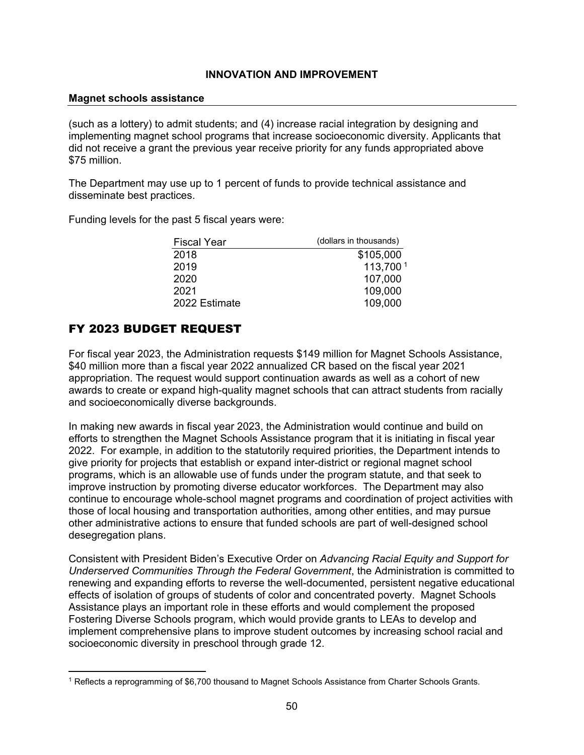**INNOVATION AND IMPROVEMENT**

**Magnet schools assistance**

(such as a lottery) to admit students; and (4) increase racial integration by designing and implementing magnet school programs that increase socioeconomic diversity. Applicants that did not receive a grant the previous year receive priority for any funds appropriated above $75 million.

The Department may use up to 1 percent of funds to provide technical assistance and disseminate best practices.

Funding levels for the past 5 fiscal years were:

| Fiscal Year | (dollars in thousands) |
|---|---|
| 2018 | $105,000 |
| 2019 | 113,700 [1] |
| 2020 | 107,000 |
| 2021 | 109,000 |
| 2022 Estimate | 109,000 |

## FY 2023 BUDGET REQUEST

For fiscal year 2023, the Administration requests $149 million for Magnet Schools Assistance, $40 million more than a fiscal year 2022 annualized CR based on the fiscal year 2021 appropriation. The request would support continuation awards as well as a cohort of new awards to create or expand high-quality magnet schools that can attract students from racially and socioeconomically diverse backgrounds.

In making new awards in fiscal year 2023, the Administration would continue and build on efforts to strengthen the Magnet Schools Assistance program that it is initiating in fiscal year 2022. For example, in addition to the statutorily required priorities, the Department intends to give priority for projects that establish or expand inter-district or regional magnet school programs, which is an allowable use of funds under the program statute, and that seek to improve instruction by promoting diverse educator workforces. The Department may also continue to encourage whole-school magnet programs and coordination of project activities with those of local housing and transportation authorities, among other entities, and may pursue other administrative actions to ensure that funded schools are part of well-designed school desegregation plans.

Consistent with President Biden's Executive Order on *Advancing Racial Equity and Support for Underserved Communities Through the Federal Government*, the Administration is committed to renewing and expanding efforts to reverse the well-documented, persistent negative educational effects of isolation of groups of students of color and concentrated poverty. Magnet Schools Assistance plays an important role in these efforts and would complement the proposed Fostering Diverse Schools program, which would provide grants to LEAs to develop and implement comprehensive plans to improve student outcomes by increasing school racial and socioeconomic diversity in preschool through grade 12.

[1] Reflects a reprogramming of $6,700 thousand to Magnet Schools Assistance from Charter Schools Grants.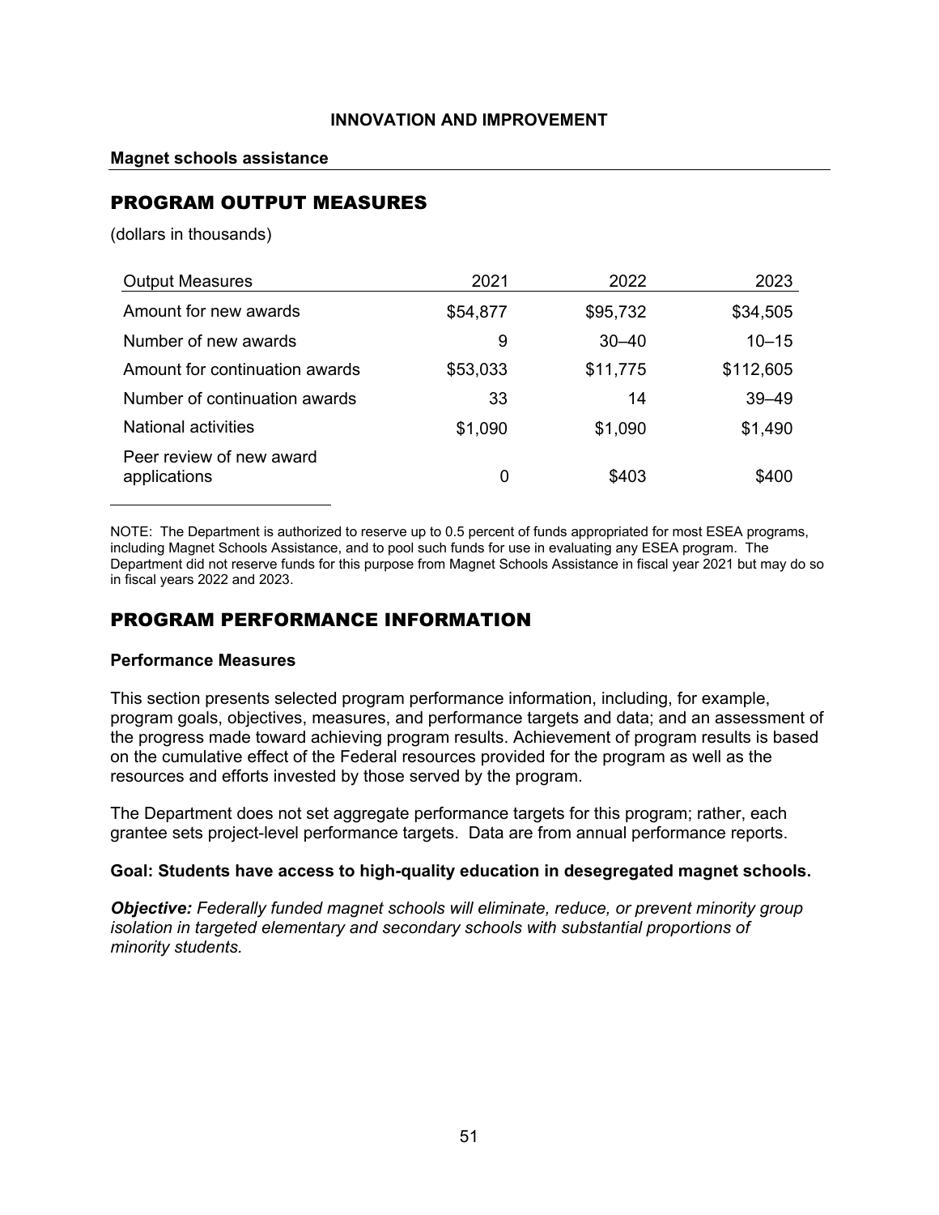**INNOVATION AND IMPROVEMENT**

**Magnet schools assistance**

## PROGRAM OUTPUT MEASURES

(dollars in thousands)

| Output Measures | 2021 | 2022 | 2023 |
|---|---|---|---|
| Amount for new awards | $54,877 | $95,732 | $34,505 |
| Number of new awards | 9 | 30–40 | 10–15 |
| Amount for continuation awards | $53,033 | $11,775 | $112,605 |
| Number of continuation awards | 33 | 14 | 39–49 |
| National activities | $1,090 | $1,090 | $1,490 |
| Peer review of new award applications | 0 | $403 | $400 |

NOTE: The Department is authorized to reserve up to 0.5 percent of funds appropriated for most ESEA programs, including Magnet Schools Assistance, and to pool such funds for use in evaluating any ESEA program. The Department did not reserve funds for this purpose from Magnet Schools Assistance in fiscal year 2021 but may do so in fiscal years 2022 and 2023.

## PROGRAM PERFORMANCE INFORMATION

### Performance Measures

This section presents selected program performance information, including, for example, program goals, objectives, measures, and performance targets and data; and an assessment of the progress made toward achieving program results. Achievement of program results is based on the cumulative effect of the Federal resources provided for the program as well as the resources and efforts invested by those served by the program.

The Department does not set aggregate performance targets for this program; rather, each grantee sets project-level performance targets. Data are from annual performance reports.

**Goal: Students have access to high-quality education in desegregated magnet schools.**

***Objective:*** *Federally funded magnet schools will eliminate, reduce, or prevent minority group isolation in targeted elementary and secondary schools with substantial proportions of minority students.*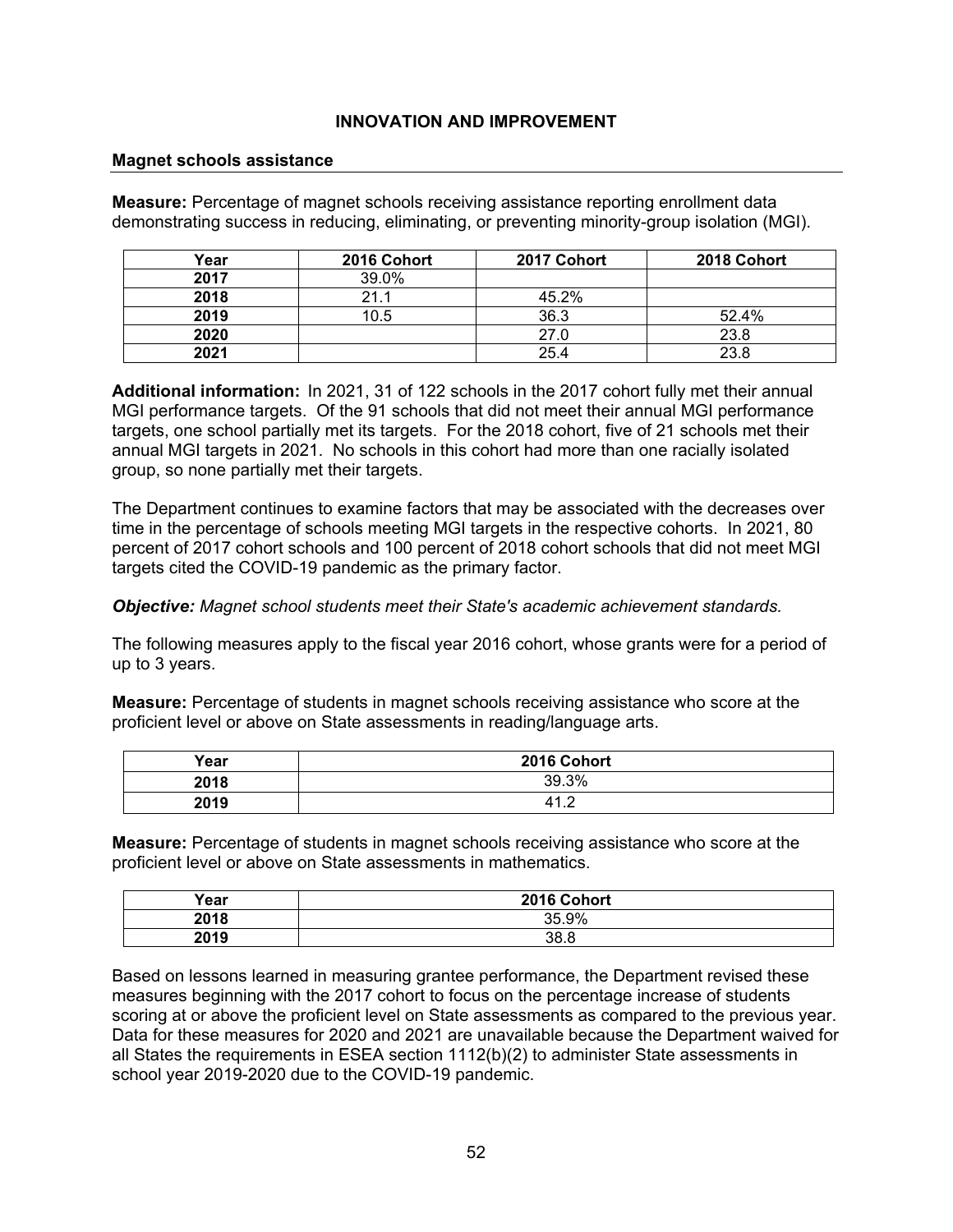## INNOVATION AND IMPROVEMENT

### Magnet schools assistance

**Measure:** Percentage of magnet schools receiving assistance reporting enrollment data demonstrating success in reducing, eliminating, or preventing minority-group isolation (MGI).

| Year | 2016 Cohort | 2017 Cohort | 2018 Cohort |
|---|---|---|---|
| **2017** | 39.0% | | |
| **2018** | 21.1 | 45.2% | |
| **2019** | 10.5 | 36.3 | 52.4% |
| **2020** | | 27.0 | 23.8 |
| **2021** | | 25.4 | 23.8 |

**Additional information:** In 2021, 31 of 122 schools in the 2017 cohort fully met their annual MGI performance targets. Of the 91 schools that did not meet their annual MGI performance targets, one school partially met its targets. For the 2018 cohort, five of 21 schools met their annual MGI targets in 2021. No schools in this cohort had more than one racially isolated group, so none partially met their targets.

The Department continues to examine factors that may be associated with the decreases over time in the percentage of schools meeting MGI targets in the respective cohorts. In 2021, 80 percent of 2017 cohort schools and 100 percent of 2018 cohort schools that did not meet MGI targets cited the COVID-19 pandemic as the primary factor.

***Objective:*** *Magnet school students meet their State's academic achievement standards.*

The following measures apply to the fiscal year 2016 cohort, whose grants were for a period of up to 3 years.

**Measure:** Percentage of students in magnet schools receiving assistance who score at the proficient level or above on State assessments in reading/language arts.

| Year | 2016 Cohort |
|---|---|
| **2018** | 39.3% |
| **2019** | 41.2 |

**Measure:** Percentage of students in magnet schools receiving assistance who score at the proficient level or above on State assessments in mathematics.

| Year | 2016 Cohort |
|---|---|
| **2018** | 35.9% |
| **2019** | 38.8 |

Based on lessons learned in measuring grantee performance, the Department revised these measures beginning with the 2017 cohort to focus on the percentage increase of students scoring at or above the proficient level on State assessments as compared to the previous year. Data for these measures for 2020 and 2021 are unavailable because the Department waived for all States the requirements in ESEA section 1112(b)(2) to administer State assessments in school year 2019-2020 due to the COVID-19 pandemic.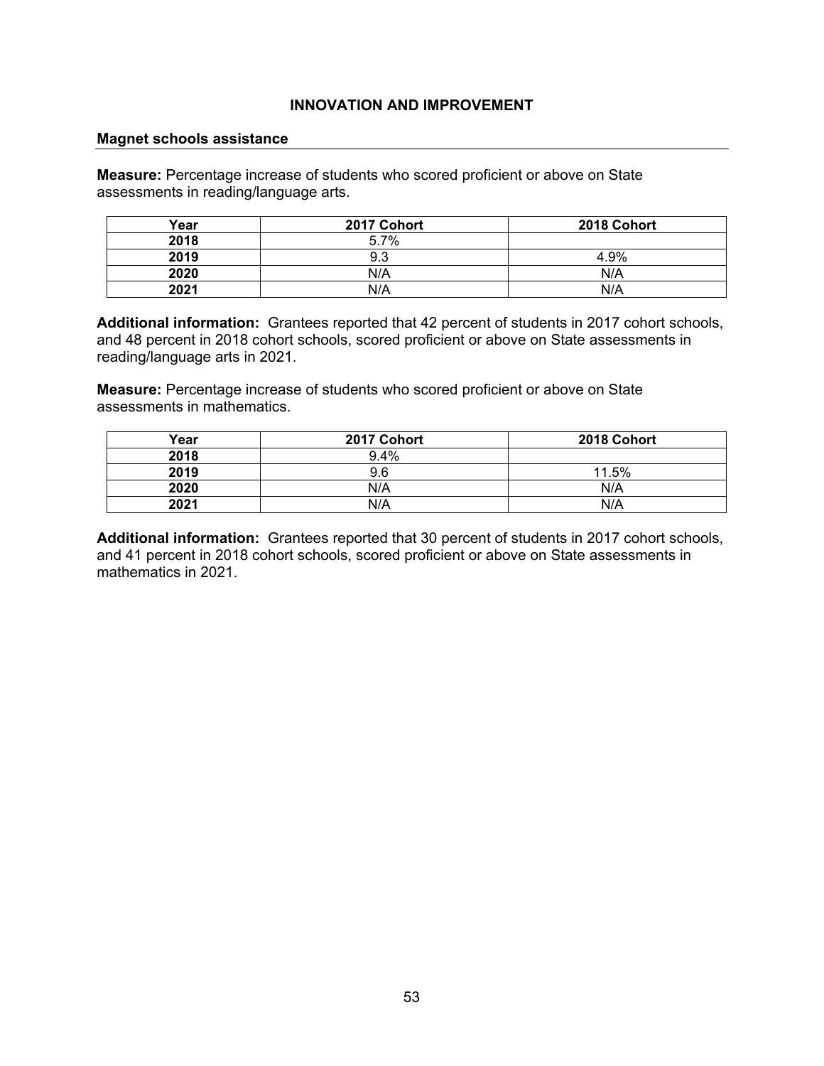## INNOVATION AND IMPROVEMENT

### Magnet schools assistance

**Measure:** Percentage increase of students who scored proficient or above on State assessments in reading/language arts.

| Year | 2017 Cohort | 2018 Cohort |
|---|---|---|
| **2018** | 5.7% | |
| **2019** | 9.3 | 4.9% |
| **2020** | N/A | N/A |
| **2021** | N/A | N/A |

**Additional information:** Grantees reported that 42 percent of students in 2017 cohort schools, and 48 percent in 2018 cohort schools, scored proficient or above on State assessments in reading/language arts in 2021.

**Measure:** Percentage increase of students who scored proficient or above on State assessments in mathematics.

| Year | 2017 Cohort | 2018 Cohort |
|---|---|---|
| **2018** | 9.4% | |
| **2019** | 9.6 | 11.5% |
| **2020** | N/A | N/A |
| **2021** | N/A | N/A |

**Additional information:** Grantees reported that 30 percent of students in 2017 cohort schools, and 41 percent in 2018 cohort schools, scored proficient or above on State assessments in mathematics in 2021.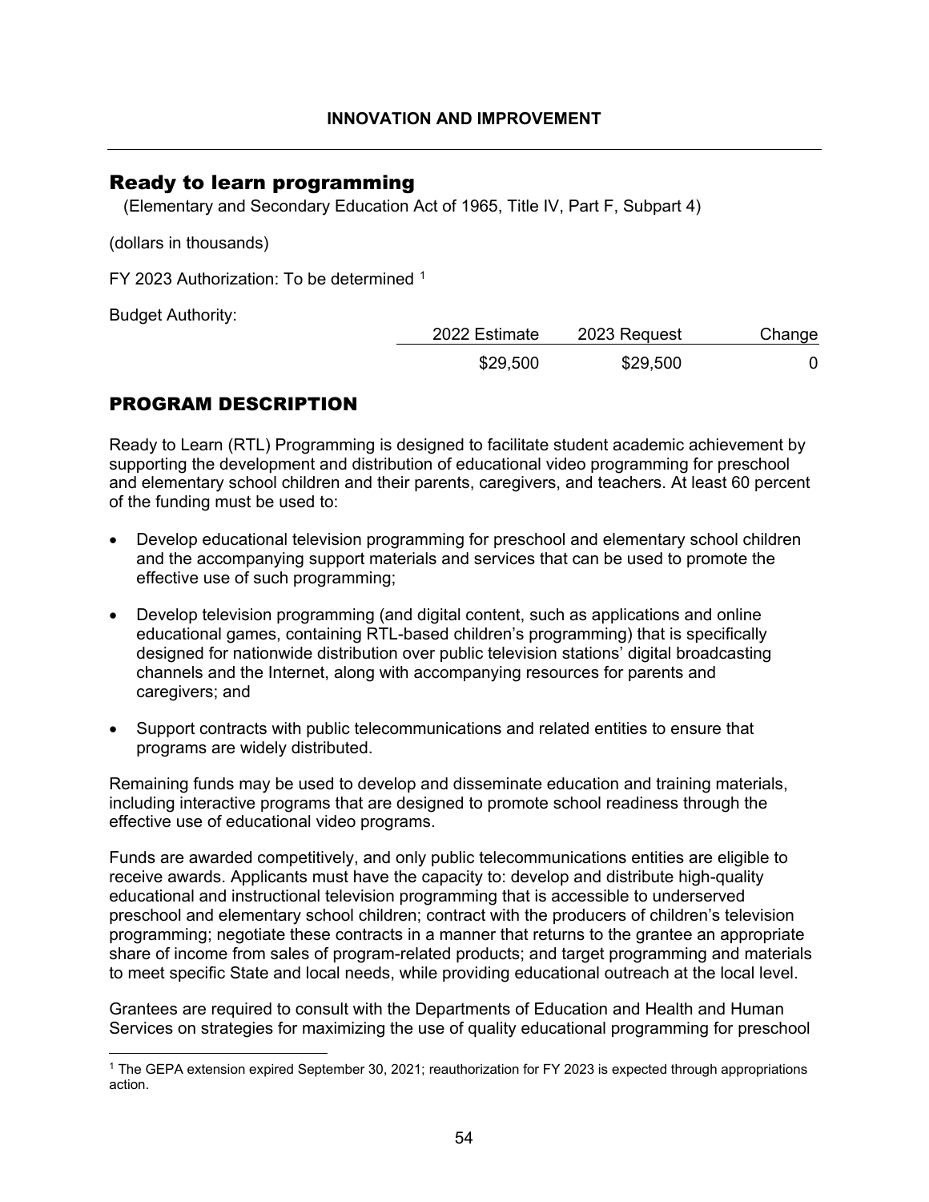## Ready to learn programming

(Elementary and Secondary Education Act of 1965, Title IV, Part F, Subpart 4)

(dollars in thousands)

FY 2023 Authorization: To be determined [1]

Budget Authority:

| | 2022 Estimate | 2023 Request | Change |
|---|---|---|---|
| | $29,500 | $29,500 | 0 |

## PROGRAM DESCRIPTION

Ready to Learn (RTL) Programming is designed to facilitate student academic achievement by supporting the development and distribution of educational video programming for preschool and elementary school children and their parents, caregivers, and teachers. At least 60 percent of the funding must be used to:

- Develop educational television programming for preschool and elementary school children and the accompanying support materials and services that can be used to promote the effective use of such programming;
- Develop television programming (and digital content, such as applications and online educational games, containing RTL-based children's programming) that is specifically designed for nationwide distribution over public television stations' digital broadcasting channels and the Internet, along with accompanying resources for parents and caregivers; and
- Support contracts with public telecommunications and related entities to ensure that programs are widely distributed.

Remaining funds may be used to develop and disseminate education and training materials, including interactive programs that are designed to promote school readiness through the effective use of educational video programs.

Funds are awarded competitively, and only public telecommunications entities are eligible to receive awards. Applicants must have the capacity to: develop and distribute high-quality educational and instructional television programming that is accessible to underserved preschool and elementary school children; contract with the producers of children's television programming; negotiate these contracts in a manner that returns to the grantee an appropriate share of income from sales of program-related products; and target programming and materials to meet specific State and local needs, while providing educational outreach at the local level.

Grantees are required to consult with the Departments of Education and Health and Human Services on strategies for maximizing the use of quality educational programming for preschool

[1] The GEPA extension expired September 30, 2021; reauthorization for FY 2023 is expected through appropriations action.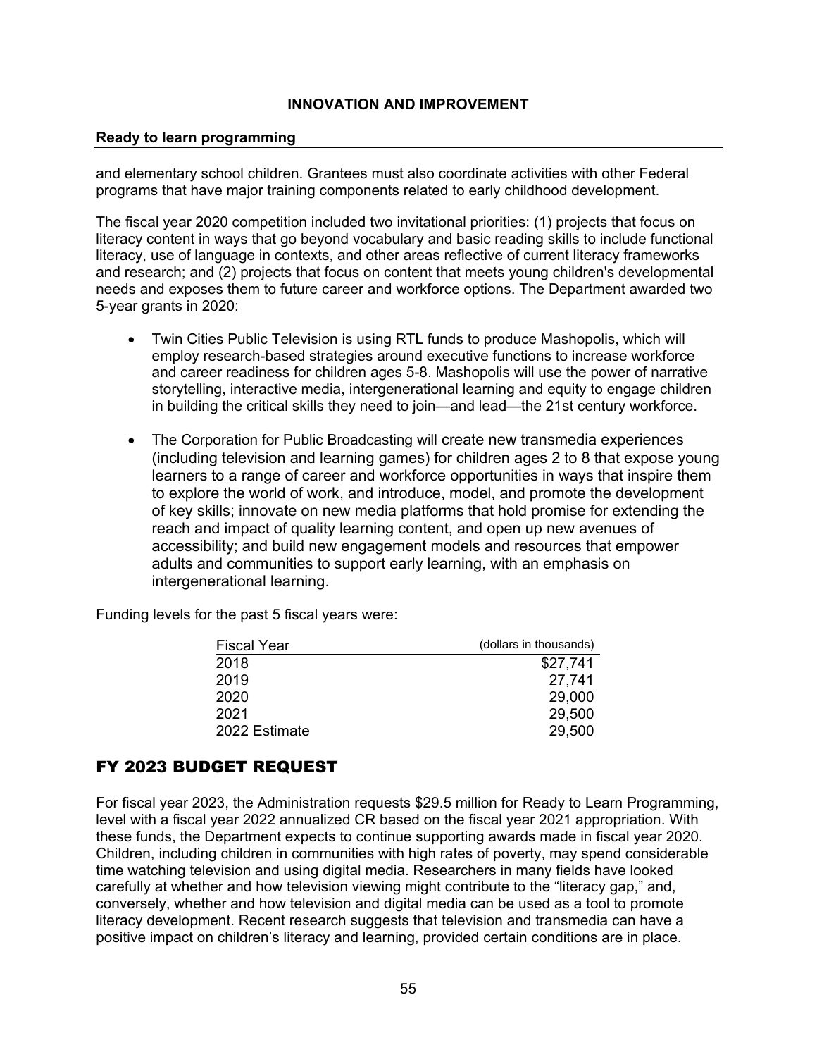and elementary school children. Grantees must also coordinate activities with other Federal programs that have major training components related to early childhood development.

The fiscal year 2020 competition included two invitational priorities: (1) projects that focus on literacy content in ways that go beyond vocabulary and basic reading skills to include functional literacy, use of language in contexts, and other areas reflective of current literacy frameworks and research; and (2) projects that focus on content that meets young children's developmental needs and exposes them to future career and workforce options. The Department awarded two 5-year grants in 2020:

- Twin Cities Public Television is using RTL funds to produce Mashopolis, which will employ research-based strategies around executive functions to increase workforce and career readiness for children ages 5-8. Mashopolis will use the power of narrative storytelling, interactive media, intergenerational learning and equity to engage children in building the critical skills they need to join—and lead—the 21st century workforce.
- The Corporation for Public Broadcasting will create new transmedia experiences (including television and learning games) for children ages 2 to 8 that expose young learners to a range of career and workforce opportunities in ways that inspire them to explore the world of work, and introduce, model, and promote the development of key skills; innovate on new media platforms that hold promise for extending the reach and impact of quality learning content, and open up new avenues of accessibility; and build new engagement models and resources that empower adults and communities to support early learning, with an emphasis on intergenerational learning.

Funding levels for the past 5 fiscal years were:

| Fiscal Year | (dollars in thousands) |
|---|---:|
| 2018 | $27,741 |
| 2019 | 27,741 |
| 2020 | 29,000 |
| 2021 | 29,500 |
| 2022 Estimate | 29,500 |

## FY 2023 BUDGET REQUEST

For fiscal year 2023, the Administration requests $29.5 million for Ready to Learn Programming, level with a fiscal year 2022 annualized CR based on the fiscal year 2021 appropriation. With these funds, the Department expects to continue supporting awards made in fiscal year 2020. Children, including children in communities with high rates of poverty, may spend considerable time watching television and using digital media. Researchers in many fields have looked carefully at whether and how television viewing might contribute to the "literacy gap," and, conversely, whether and how television and digital media can be used as a tool to promote literacy development. Recent research suggests that television and transmedia can have a positive impact on children's literacy and learning, provided certain conditions are in place.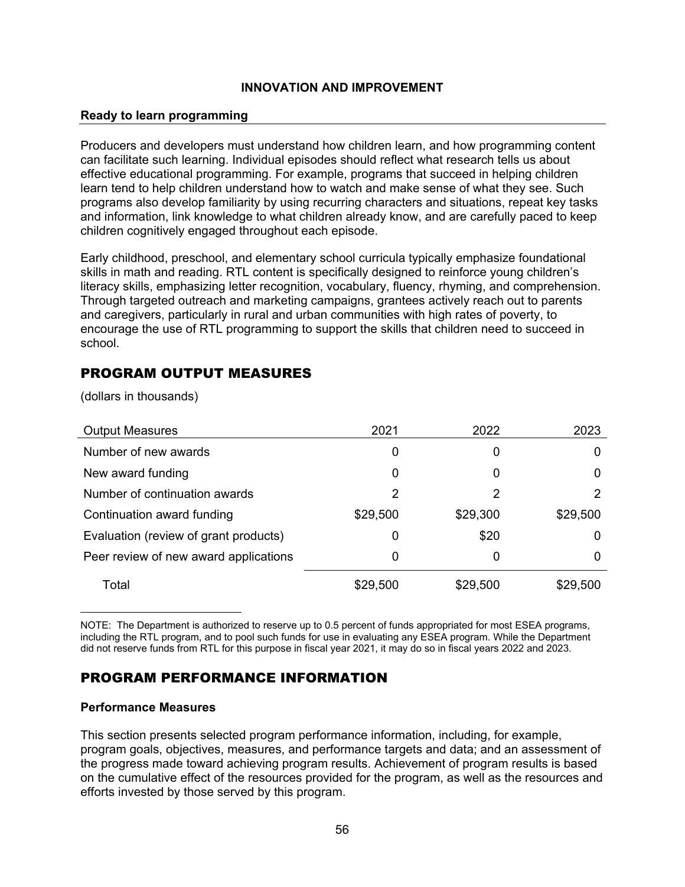**INNOVATION AND IMPROVEMENT**

**Ready to learn programming**

Producers and developers must understand how children learn, and how programming content can facilitate such learning. Individual episodes should reflect what research tells us about effective educational programming. For example, programs that succeed in helping children learn tend to help children understand how to watch and make sense of what they see. Such programs also develop familiarity by using recurring characters and situations, repeat key tasks and information, link knowledge to what children already know, and are carefully paced to keep children cognitively engaged throughout each episode.

Early childhood, preschool, and elementary school curricula typically emphasize foundational skills in math and reading. RTL content is specifically designed to reinforce young children's literacy skills, emphasizing letter recognition, vocabulary, fluency, rhyming, and comprehension. Through targeted outreach and marketing campaigns, grantees actively reach out to parents and caregivers, particularly in rural and urban communities with high rates of poverty, to encourage the use of RTL programming to support the skills that children need to succeed in school.

## PROGRAM OUTPUT MEASURES

(dollars in thousands)

| Output Measures | 2021 | 2022 | 2023 |
|---|---|---|---|
| Number of new awards | 0 | 0 | 0 |
| New award funding | 0 | 0 | 0 |
| Number of continuation awards | 2 | 2 | 2 |
| Continuation award funding | $29,500 | $29,300 | $29,500 |
| Evaluation (review of grant products) | 0 | $20 | 0 |
| Peer review of new award applications | 0 | 0 | 0 |
| Total | $29,500 | $29,500 | $29,500 |

NOTE: The Department is authorized to reserve up to 0.5 percent of funds appropriated for most ESEA programs, including the RTL program, and to pool such funds for use in evaluating any ESEA program. While the Department did not reserve funds from RTL for this purpose in fiscal year 2021, it may do so in fiscal years 2022 and 2023.

## PROGRAM PERFORMANCE INFORMATION

**Performance Measures**

This section presents selected program performance information, including, for example, program goals, objectives, measures, and performance targets and data; and an assessment of the progress made toward achieving program results. Achievement of program results is based on the cumulative effect of the resources provided for the program, as well as the resources and efforts invested by those served by this program.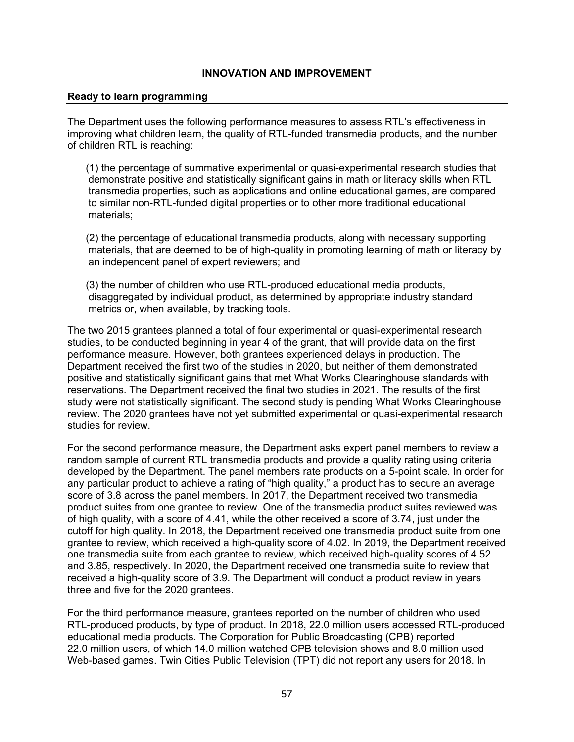## INNOVATION AND IMPROVEMENT

### Ready to learn programming

The Department uses the following performance measures to assess RTL's effectiveness in improving what children learn, the quality of RTL-funded transmedia products, and the number of children RTL is reaching:

(1) the percentage of summative experimental or quasi-experimental research studies that demonstrate positive and statistically significant gains in math or literacy skills when RTL transmedia properties, such as applications and online educational games, are compared to similar non-RTL-funded digital properties or to other more traditional educational materials;

(2) the percentage of educational transmedia products, along with necessary supporting materials, that are deemed to be of high-quality in promoting learning of math or literacy by an independent panel of expert reviewers; and

(3) the number of children who use RTL-produced educational media products, disaggregated by individual product, as determined by appropriate industry standard metrics or, when available, by tracking tools.

The two 2015 grantees planned a total of four experimental or quasi-experimental research studies, to be conducted beginning in year 4 of the grant, that will provide data on the first performance measure. However, both grantees experienced delays in production. The Department received the first two of the studies in 2020, but neither of them demonstrated positive and statistically significant gains that met What Works Clearinghouse standards with reservations. The Department received the final two studies in 2021. The results of the first study were not statistically significant. The second study is pending What Works Clearinghouse review. The 2020 grantees have not yet submitted experimental or quasi-experimental research studies for review.

For the second performance measure, the Department asks expert panel members to review a random sample of current RTL transmedia products and provide a quality rating using criteria developed by the Department. The panel members rate products on a 5-point scale. In order for any particular product to achieve a rating of "high quality," a product has to secure an average score of 3.8 across the panel members. In 2017, the Department received two transmedia product suites from one grantee to review. One of the transmedia product suites reviewed was of high quality, with a score of 4.41, while the other received a score of 3.74, just under the cutoff for high quality. In 2018, the Department received one transmedia product suite from one grantee to review, which received a high-quality score of 4.02. In 2019, the Department received one transmedia suite from each grantee to review, which received high-quality scores of 4.52 and 3.85, respectively. In 2020, the Department received one transmedia suite to review that received a high-quality score of 3.9. The Department will conduct a product review in years three and five for the 2020 grantees.

For the third performance measure, grantees reported on the number of children who used RTL-produced products, by type of product. In 2018, 22.0 million users accessed RTL-produced educational media products. The Corporation for Public Broadcasting (CPB) reported 22.0 million users, of which 14.0 million watched CPB television shows and 8.0 million used Web-based games. Twin Cities Public Television (TPT) did not report any users for 2018. In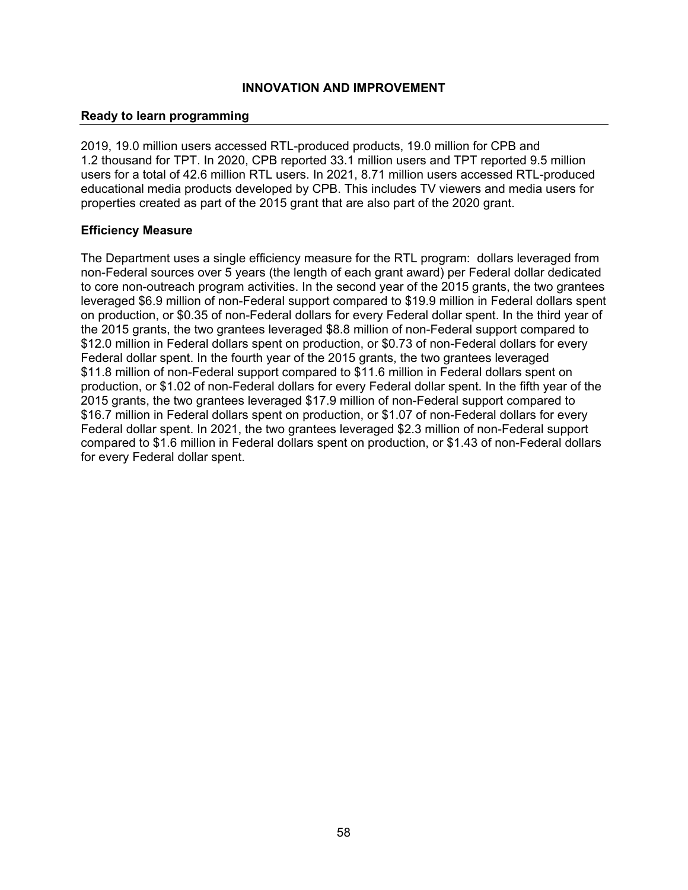## INNOVATION AND IMPROVEMENT

### Ready to learn programming

2019, 19.0 million users accessed RTL-produced products, 19.0 million for CPB and 1.2 thousand for TPT. In 2020, CPB reported 33.1 million users and TPT reported 9.5 million users for a total of 42.6 million RTL users. In 2021, 8.71 million users accessed RTL-produced educational media products developed by CPB. This includes TV viewers and media users for properties created as part of the 2015 grant that are also part of the 2020 grant.

### Efficiency Measure

The Department uses a single efficiency measure for the RTL program: dollars leveraged from non-Federal sources over 5 years (the length of each grant award) per Federal dollar dedicated to core non-outreach program activities. In the second year of the 2015 grants, the two grantees leveraged $6.9 million of non-Federal support compared to $19.9 million in Federal dollars spent on production, or $0.35 of non-Federal dollars for every Federal dollar spent. In the third year of the 2015 grants, the two grantees leveraged $8.8 million of non-Federal support compared to $12.0 million in Federal dollars spent on production, or $0.73 of non-Federal dollars for every Federal dollar spent. In the fourth year of the 2015 grants, the two grantees leveraged $11.8 million of non-Federal support compared to $11.6 million in Federal dollars spent on production, or $1.02 of non-Federal dollars for every Federal dollar spent. In the fifth year of the 2015 grants, the two grantees leveraged $17.9 million of non-Federal support compared to $16.7 million in Federal dollars spent on production, or $1.07 of non-Federal dollars for every Federal dollar spent. In 2021, the two grantees leveraged $2.3 million of non-Federal support compared to $1.6 million in Federal dollars spent on production, or $1.43 of non-Federal dollars for every Federal dollar spent.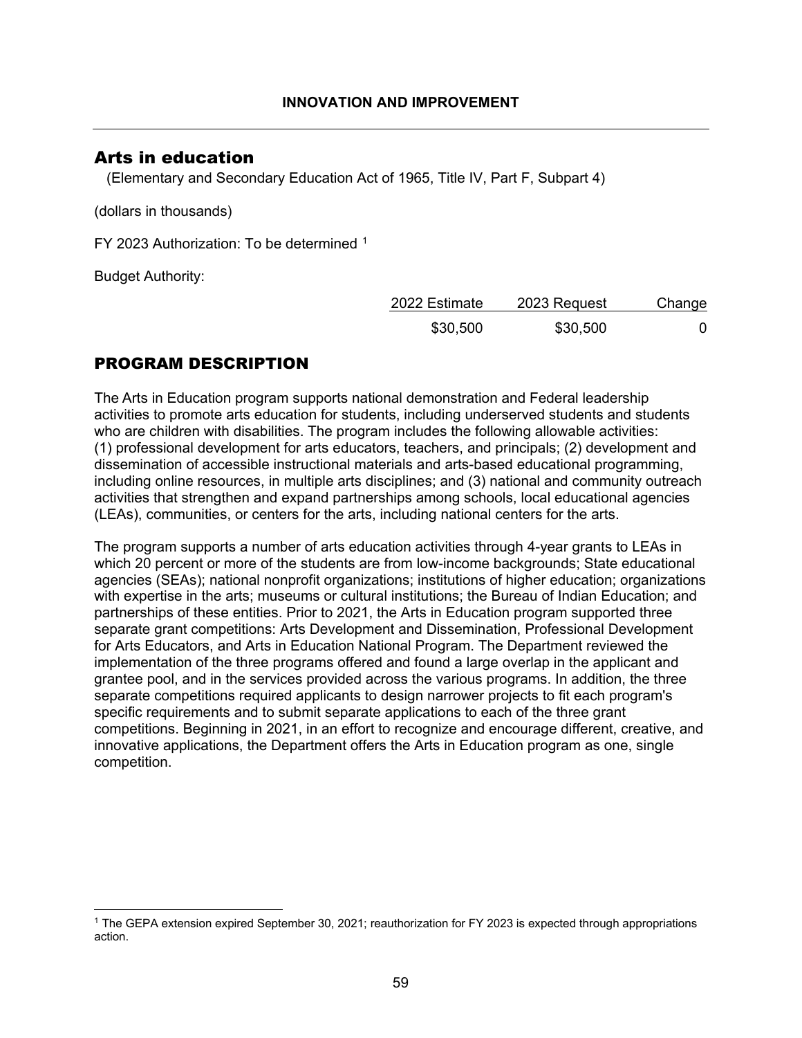# INNOVATION AND IMPROVEMENT

## Arts in education

(Elementary and Secondary Education Act of 1965, Title IV, Part F, Subpart 4)

(dollars in thousands)

FY 2023 Authorization: To be determined [1]

Budget Authority:

| 2022 Estimate | 2023 Request | Change |
|---|---|---|
| $30,500 | $30,500 | 0 |

## PROGRAM DESCRIPTION

The Arts in Education program supports national demonstration and Federal leadership activities to promote arts education for students, including underserved students and students who are children with disabilities. The program includes the following allowable activities: (1) professional development for arts educators, teachers, and principals; (2) development and dissemination of accessible instructional materials and arts-based educational programming, including online resources, in multiple arts disciplines; and (3) national and community outreach activities that strengthen and expand partnerships among schools, local educational agencies (LEAs), communities, or centers for the arts, including national centers for the arts.

The program supports a number of arts education activities through 4-year grants to LEAs in which 20 percent or more of the students are from low-income backgrounds; State educational agencies (SEAs); national nonprofit organizations; institutions of higher education; organizations with expertise in the arts; museums or cultural institutions; the Bureau of Indian Education; and partnerships of these entities. Prior to 2021, the Arts in Education program supported three separate grant competitions: Arts Development and Dissemination, Professional Development for Arts Educators, and Arts in Education National Program. The Department reviewed the implementation of the three programs offered and found a large overlap in the applicant and grantee pool, and in the services provided across the various programs. In addition, the three separate competitions required applicants to design narrower projects to fit each program's specific requirements and to submit separate applications to each of the three grant competitions. Beginning in 2021, in an effort to recognize and encourage different, creative, and innovative applications, the Department offers the Arts in Education program as one, single competition.

[1] The GEPA extension expired September 30, 2021; reauthorization for FY 2023 is expected through appropriations action.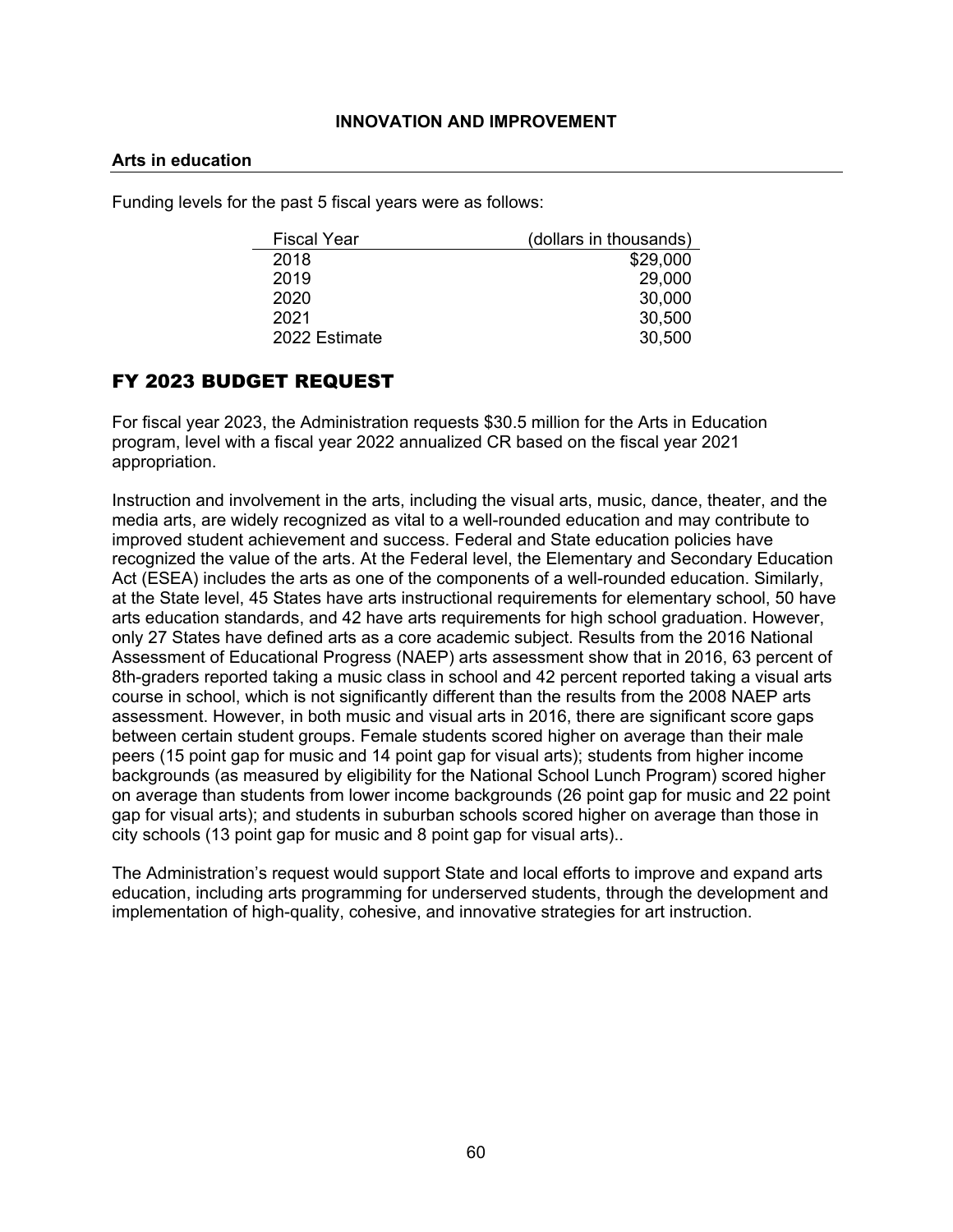## INNOVATION AND IMPROVEMENT

### Arts in education

Funding levels for the past 5 fiscal years were as follows:

| Fiscal Year | (dollars in thousands) |
|---|---|
| 2018 | $29,000 |
| 2019 | 29,000 |
| 2020 | 30,000 |
| 2021 | 30,500 |
| 2022 Estimate | 30,500 |

## FY 2023 BUDGET REQUEST

For fiscal year 2023, the Administration requests $30.5 million for the Arts in Education program, level with a fiscal year 2022 annualized CR based on the fiscal year 2021 appropriation.

Instruction and involvement in the arts, including the visual arts, music, dance, theater, and the media arts, are widely recognized as vital to a well-rounded education and may contribute to improved student achievement and success. Federal and State education policies have recognized the value of the arts. At the Federal level, the Elementary and Secondary Education Act (ESEA) includes the arts as one of the components of a well-rounded education. Similarly, at the State level, 45 States have arts instructional requirements for elementary school, 50 have arts education standards, and 42 have arts requirements for high school graduation. However, only 27 States have defined arts as a core academic subject. Results from the 2016 National Assessment of Educational Progress (NAEP) arts assessment show that in 2016, 63 percent of 8th-graders reported taking a music class in school and 42 percent reported taking a visual arts course in school, which is not significantly different than the results from the 2008 NAEP arts assessment. However, in both music and visual arts in 2016, there are significant score gaps between certain student groups. Female students scored higher on average than their male peers (15 point gap for music and 14 point gap for visual arts); students from higher income backgrounds (as measured by eligibility for the National School Lunch Program) scored higher on average than students from lower income backgrounds (26 point gap for music and 22 point gap for visual arts); and students in suburban schools scored higher on average than those in city schools (13 point gap for music and 8 point gap for visual arts)..

The Administration's request would support State and local efforts to improve and expand arts education, including arts programming for underserved students, through the development and implementation of high-quality, cohesive, and innovative strategies for art instruction.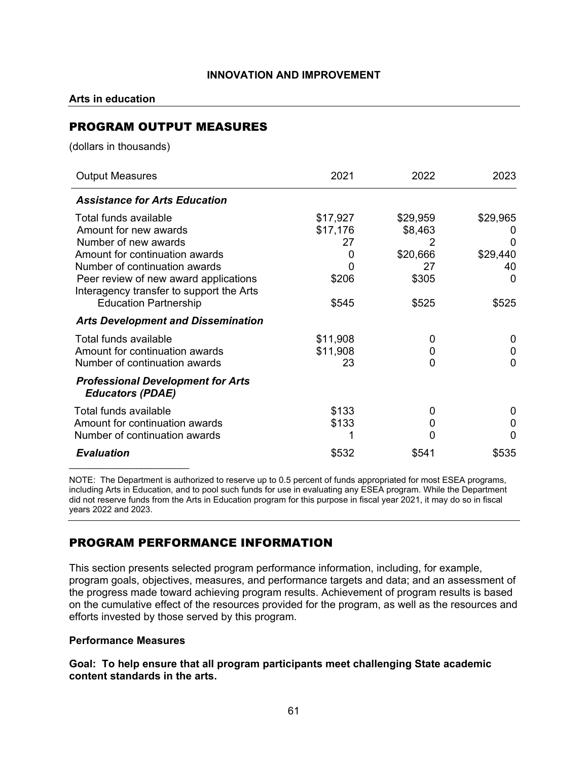**INNOVATION AND IMPROVEMENT**

**Arts in education**

## PROGRAM OUTPUT MEASURES

(dollars in thousands)

| Output Measures | 2021 | 2022 | 2023 |
|---|---|---|---|
| ***Assistance for Arts Education*** | | | |
| Total funds available | $17,927 | $29,959 | $29,965 |
| Amount for new awards | $17,176 | $8,463 | 0 |
| Number of new awards | 27 | 2 | 0 |
| Amount for continuation awards | 0 | $20,666 | $29,440 |
| Number of continuation awards | 0 | 27 | 40 |
| Peer review of new award applications | $206 | $305 | 0 |
| Interagency transfer to support the Arts Education Partnership | $545 | $525 | $525 |
| ***Arts Development and Dissemination*** | | | |
| Total funds available | $11,908 | 0 | 0 |
| Amount for continuation awards | $11,908 | 0 | 0 |
| Number of continuation awards | 23 | 0 | 0 |
| ***Professional Development for Arts Educators (PDAE)*** | | | |
| Total funds available | $133 | 0 | 0 |
| Amount for continuation awards | $133 | 0 | 0 |
| Number of continuation awards | 1 | 0 | 0 |
| ***Evaluation*** | $532 | $541 | $535 |

NOTE: The Department is authorized to reserve up to 0.5 percent of funds appropriated for most ESEA programs, including Arts in Education, and to pool such funds for use in evaluating any ESEA program. While the Department did not reserve funds from the Arts in Education program for this purpose in fiscal year 2021, it may do so in fiscal years 2022 and 2023.

## PROGRAM PERFORMANCE INFORMATION

This section presents selected program performance information, including, for example, program goals, objectives, measures, and performance targets and data; and an assessment of the progress made toward achieving program results. Achievement of program results is based on the cumulative effect of the resources provided for the program, as well as the resources and efforts invested by those served by this program.

**Performance Measures**

**Goal: To help ensure that all program participants meet challenging State academic content standards in the arts.**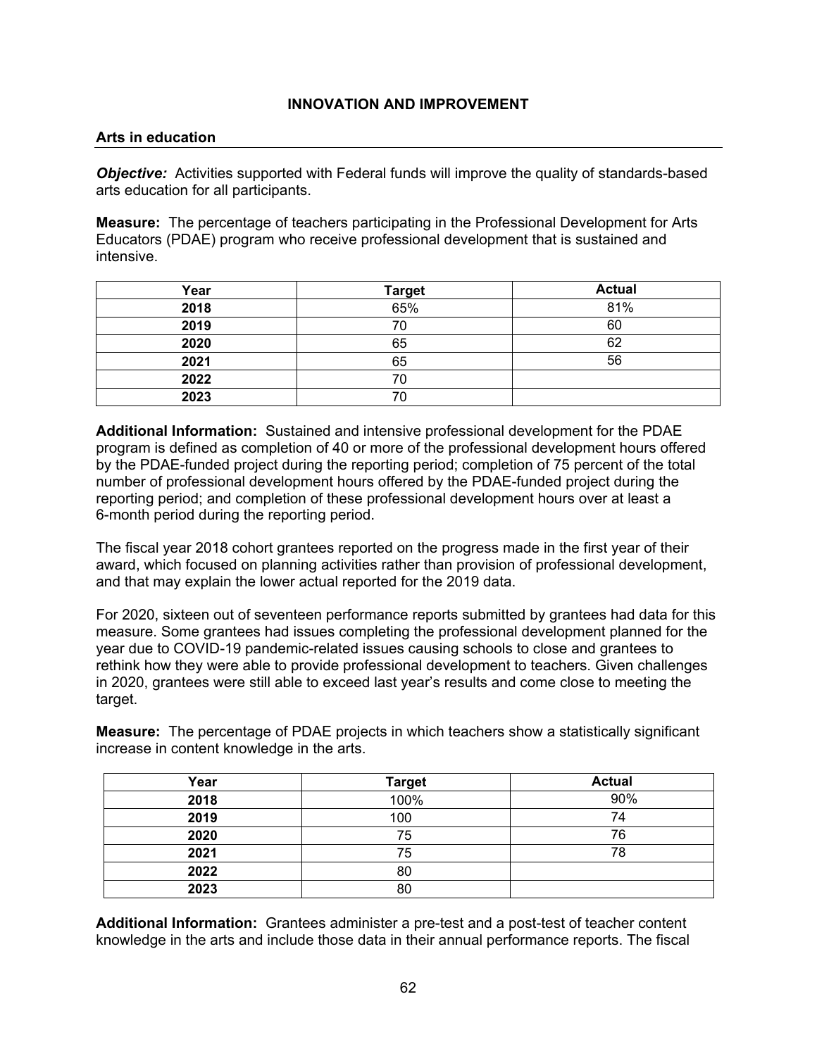## INNOVATION AND IMPROVEMENT

### Arts in education

***Objective:*** Activities supported with Federal funds will improve the quality of standards-based arts education for all participants.

**Measure:** The percentage of teachers participating in the Professional Development for Arts Educators (PDAE) program who receive professional development that is sustained and intensive.

| Year | Target | Actual |
|---|---|---|
| **2018** | 65% | 81% |
| **2019** | 70 | 60 |
| **2020** | 65 | 62 |
| **2021** | 65 | 56 |
| **2022** | 70 | |
| **2023** | 70 | |

**Additional Information:** Sustained and intensive professional development for the PDAE program is defined as completion of 40 or more of the professional development hours offered by the PDAE-funded project during the reporting period; completion of 75 percent of the total number of professional development hours offered by the PDAE-funded project during the reporting period; and completion of these professional development hours over at least a 6-month period during the reporting period.

The fiscal year 2018 cohort grantees reported on the progress made in the first year of their award, which focused on planning activities rather than provision of professional development, and that may explain the lower actual reported for the 2019 data.

For 2020, sixteen out of seventeen performance reports submitted by grantees had data for this measure. Some grantees had issues completing the professional development planned for the year due to COVID-19 pandemic-related issues causing schools to close and grantees to rethink how they were able to provide professional development to teachers. Given challenges in 2020, grantees were still able to exceed last year's results and come close to meeting the target.

**Measure:** The percentage of PDAE projects in which teachers show a statistically significant increase in content knowledge in the arts.

| Year | Target | Actual |
|---|---|---|
| **2018** | 100% | 90% |
| **2019** | 100 | 74 |
| **2020** | 75 | 76 |
| **2021** | 75 | 78 |
| **2022** | 80 | |
| **2023** | 80 | |

**Additional Information:** Grantees administer a pre-test and a post-test of teacher content knowledge in the arts and include those data in their annual performance reports. The fiscal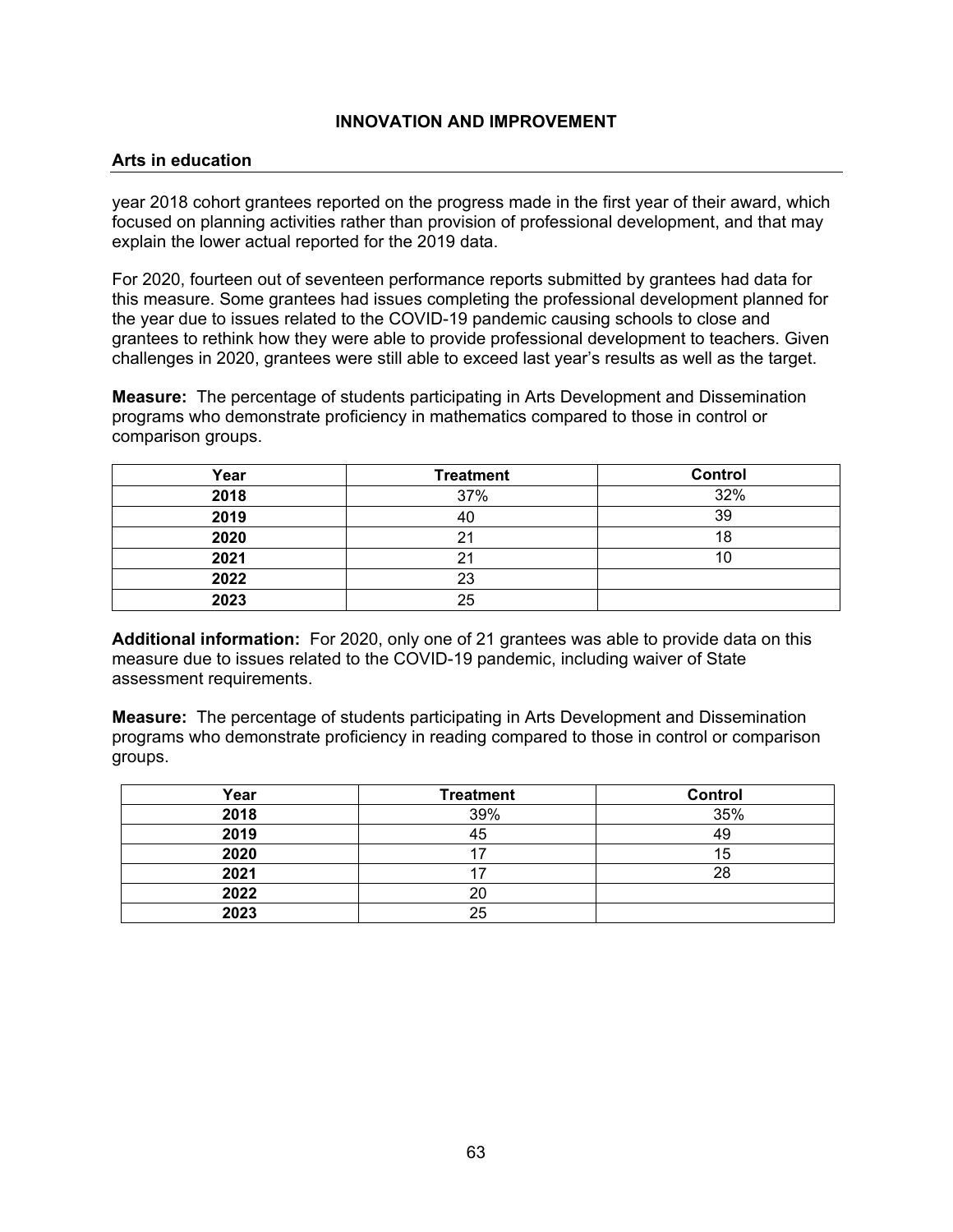**INNOVATION AND IMPROVEMENT**

**Arts in education**

year 2018 cohort grantees reported on the progress made in the first year of their award, which focused on planning activities rather than provision of professional development, and that may explain the lower actual reported for the 2019 data.

For 2020, fourteen out of seventeen performance reports submitted by grantees had data for this measure. Some grantees had issues completing the professional development planned for the year due to issues related to the COVID-19 pandemic causing schools to close and grantees to rethink how they were able to provide professional development to teachers. Given challenges in 2020, grantees were still able to exceed last year's results as well as the target.

**Measure:** The percentage of students participating in Arts Development and Dissemination programs who demonstrate proficiency in mathematics compared to those in control or comparison groups.

| Year | Treatment | Control |
|---|---|---|
| 2018 | 37% | 32% |
| 2019 | 40 | 39 |
| 2020 | 21 | 18 |
| 2021 | 21 | 10 |
| 2022 | 23 | |
| 2023 | 25 | |

**Additional information:** For 2020, only one of 21 grantees was able to provide data on this measure due to issues related to the COVID-19 pandemic, including waiver of State assessment requirements.

**Measure:** The percentage of students participating in Arts Development and Dissemination programs who demonstrate proficiency in reading compared to those in control or comparison groups.

| Year | Treatment | Control |
|---|---|---|
| 2018 | 39% | 35% |
| 2019 | 45 | 49 |
| 2020 | 17 | 15 |
| 2021 | 17 | 28 |
| 2022 | 20 | |
| 2023 | 25 | |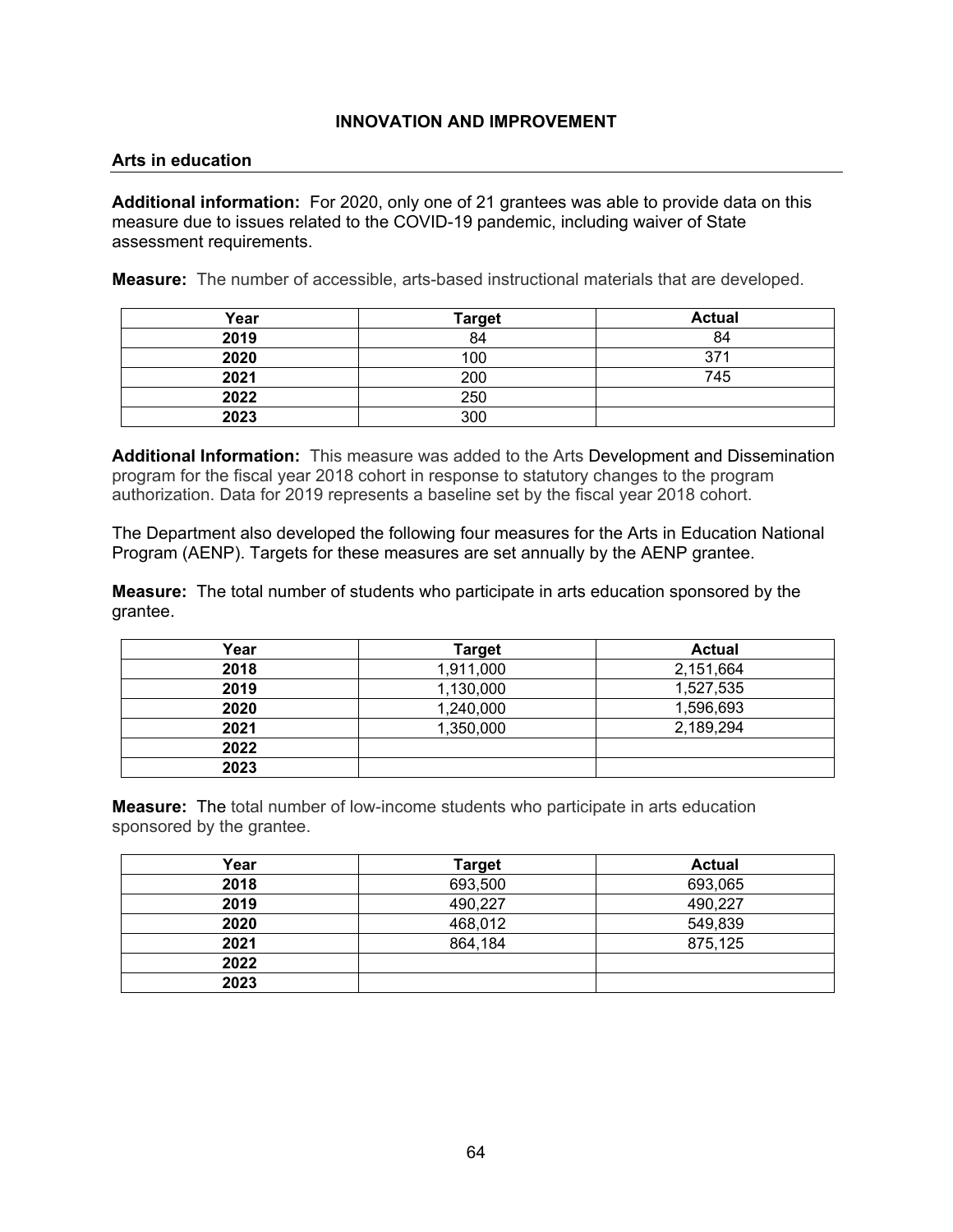## INNOVATION AND IMPROVEMENT

### Arts in education

**Additional information:** For 2020, only one of 21 grantees was able to provide data on this measure due to issues related to the COVID-19 pandemic, including waiver of State assessment requirements.

**Measure:** The number of accessible, arts-based instructional materials that are developed.

| Year | Target | Actual |
|---|---|---|
| **2019** | 84 | 84 |
| **2020** | 100 | 371 |
| **2021** | 200 | 745 |
| **2022** | 250 | |
| **2023** | 300 | |

**Additional Information:** This measure was added to the Arts Development and Dissemination program for the fiscal year 2018 cohort in response to statutory changes to the program authorization. Data for 2019 represents a baseline set by the fiscal year 2018 cohort.

The Department also developed the following four measures for the Arts in Education National Program (AENP). Targets for these measures are set annually by the AENP grantee.

**Measure:** The total number of students who participate in arts education sponsored by the grantee.

| Year | Target | Actual |
|---|---|---|
| **2018** | 1,911,000 | 2,151,664 |
| **2019** | 1,130,000 | 1,527,535 |
| **2020** | 1,240,000 | 1,596,693 |
| **2021** | 1,350,000 | 2,189,294 |
| **2022** | | |
| **2023** | | |

**Measure:** The total number of low-income students who participate in arts education sponsored by the grantee.

| Year | Target | Actual |
|---|---|---|
| **2018** | 693,500 | 693,065 |
| **2019** | 490,227 | 490,227 |
| **2020** | 468,012 | 549,839 |
| **2021** | 864,184 | 875,125 |
| **2022** | | |
| **2023** | | |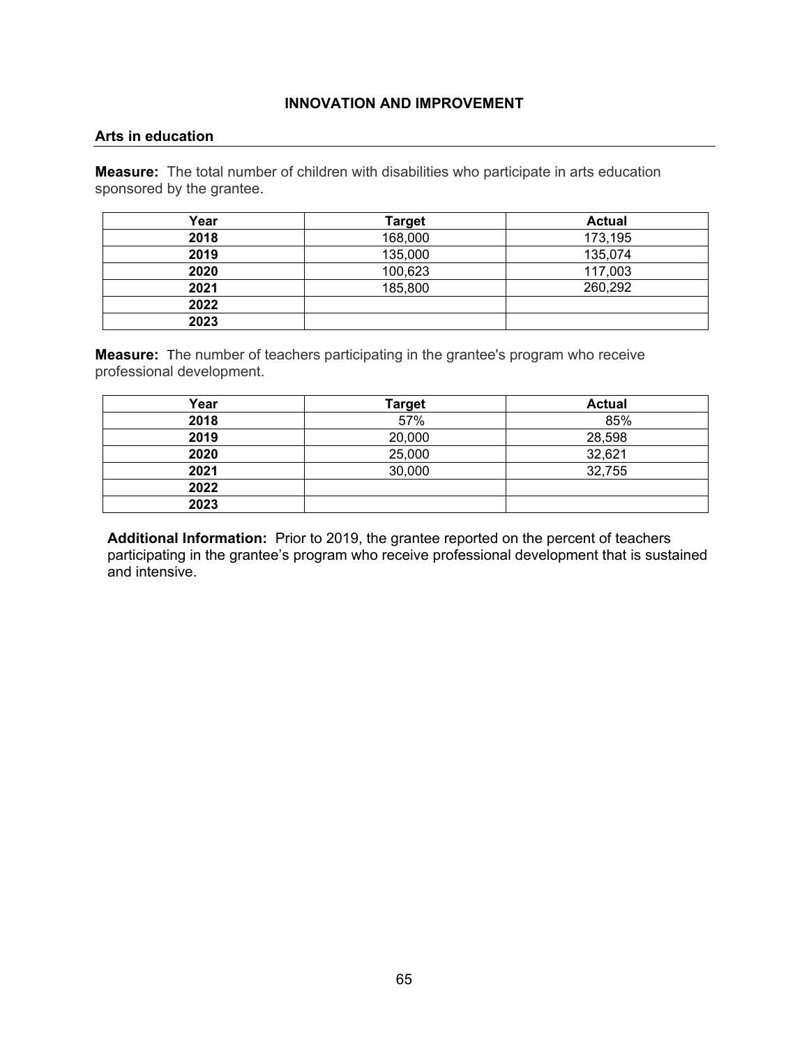# INNOVATION AND IMPROVEMENT

## Arts in education

**Measure:** The total number of children with disabilities who participate in arts education sponsored by the grantee.

| Year | Target | Actual |
|---|---|---|
| **2018** | 168,000 | 173,195 |
| **2019** | 135,000 | 135,074 |
| **2020** | 100,623 | 117,003 |
| **2021** | 185,800 | 260,292 |
| **2022** | | |
| **2023** | | |

**Measure:** The number of teachers participating in the grantee's program who receive professional development.

| Year | Target | Actual |
|---|---|---|
| **2018** | 57% | 85% |
| **2019** | 20,000 | 28,598 |
| **2020** | 25,000 | 32,621 |
| **2021** | 30,000 | 32,755 |
| **2022** | | |
| **2023** | | |

**Additional Information:** Prior to 2019, the grantee reported on the percent of teachers participating in the grantee's program who receive professional development that is sustained and intensive.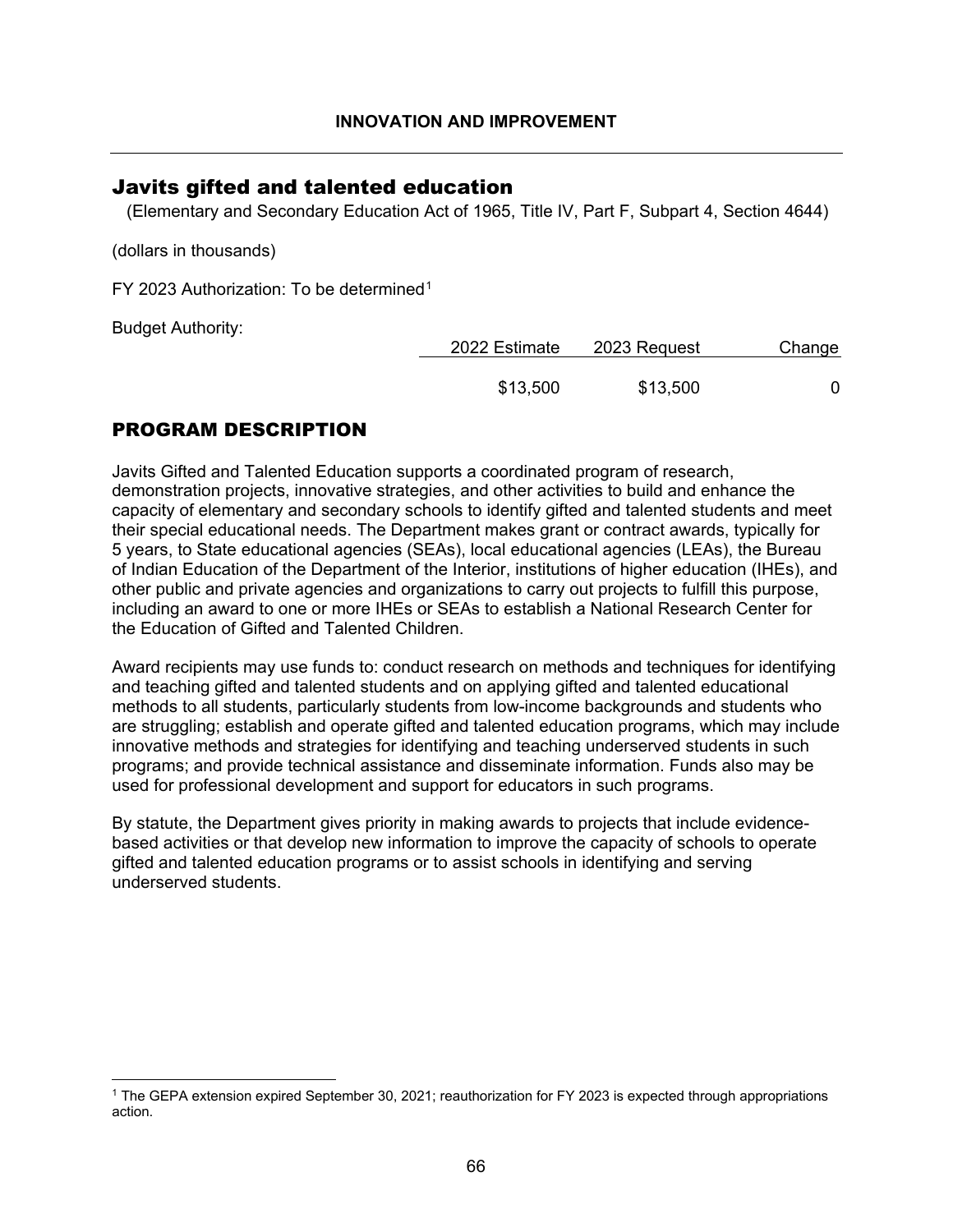INNOVATION AND IMPROVEMENT

## Javits gifted and talented education

(Elementary and Secondary Education Act of 1965, Title IV, Part F, Subpart 4, Section 4644)

(dollars in thousands)

FY 2023 Authorization: To be determined[1]

Budget Authority:

| | 2022 Estimate | 2023 Request | Change |
|---|---|---|---|
| | $13,500 | $13,500 | 0 |

## PROGRAM DESCRIPTION

Javits Gifted and Talented Education supports a coordinated program of research, demonstration projects, innovative strategies, and other activities to build and enhance the capacity of elementary and secondary schools to identify gifted and talented students and meet their special educational needs. The Department makes grant or contract awards, typically for 5 years, to State educational agencies (SEAs), local educational agencies (LEAs), the Bureau of Indian Education of the Department of the Interior, institutions of higher education (IHEs), and other public and private agencies and organizations to carry out projects to fulfill this purpose, including an award to one or more IHEs or SEAs to establish a National Research Center for the Education of Gifted and Talented Children.

Award recipients may use funds to: conduct research on methods and techniques for identifying and teaching gifted and talented students and on applying gifted and talented educational methods to all students, particularly students from low-income backgrounds and students who are struggling; establish and operate gifted and talented education programs, which may include innovative methods and strategies for identifying and teaching underserved students in such programs; and provide technical assistance and disseminate information. Funds also may be used for professional development and support for educators in such programs.

By statute, the Department gives priority in making awards to projects that include evidence-based activities or that develop new information to improve the capacity of schools to operate gifted and talented education programs or to assist schools in identifying and serving underserved students.

[1] The GEPA extension expired September 30, 2021; reauthorization for FY 2023 is expected through appropriations action.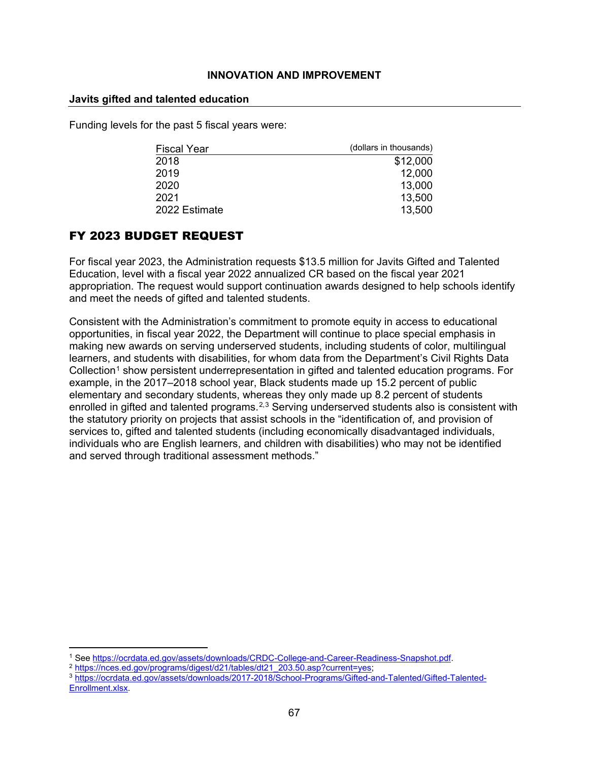## INNOVATION AND IMPROVEMENT

### Javits gifted and talented education

Funding levels for the past 5 fiscal years were:

| Fiscal Year | (dollars in thousands) |
|---|---|
| 2018 | $12,000 |
| 2019 | 12,000 |
| 2020 | 13,000 |
| 2021 | 13,500 |
| 2022 Estimate | 13,500 |

## FY 2023 BUDGET REQUEST

For fiscal year 2023, the Administration requests $13.5 million for Javits Gifted and Talented Education, level with a fiscal year 2022 annualized CR based on the fiscal year 2021 appropriation. The request would support continuation awards designed to help schools identify and meet the needs of gifted and talented students.

Consistent with the Administration's commitment to promote equity in access to educational opportunities, in fiscal year 2022, the Department will continue to place special emphasis in making new awards on serving underserved students, including students of color, multilingual learners, and students with disabilities, for whom data from the Department's Civil Rights Data Collection[1] show persistent underrepresentation in gifted and talented education programs. For example, in the 2017–2018 school year, Black students made up 15.2 percent of public elementary and secondary students, whereas they only made up 8.2 percent of students enrolled in gifted and talented programs.[2,3] Serving underserved students also is consistent with the statutory priority on projects that assist schools in the "identification of, and provision of services to, gifted and talented students (including economically disadvantaged individuals, individuals who are English learners, and children with disabilities) who may not be identified and served through traditional assessment methods."

---

[1] See https://ocrdata.ed.gov/assets/downloads/CRDC-College-and-Career-Readiness-Snapshot.pdf.

[2] https://nces.ed.gov/programs/digest/d21/tables/dt21_203.50.asp?current=yes;

[3] https://ocrdata.ed.gov/assets/downloads/2017-2018/School-Programs/Gifted-and-Talented/Gifted-Talented-Enrollment.xlsx.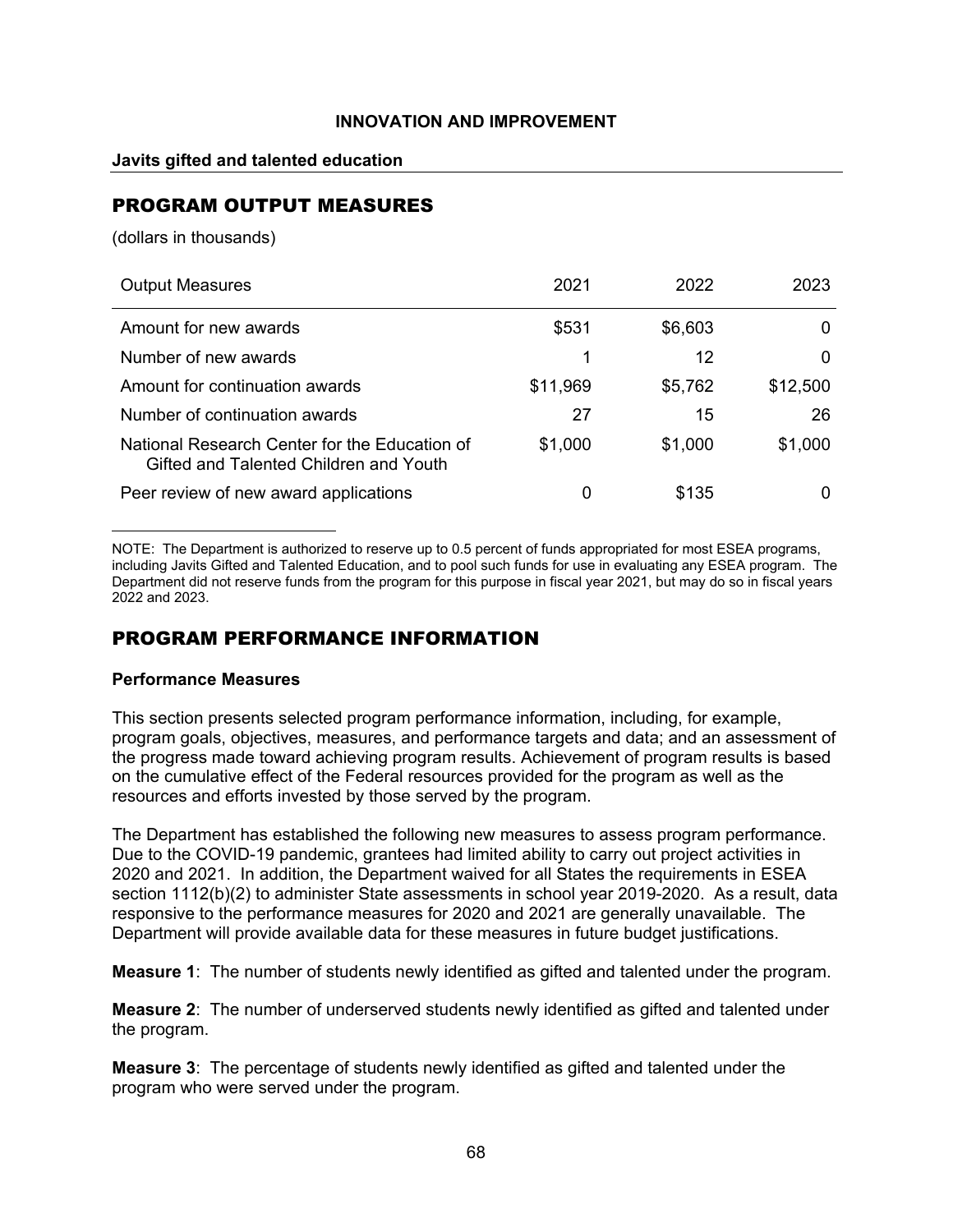**INNOVATION AND IMPROVEMENT**

**Javits gifted and talented education**

## PROGRAM OUTPUT MEASURES

(dollars in thousands)

| Output Measures | 2021 | 2022 | 2023 |
|---|---|---|---|
| Amount for new awards | $531 | $6,603 | 0 |
| Number of new awards | 1 | 12 | 0 |
| Amount for continuation awards | $11,969 | $5,762 | $12,500 |
| Number of continuation awards | 27 | 15 | 26 |
| National Research Center for the Education of Gifted and Talented Children and Youth | $1,000 | $1,000 | $1,000 |
| Peer review of new award applications | 0 | $135 | 0 |

NOTE: The Department is authorized to reserve up to 0.5 percent of funds appropriated for most ESEA programs, including Javits Gifted and Talented Education, and to pool such funds for use in evaluating any ESEA program. The Department did not reserve funds from the program for this purpose in fiscal year 2021, but may do so in fiscal years 2022 and 2023.

## PROGRAM PERFORMANCE INFORMATION

### Performance Measures

This section presents selected program performance information, including, for example, program goals, objectives, measures, and performance targets and data; and an assessment of the progress made toward achieving program results. Achievement of program results is based on the cumulative effect of the Federal resources provided for the program as well as the resources and efforts invested by those served by the program.

The Department has established the following new measures to assess program performance. Due to the COVID-19 pandemic, grantees had limited ability to carry out project activities in 2020 and 2021. In addition, the Department waived for all States the requirements in ESEA section 1112(b)(2) to administer State assessments in school year 2019-2020. As a result, data responsive to the performance measures for 2020 and 2021 are generally unavailable. The Department will provide available data for these measures in future budget justifications.

**Measure 1**: The number of students newly identified as gifted and talented under the program.

**Measure 2**: The number of underserved students newly identified as gifted and talented under the program.

**Measure 3**: The percentage of students newly identified as gifted and talented under the program who were served under the program.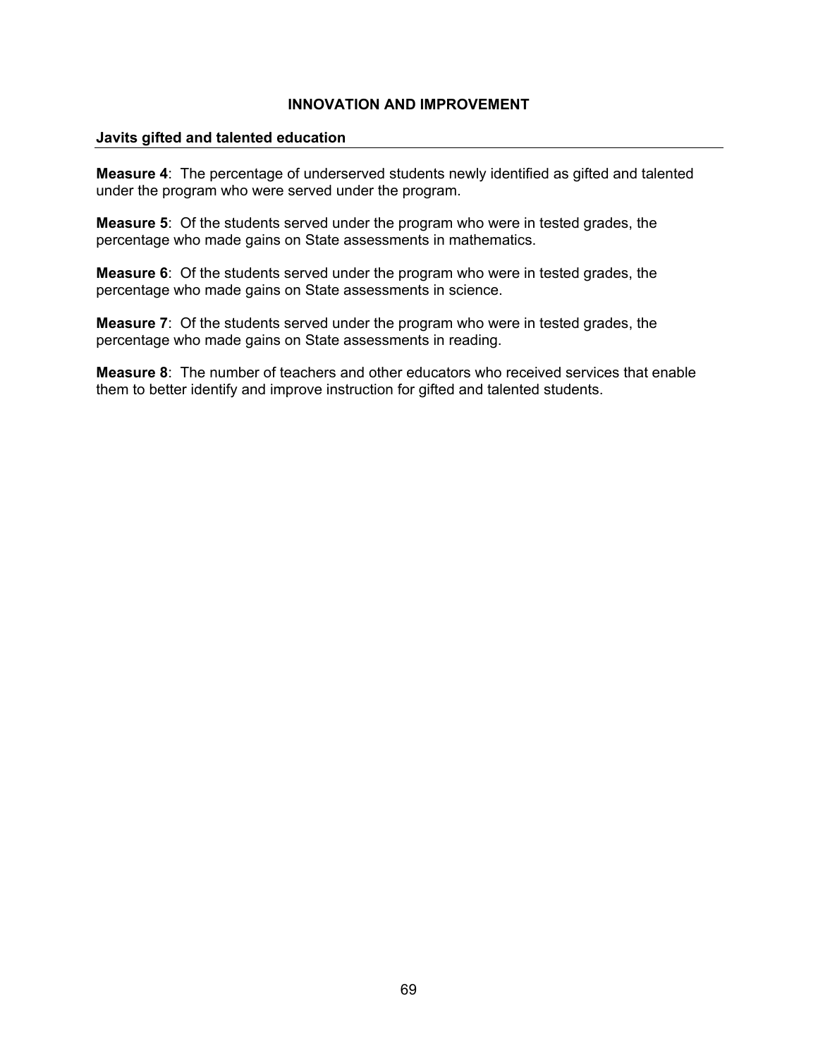## INNOVATION AND IMPROVEMENT

### Javits gifted and talented education

**Measure 4**: The percentage of underserved students newly identified as gifted and talented under the program who were served under the program.

**Measure 5**: Of the students served under the program who were in tested grades, the percentage who made gains on State assessments in mathematics.

**Measure 6**: Of the students served under the program who were in tested grades, the percentage who made gains on State assessments in science.

**Measure 7**: Of the students served under the program who were in tested grades, the percentage who made gains on State assessments in reading.

**Measure 8**: The number of teachers and other educators who received services that enable them to better identify and improve instruction for gifted and talented students.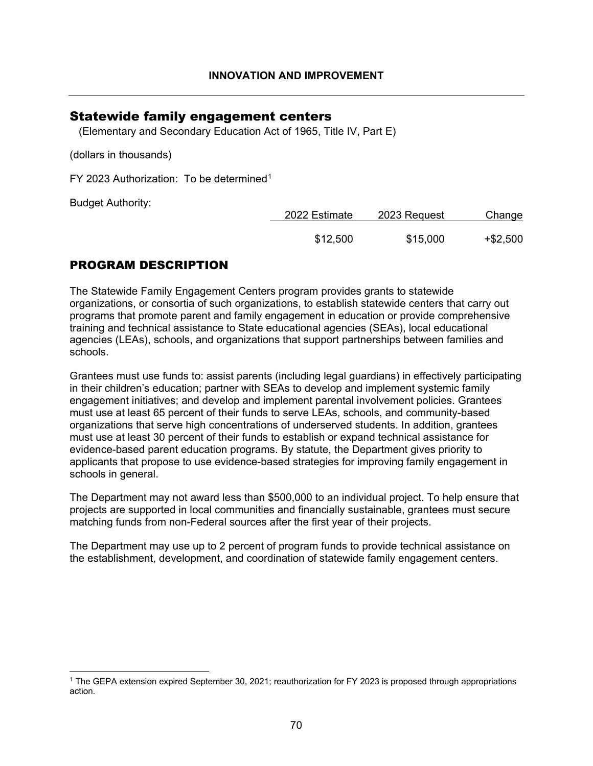## Statewide family engagement centers

(Elementary and Secondary Education Act of 1965, Title IV, Part E)

(dollars in thousands)

FY 2023 Authorization: To be determined[1]

Budget Authority:

| | 2022 Estimate | 2023 Request | Change |
|---|---|---|---|
| | $12,500 | $15,000 | +$2,500 |

## PROGRAM DESCRIPTION

The Statewide Family Engagement Centers program provides grants to statewide organizations, or consortia of such organizations, to establish statewide centers that carry out programs that promote parent and family engagement in education or provide comprehensive training and technical assistance to State educational agencies (SEAs), local educational agencies (LEAs), schools, and organizations that support partnerships between families and schools.

Grantees must use funds to: assist parents (including legal guardians) in effectively participating in their children's education; partner with SEAs to develop and implement systemic family engagement initiatives; and develop and implement parental involvement policies. Grantees must use at least 65 percent of their funds to serve LEAs, schools, and community-based organizations that serve high concentrations of underserved students. In addition, grantees must use at least 30 percent of their funds to establish or expand technical assistance for evidence-based parent education programs. By statute, the Department gives priority to applicants that propose to use evidence-based strategies for improving family engagement in schools in general.

The Department may not award less than $500,000 to an individual project. To help ensure that projects are supported in local communities and financially sustainable, grantees must secure matching funds from non-Federal sources after the first year of their projects.

The Department may use up to 2 percent of program funds to provide technical assistance on the establishment, development, and coordination of statewide family engagement centers.

---

[1] The GEPA extension expired September 30, 2021; reauthorization for FY 2023 is proposed through appropriations action.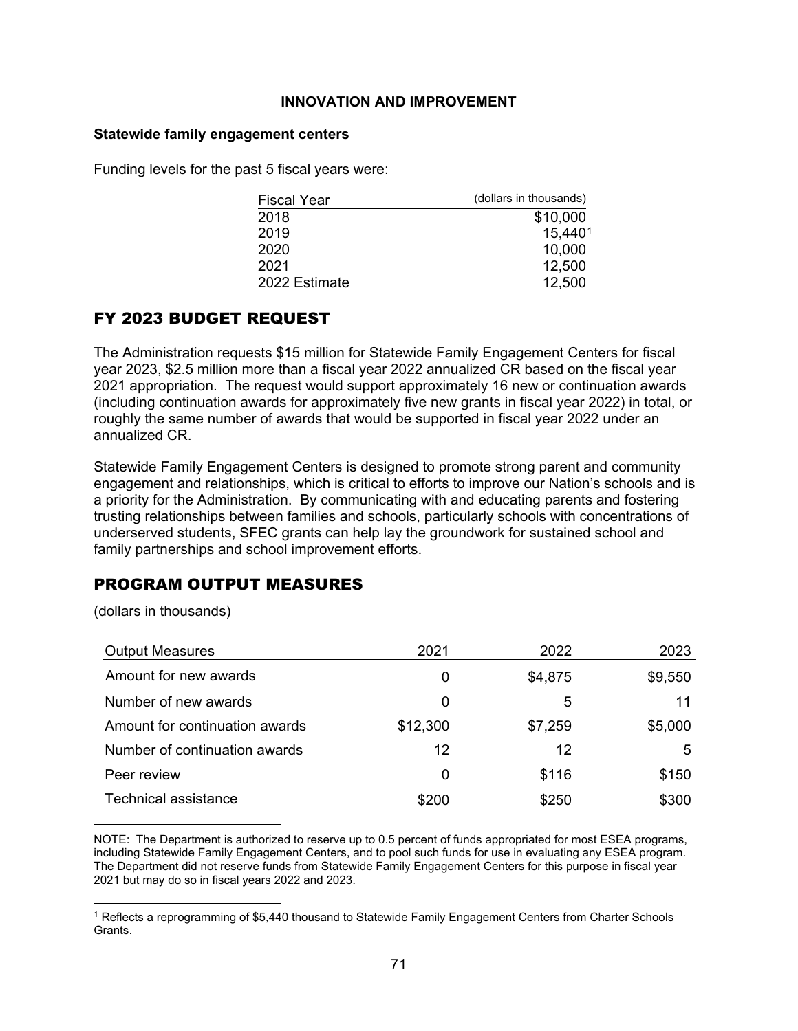**INNOVATION AND IMPROVEMENT**

**Statewide family engagement centers**

Funding levels for the past 5 fiscal years were:

| Fiscal Year | (dollars in thousands) |
|---|---|
| 2018 | $10,000 |
| 2019 | 15,440[1] |
| 2020 | 10,000 |
| 2021 | 12,500 |
| 2022 Estimate | 12,500 |

## FY 2023 BUDGET REQUEST

The Administration requests $15 million for Statewide Family Engagement Centers for fiscal year 2023, $2.5 million more than a fiscal year 2022 annualized CR based on the fiscal year 2021 appropriation. The request would support approximately 16 new or continuation awards (including continuation awards for approximately five new grants in fiscal year 2022) in total, or roughly the same number of awards that would be supported in fiscal year 2022 under an annualized CR.

Statewide Family Engagement Centers is designed to promote strong parent and community engagement and relationships, which is critical to efforts to improve our Nation's schools and is a priority for the Administration. By communicating with and educating parents and fostering trusting relationships between families and schools, particularly schools with concentrations of underserved students, SFEC grants can help lay the groundwork for sustained school and family partnerships and school improvement efforts.

## PROGRAM OUTPUT MEASURES

(dollars in thousands)

| Output Measures | 2021 | 2022 | 2023 |
|---|---|---|---|
| Amount for new awards | 0 | $4,875 | $9,550 |
| Number of new awards | 0 | 5 | 11 |
| Amount for continuation awards | $12,300 | $7,259 | $5,000 |
| Number of continuation awards | 12 | 12 | 5 |
| Peer review | 0 | $116 | $150 |
| Technical assistance | $200 | $250 | $300 |

NOTE: The Department is authorized to reserve up to 0.5 percent of funds appropriated for most ESEA programs, including Statewide Family Engagement Centers, and to pool such funds for use in evaluating any ESEA program. The Department did not reserve funds from Statewide Family Engagement Centers for this purpose in fiscal year 2021 but may do so in fiscal years 2022 and 2023.

[1] Reflects a reprogramming of $5,440 thousand to Statewide Family Engagement Centers from Charter Schools Grants.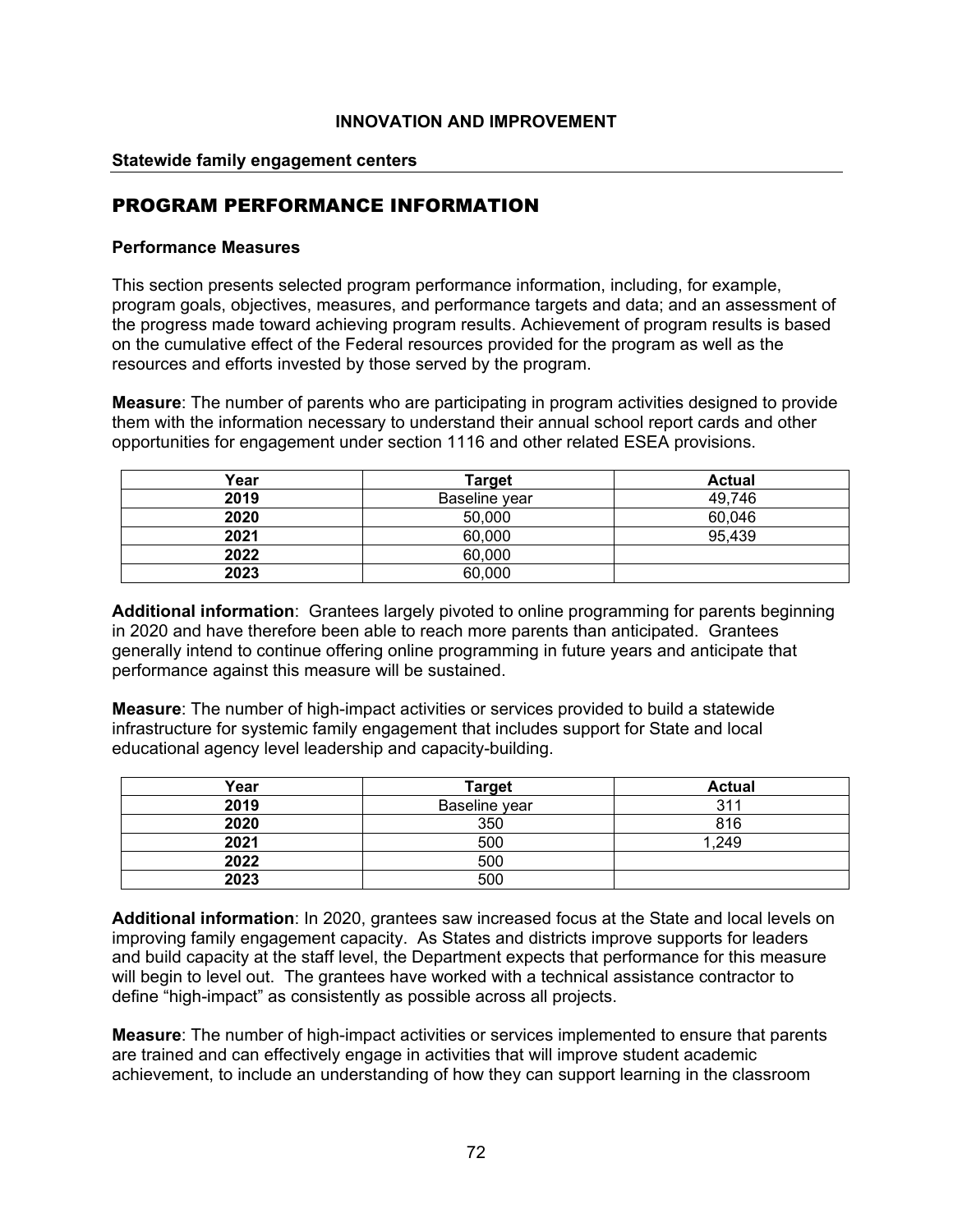**INNOVATION AND IMPROVEMENT**

**Statewide family engagement centers**

## PROGRAM PERFORMANCE INFORMATION

### Performance Measures

This section presents selected program performance information, including, for example, program goals, objectives, measures, and performance targets and data; and an assessment of the progress made toward achieving program results. Achievement of program results is based on the cumulative effect of the Federal resources provided for the program as well as the resources and efforts invested by those served by the program.

**Measure**: The number of parents who are participating in program activities designed to provide them with the information necessary to understand their annual school report cards and other opportunities for engagement under section 1116 and other related ESEA provisions.

| Year | Target | Actual |
|---|---|---|
| 2019 | Baseline year | 49,746 |
| 2020 | 50,000 | 60,046 |
| 2021 | 60,000 | 95,439 |
| 2022 | 60,000 | |
| 2023 | 60,000 | |

**Additional information**: Grantees largely pivoted to online programming for parents beginning in 2020 and have therefore been able to reach more parents than anticipated. Grantees generally intend to continue offering online programming in future years and anticipate that performance against this measure will be sustained.

**Measure**: The number of high-impact activities or services provided to build a statewide infrastructure for systemic family engagement that includes support for State and local educational agency level leadership and capacity-building.

| Year | Target | Actual |
|---|---|---|
| 2019 | Baseline year | 311 |
| 2020 | 350 | 816 |
| 2021 | 500 | 1,249 |
| 2022 | 500 | |
| 2023 | 500 | |

**Additional information**: In 2020, grantees saw increased focus at the State and local levels on improving family engagement capacity. As States and districts improve supports for leaders and build capacity at the staff level, the Department expects that performance for this measure will begin to level out. The grantees have worked with a technical assistance contractor to define "high-impact" as consistently as possible across all projects.

**Measure**: The number of high-impact activities or services implemented to ensure that parents are trained and can effectively engage in activities that will improve student academic achievement, to include an understanding of how they can support learning in the classroom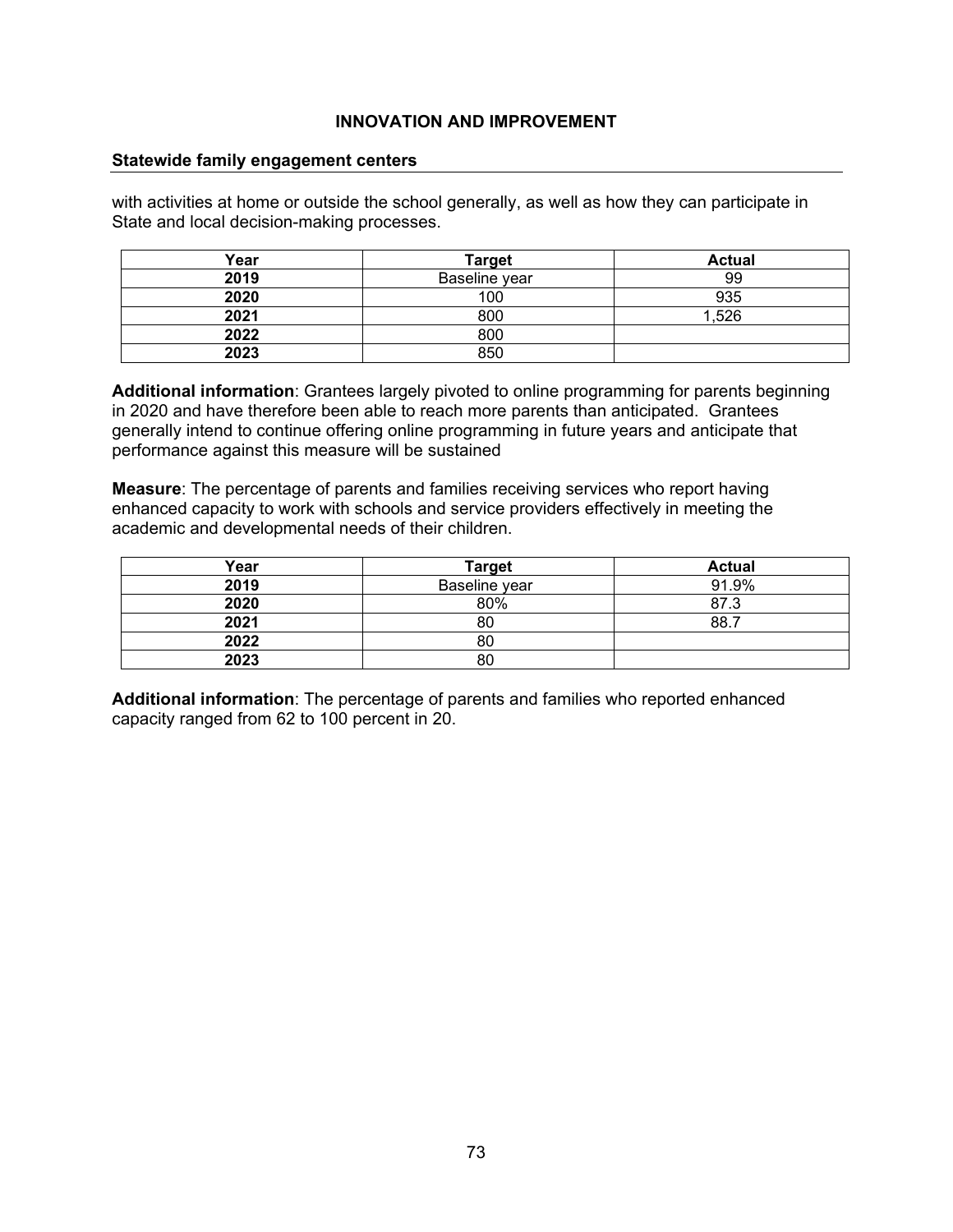**INNOVATION AND IMPROVEMENT**

**Statewide family engagement centers**

with activities at home or outside the school generally, as well as how they can participate in State and local decision-making processes.

| Year | Target | Actual |
|---|---|---|
| **2019** | Baseline year | 99 |
| **2020** | 100 | 935 |
| **2021** | 800 | 1,526 |
| **2022** | 800 | |
| **2023** | 850 | |

**Additional information**: Grantees largely pivoted to online programming for parents beginning in 2020 and have therefore been able to reach more parents than anticipated. Grantees generally intend to continue offering online programming in future years and anticipate that performance against this measure will be sustained

**Measure**: The percentage of parents and families receiving services who report having enhanced capacity to work with schools and service providers effectively in meeting the academic and developmental needs of their children.

| Year | Target | Actual |
|---|---|---|
| **2019** | Baseline year | 91.9% |
| **2020** | 80% | 87.3 |
| **2021** | 80 | 88.7 |
| **2022** | 80 | |
| **2023** | 80 | |

**Additional information**: The percentage of parents and families who reported enhanced capacity ranged from 62 to 100 percent in 20.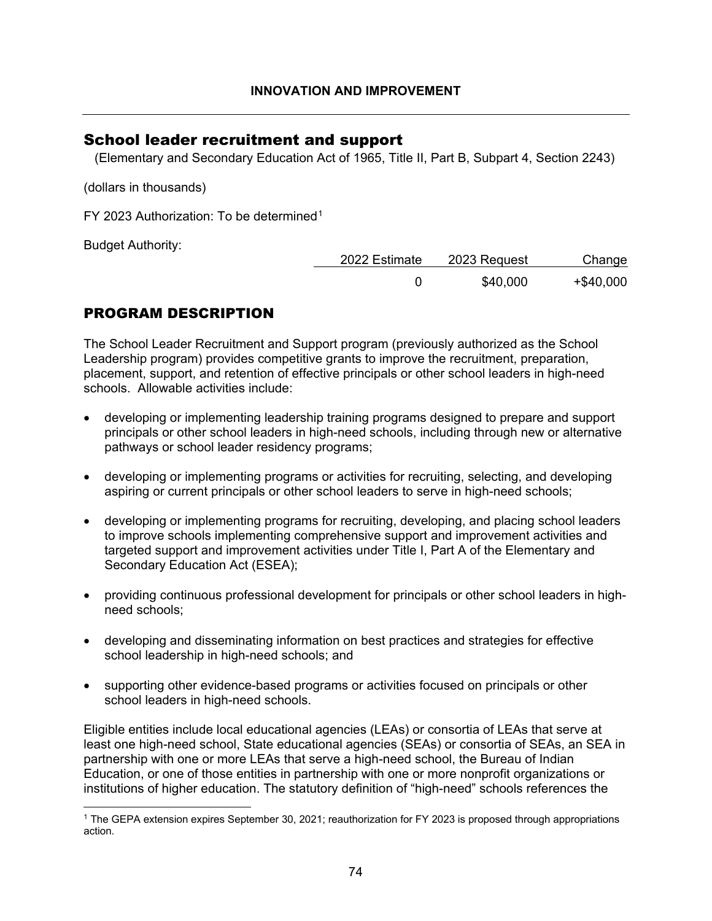INNOVATION AND IMPROVEMENT

## School leader recruitment and support

(Elementary and Secondary Education Act of 1965, Title II, Part B, Subpart 4, Section 2243)

(dollars in thousands)

FY 2023 Authorization: To be determined[1]

Budget Authority:

| 2022 Estimate | 2023 Request | Change |
|---|---|---|
| 0 | $40,000 | +$40,000 |

## PROGRAM DESCRIPTION

The School Leader Recruitment and Support program (previously authorized as the School Leadership program) provides competitive grants to improve the recruitment, preparation, placement, support, and retention of effective principals or other school leaders in high-need schools. Allowable activities include:

- developing or implementing leadership training programs designed to prepare and support principals or other school leaders in high-need schools, including through new or alternative pathways or school leader residency programs;
- developing or implementing programs or activities for recruiting, selecting, and developing aspiring or current principals or other school leaders to serve in high-need schools;
- developing or implementing programs for recruiting, developing, and placing school leaders to improve schools implementing comprehensive support and improvement activities and targeted support and improvement activities under Title I, Part A of the Elementary and Secondary Education Act (ESEA);
- providing continuous professional development for principals or other school leaders in high-need schools;
- developing and disseminating information on best practices and strategies for effective school leadership in high-need schools; and
- supporting other evidence-based programs or activities focused on principals or other school leaders in high-need schools.

Eligible entities include local educational agencies (LEAs) or consortia of LEAs that serve at least one high-need school, State educational agencies (SEAs) or consortia of SEAs, an SEA in partnership with one or more LEAs that serve a high-need school, the Bureau of Indian Education, or one of those entities in partnership with one or more nonprofit organizations or institutions of higher education. The statutory definition of “high-need” schools references the

[1] The GEPA extension expires September 30, 2021; reauthorization for FY 2023 is proposed through appropriations action.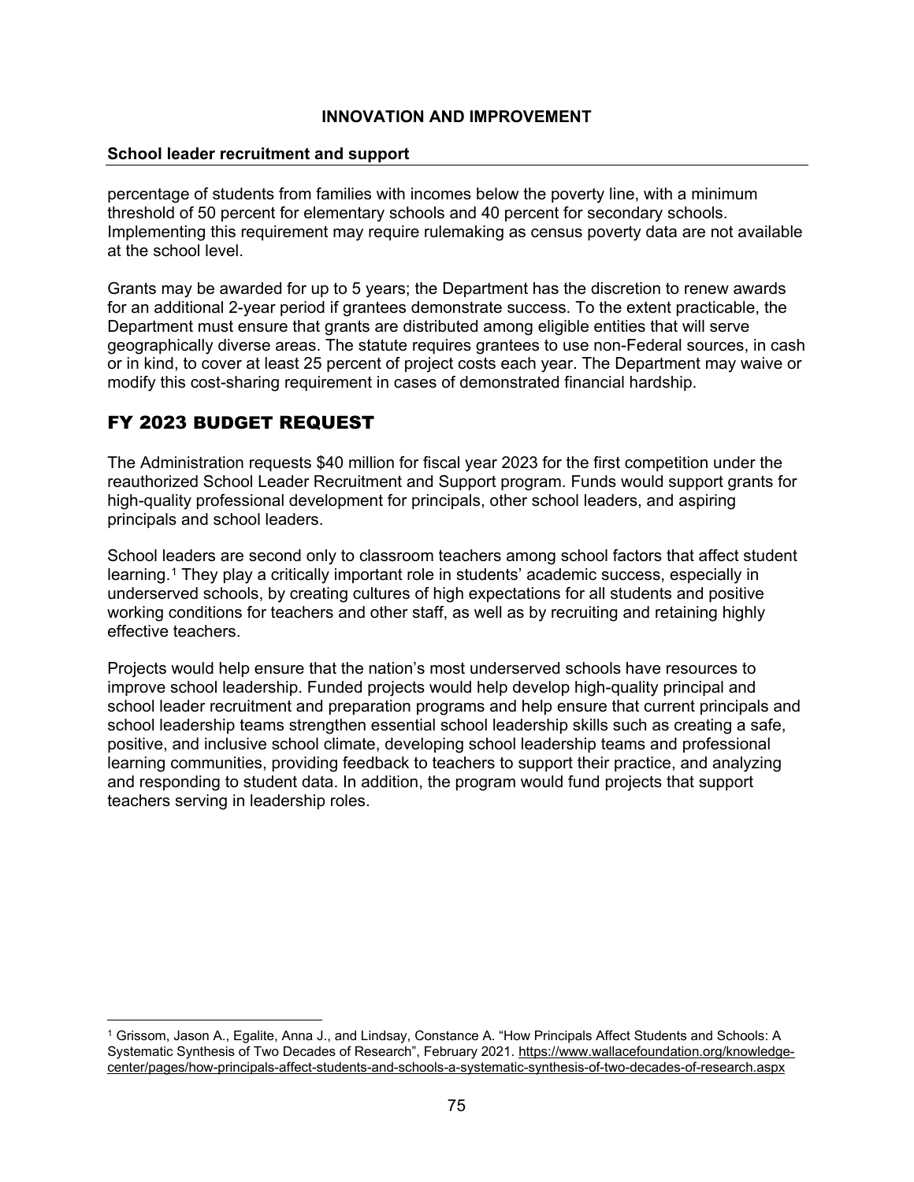percentage of students from families with incomes below the poverty line, with a minimum threshold of 50 percent for elementary schools and 40 percent for secondary schools. Implementing this requirement may require rulemaking as census poverty data are not available at the school level.

Grants may be awarded for up to 5 years; the Department has the discretion to renew awards for an additional 2-year period if grantees demonstrate success. To the extent practicable, the Department must ensure that grants are distributed among eligible entities that will serve geographically diverse areas. The statute requires grantees to use non-Federal sources, in cash or in kind, to cover at least 25 percent of project costs each year. The Department may waive or modify this cost-sharing requirement in cases of demonstrated financial hardship.

## FY 2023 BUDGET REQUEST

The Administration requests $40 million for fiscal year 2023 for the first competition under the reauthorized School Leader Recruitment and Support program. Funds would support grants for high-quality professional development for principals, other school leaders, and aspiring principals and school leaders.

School leaders are second only to classroom teachers among school factors that affect student learning.[1] They play a critically important role in students' academic success, especially in underserved schools, by creating cultures of high expectations for all students and positive working conditions for teachers and other staff, as well as by recruiting and retaining highly effective teachers.

Projects would help ensure that the nation's most underserved schools have resources to improve school leadership. Funded projects would help develop high-quality principal and school leader recruitment and preparation programs and help ensure that current principals and school leadership teams strengthen essential school leadership skills such as creating a safe, positive, and inclusive school climate, developing school leadership teams and professional learning communities, providing feedback to teachers to support their practice, and analyzing and responding to student data. In addition, the program would fund projects that support teachers serving in leadership roles.

---

[1] Grissom, Jason A., Egalite, Anna J., and Lindsay, Constance A. "How Principals Affect Students and Schools: A Systematic Synthesis of Two Decades of Research", February 2021. https://www.wallacefoundation.org/knowledge-center/pages/how-principals-affect-students-and-schools-a-systematic-synthesis-of-two-decades-of-research.aspx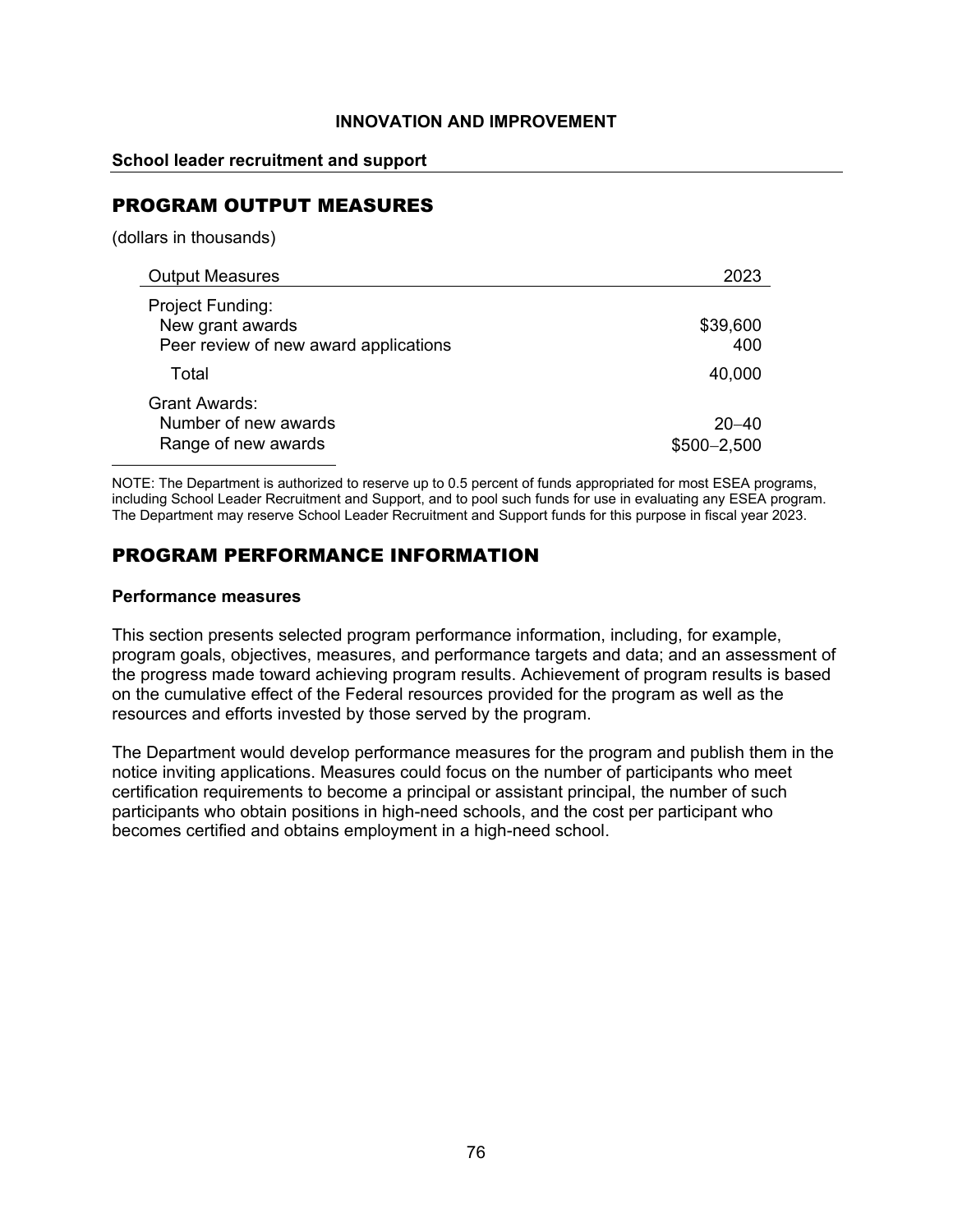**INNOVATION AND IMPROVEMENT**

**School leader recruitment and support**

## PROGRAM OUTPUT MEASURES

(dollars in thousands)

| Output Measures | 2023 |
| --- | --- |
| Project Funding: | |
| New grant awards | $39,600 |
| Peer review of new award applications | 400 |
| Total | 40,000 |
| Grant Awards: | |
| Number of new awards | 20–40 |
| Range of new awards | $500–2,500 |

NOTE: The Department is authorized to reserve up to 0.5 percent of funds appropriated for most ESEA programs, including School Leader Recruitment and Support, and to pool such funds for use in evaluating any ESEA program. The Department may reserve School Leader Recruitment and Support funds for this purpose in fiscal year 2023.

## PROGRAM PERFORMANCE INFORMATION

### Performance measures

This section presents selected program performance information, including, for example, program goals, objectives, measures, and performance targets and data; and an assessment of the progress made toward achieving program results. Achievement of program results is based on the cumulative effect of the Federal resources provided for the program as well as the resources and efforts invested by those served by the program.

The Department would develop performance measures for the program and publish them in the notice inviting applications. Measures could focus on the number of participants who meet certification requirements to become a principal or assistant principal, the number of such participants who obtain positions in high-need schools, and the cost per participant who becomes certified and obtains employment in a high-need school.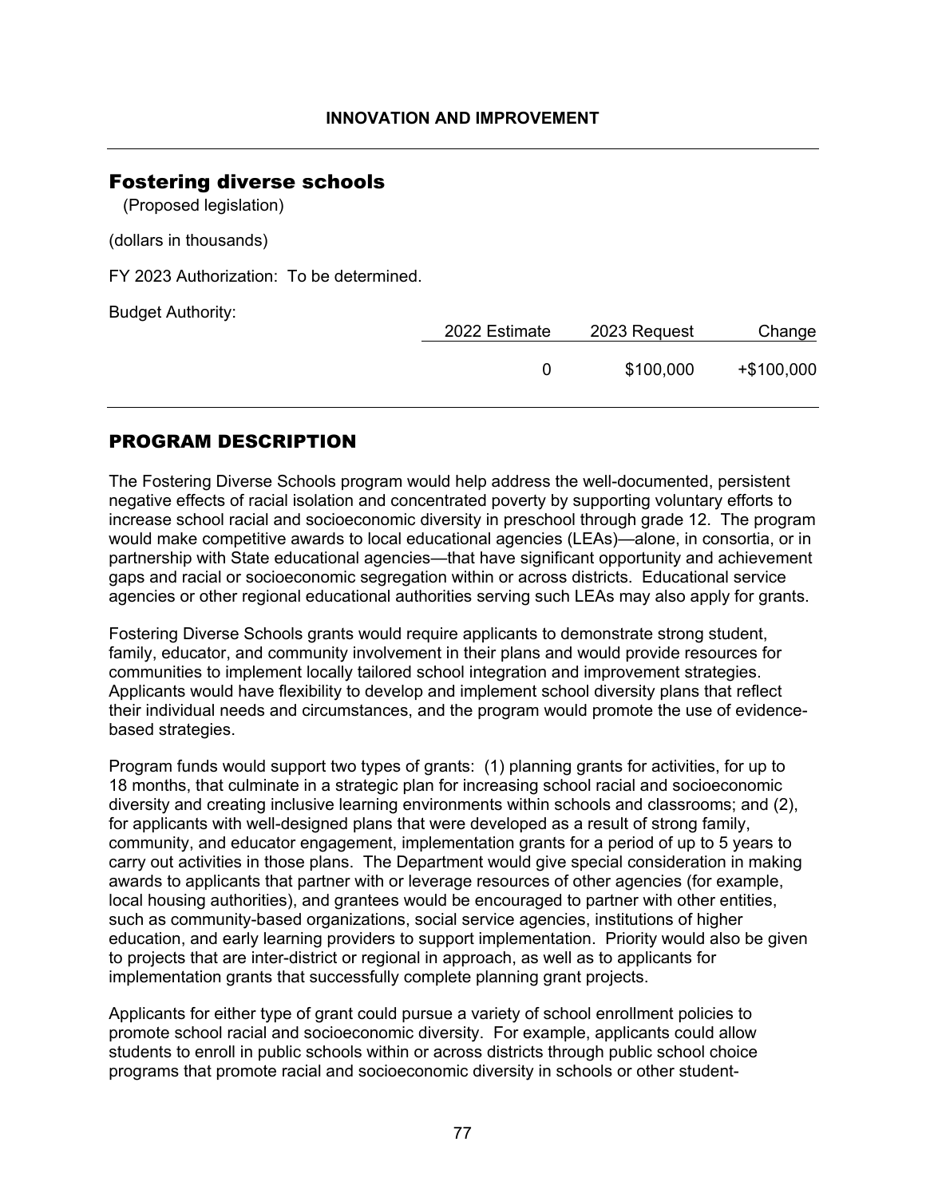# Fostering diverse schools

(Proposed legislation)

(dollars in thousands)

FY 2023 Authorization: To be determined.

Budget Authority:

| | 2022 Estimate | 2023 Request | Change |
|---|---|---|---|
| | 0 | $100,000 | +$100,000 |

## PROGRAM DESCRIPTION

The Fostering Diverse Schools program would help address the well-documented, persistent negative effects of racial isolation and concentrated poverty by supporting voluntary efforts to increase school racial and socioeconomic diversity in preschool through grade 12. The program would make competitive awards to local educational agencies (LEAs)—alone, in consortia, or in partnership with State educational agencies—that have significant opportunity and achievement gaps and racial or socioeconomic segregation within or across districts. Educational service agencies or other regional educational authorities serving such LEAs may also apply for grants.

Fostering Diverse Schools grants would require applicants to demonstrate strong student, family, educator, and community involvement in their plans and would provide resources for communities to implement locally tailored school integration and improvement strategies. Applicants would have flexibility to develop and implement school diversity plans that reflect their individual needs and circumstances, and the program would promote the use of evidence-based strategies.

Program funds would support two types of grants: (1) planning grants for activities, for up to 18 months, that culminate in a strategic plan for increasing school racial and socioeconomic diversity and creating inclusive learning environments within schools and classrooms; and (2), for applicants with well-designed plans that were developed as a result of strong family, community, and educator engagement, implementation grants for a period of up to 5 years to carry out activities in those plans. The Department would give special consideration in making awards to applicants that partner with or leverage resources of other agencies (for example, local housing authorities), and grantees would be encouraged to partner with other entities, such as community-based organizations, social service agencies, institutions of higher education, and early learning providers to support implementation. Priority would also be given to projects that are inter-district or regional in approach, as well as to applicants for implementation grants that successfully complete planning grant projects.

Applicants for either type of grant could pursue a variety of school enrollment policies to promote school racial and socioeconomic diversity. For example, applicants could allow students to enroll in public schools within or across districts through public school choice programs that promote racial and socioeconomic diversity in schools or other student-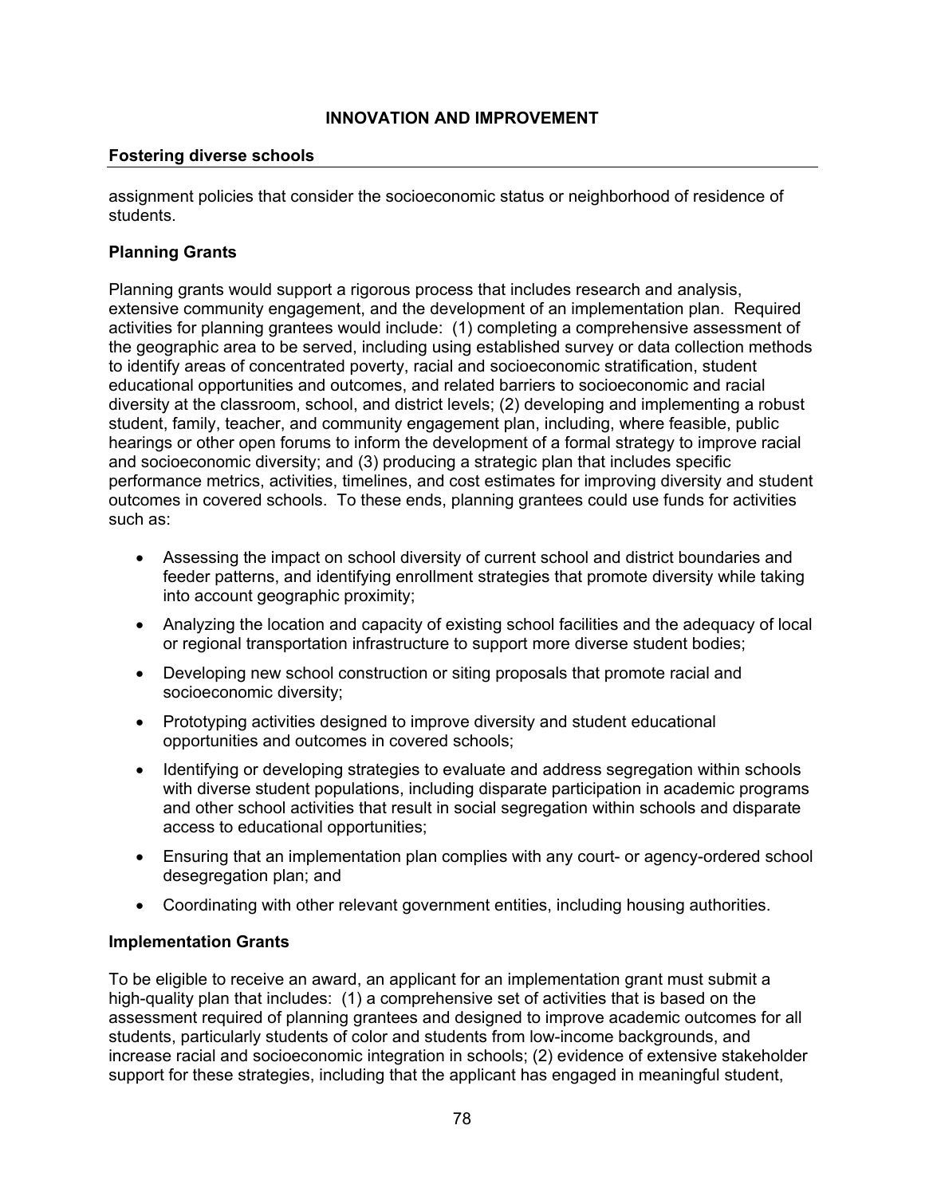**Fostering diverse schools**

assignment policies that consider the socioeconomic status or neighborhood of residence of students.

**Planning Grants**

Planning grants would support a rigorous process that includes research and analysis, extensive community engagement, and the development of an implementation plan. Required activities for planning grantees would include: (1) completing a comprehensive assessment of the geographic area to be served, including using established survey or data collection methods to identify areas of concentrated poverty, racial and socioeconomic stratification, student educational opportunities and outcomes, and related barriers to socioeconomic and racial diversity at the classroom, school, and district levels; (2) developing and implementing a robust student, family, teacher, and community engagement plan, including, where feasible, public hearings or other open forums to inform the development of a formal strategy to improve racial and socioeconomic diversity; and (3) producing a strategic plan that includes specific performance metrics, activities, timelines, and cost estimates for improving diversity and student outcomes in covered schools. To these ends, planning grantees could use funds for activities such as:

- Assessing the impact on school diversity of current school and district boundaries and feeder patterns, and identifying enrollment strategies that promote diversity while taking into account geographic proximity;
- Analyzing the location and capacity of existing school facilities and the adequacy of local or regional transportation infrastructure to support more diverse student bodies;
- Developing new school construction or siting proposals that promote racial and socioeconomic diversity;
- Prototyping activities designed to improve diversity and student educational opportunities and outcomes in covered schools;
- Identifying or developing strategies to evaluate and address segregation within schools with diverse student populations, including disparate participation in academic programs and other school activities that result in social segregation within schools and disparate access to educational opportunities;
- Ensuring that an implementation plan complies with any court- or agency-ordered school desegregation plan; and
- Coordinating with other relevant government entities, including housing authorities.

**Implementation Grants**

To be eligible to receive an award, an applicant for an implementation grant must submit a high-quality plan that includes: (1) a comprehensive set of activities that is based on the assessment required of planning grantees and designed to improve academic outcomes for all students, particularly students of color and students from low-income backgrounds, and increase racial and socioeconomic integration in schools; (2) evidence of extensive stakeholder support for these strategies, including that the applicant has engaged in meaningful student,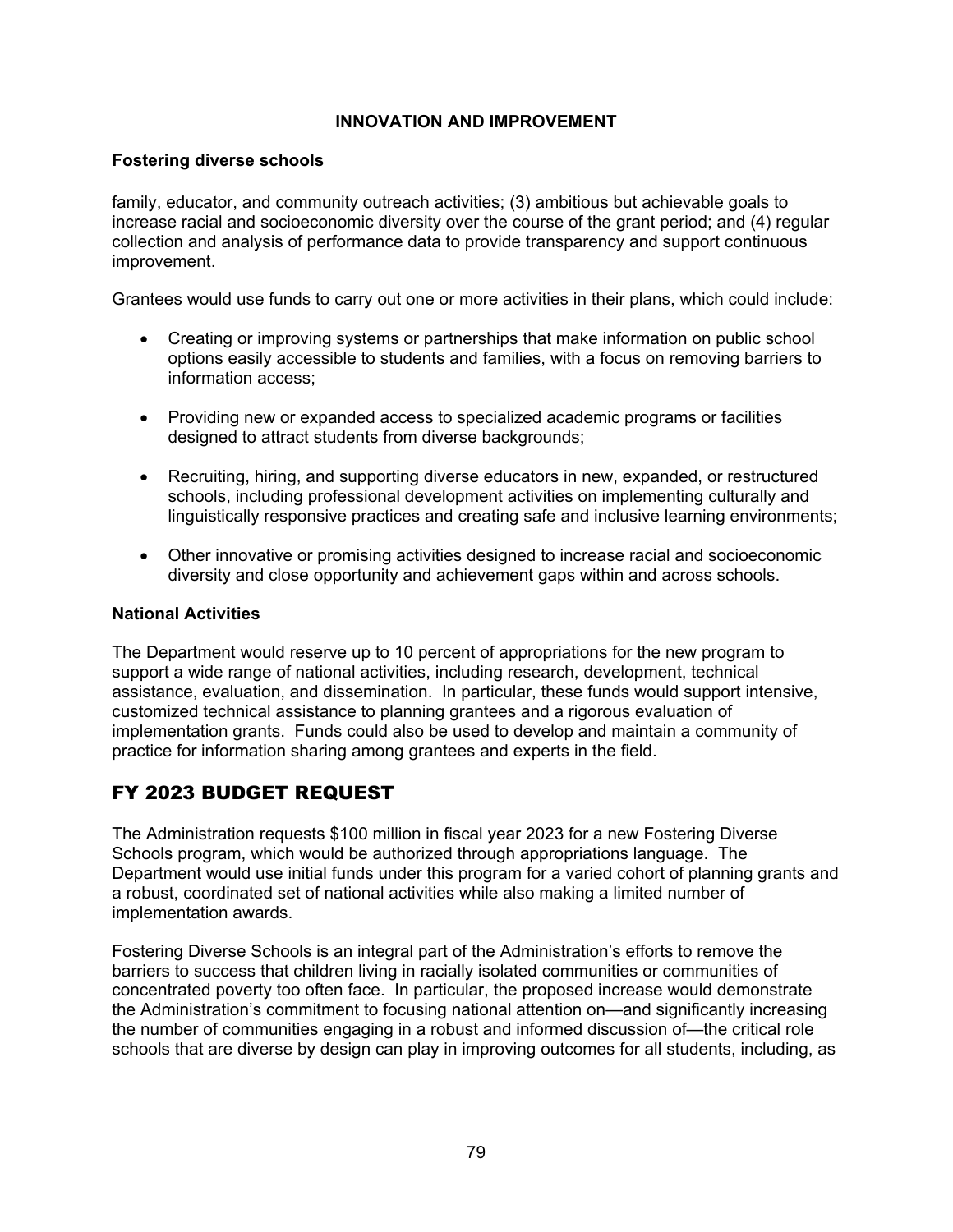**Fostering diverse schools**

family, educator, and community outreach activities; (3) ambitious but achievable goals to increase racial and socioeconomic diversity over the course of the grant period; and (4) regular collection and analysis of performance data to provide transparency and support continuous improvement.

Grantees would use funds to carry out one or more activities in their plans, which could include:

- Creating or improving systems or partnerships that make information on public school options easily accessible to students and families, with a focus on removing barriers to information access;
- Providing new or expanded access to specialized academic programs or facilities designed to attract students from diverse backgrounds;
- Recruiting, hiring, and supporting diverse educators in new, expanded, or restructured schools, including professional development activities on implementing culturally and linguistically responsive practices and creating safe and inclusive learning environments;
- Other innovative or promising activities designed to increase racial and socioeconomic diversity and close opportunity and achievement gaps within and across schools.

**National Activities**

The Department would reserve up to 10 percent of appropriations for the new program to support a wide range of national activities, including research, development, technical assistance, evaluation, and dissemination. In particular, these funds would support intensive, customized technical assistance to planning grantees and a rigorous evaluation of implementation grants. Funds could also be used to develop and maintain a community of practice for information sharing among grantees and experts in the field.

## FY 2023 BUDGET REQUEST

The Administration requests $100 million in fiscal year 2023 for a new Fostering Diverse Schools program, which would be authorized through appropriations language. The Department would use initial funds under this program for a varied cohort of planning grants and a robust, coordinated set of national activities while also making a limited number of implementation awards.

Fostering Diverse Schools is an integral part of the Administration's efforts to remove the barriers to success that children living in racially isolated communities or communities of concentrated poverty too often face. In particular, the proposed increase would demonstrate the Administration's commitment to focusing national attention on—and significantly increasing the number of communities engaging in a robust and informed discussion of—the critical role schools that are diverse by design can play in improving outcomes for all students, including, as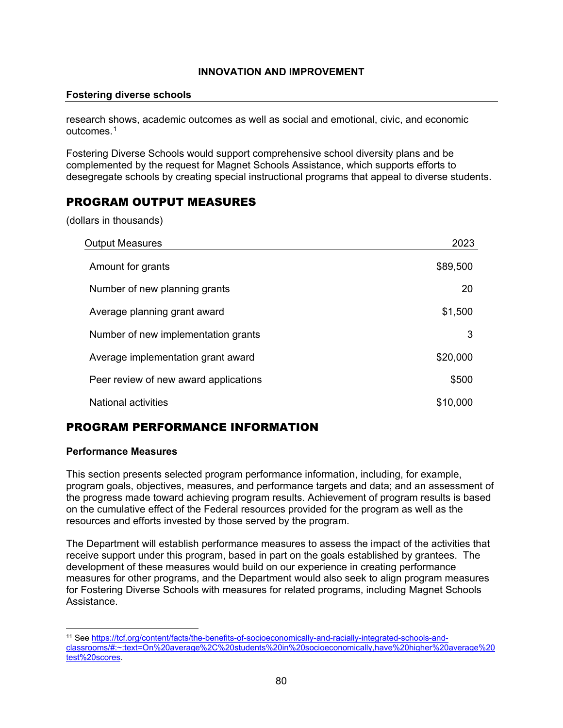INNOVATION AND IMPROVEMENT

**Fostering diverse schools**

research shows, academic outcomes as well as social and emotional, civic, and economic outcomes.[1]

Fostering Diverse Schools would support comprehensive school diversity plans and be complemented by the request for Magnet Schools Assistance, which supports efforts to desegregate schools by creating special instructional programs that appeal to diverse students.

## PROGRAM OUTPUT MEASURES

(dollars in thousands)

| Output Measures | 2023 |
| --- | --- |
| Amount for grants | $89,500 |
| Number of new planning grants | 20 |
| Average planning grant award | $1,500 |
| Number of new implementation grants | 3 |
| Average implementation grant award | $20,000 |
| Peer review of new award applications | $500 |
| National activities | $10,000 |

## PROGRAM PERFORMANCE INFORMATION

**Performance Measures**

This section presents selected program performance information, including, for example, program goals, objectives, measures, and performance targets and data; and an assessment of the progress made toward achieving program results. Achievement of program results is based on the cumulative effect of the Federal resources provided for the program as well as the resources and efforts invested by those served by the program.

The Department will establish performance measures to assess the impact of the activities that receive support under this program, based in part on the goals established by grantees. The development of these measures would build on our experience in creating performance measures for other programs, and the Department would also seek to align program measures for Fostering Diverse Schools with measures for related programs, including Magnet Schools Assistance.

---

[11] See https://tcf.org/content/facts/the-benefits-of-socioeconomically-and-racially-integrated-schools-and-classrooms/#:~:text=On%20average%2C%20students%20in%20socioeconomically,have%20higher%20average%20test%20scores.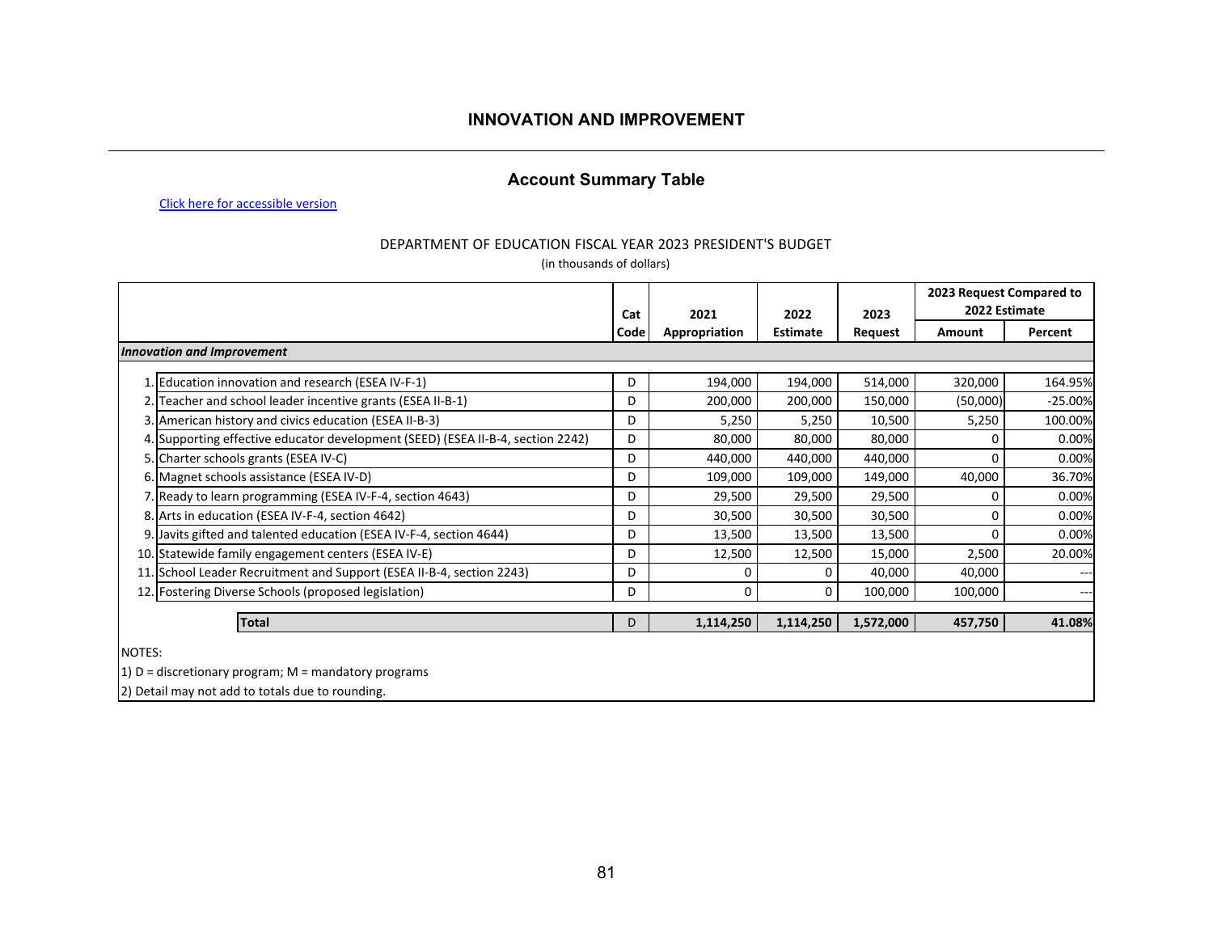# INNOVATION AND IMPROVEMENT

## Account Summary Table

Click here for accessible version

DEPARTMENT OF EDUCATION FISCAL YEAR 2023 PRESIDENT'S BUDGET

(in thousands of dollars)

| | Cat Code | 2021 Appropriation | 2022 Estimate | 2023 Request | 2023 Request Compared to 2022 Estimate | |
|---|---|---|---|---|---|---|
| | | | | | Amount | Percent |
| ***Innovation and Improvement*** | | | | | | |
| 1. Education innovation and research (ESEA IV-F-1) | D | 194,000 | 194,000 | 514,000 | 320,000 | 164.95% |
| 2. Teacher and school leader incentive grants (ESEA II-B-1) | D | 200,000 | 200,000 | 150,000 | (50,000) | -25.00% |
| 3. American history and civics education (ESEA II-B-3) | D | 5,250 | 5,250 | 10,500 | 5,250 | 100.00% |
| 4. Supporting effective educator development (SEED) (ESEA II-B-4, section 2242) | D | 80,000 | 80,000 | 80,000 | 0 | 0.00% |
| 5. Charter schools grants (ESEA IV-C) | D | 440,000 | 440,000 | 440,000 | 0 | 0.00% |
| 6. Magnet schools assistance (ESEA IV-D) | D | 109,000 | 109,000 | 149,000 | 40,000 | 36.70% |
| 7. Ready to learn programming (ESEA IV-F-4, section 4643) | D | 29,500 | 29,500 | 29,500 | 0 | 0.00% |
| 8. Arts in education (ESEA IV-F-4, section 4642) | D | 30,500 | 30,500 | 30,500 | 0 | 0.00% |
| 9. Javits gifted and talented education (ESEA IV-F-4, section 4644) | D | 13,500 | 13,500 | 13,500 | 0 | 0.00% |
| 10. Statewide family engagement centers (ESEA IV-E) | D | 12,500 | 12,500 | 15,000 | 2,500 | 20.00% |
| 11. School Leader Recruitment and Support (ESEA II-B-4, section 2243) | D | 0 | 0 | 40,000 | 40,000 | --- |
| 12. Fostering Diverse Schools (proposed legislation) | D | 0 | 0 | 100,000 | 100,000 | --- |
| **Total** | D | **1,114,250** | **1,114,250** | **1,572,000** | **457,750** | **41.08%** |

NOTES:

1) D = discretionary program; M = mandatory programs

2) Detail may not add to totals due to rounding.